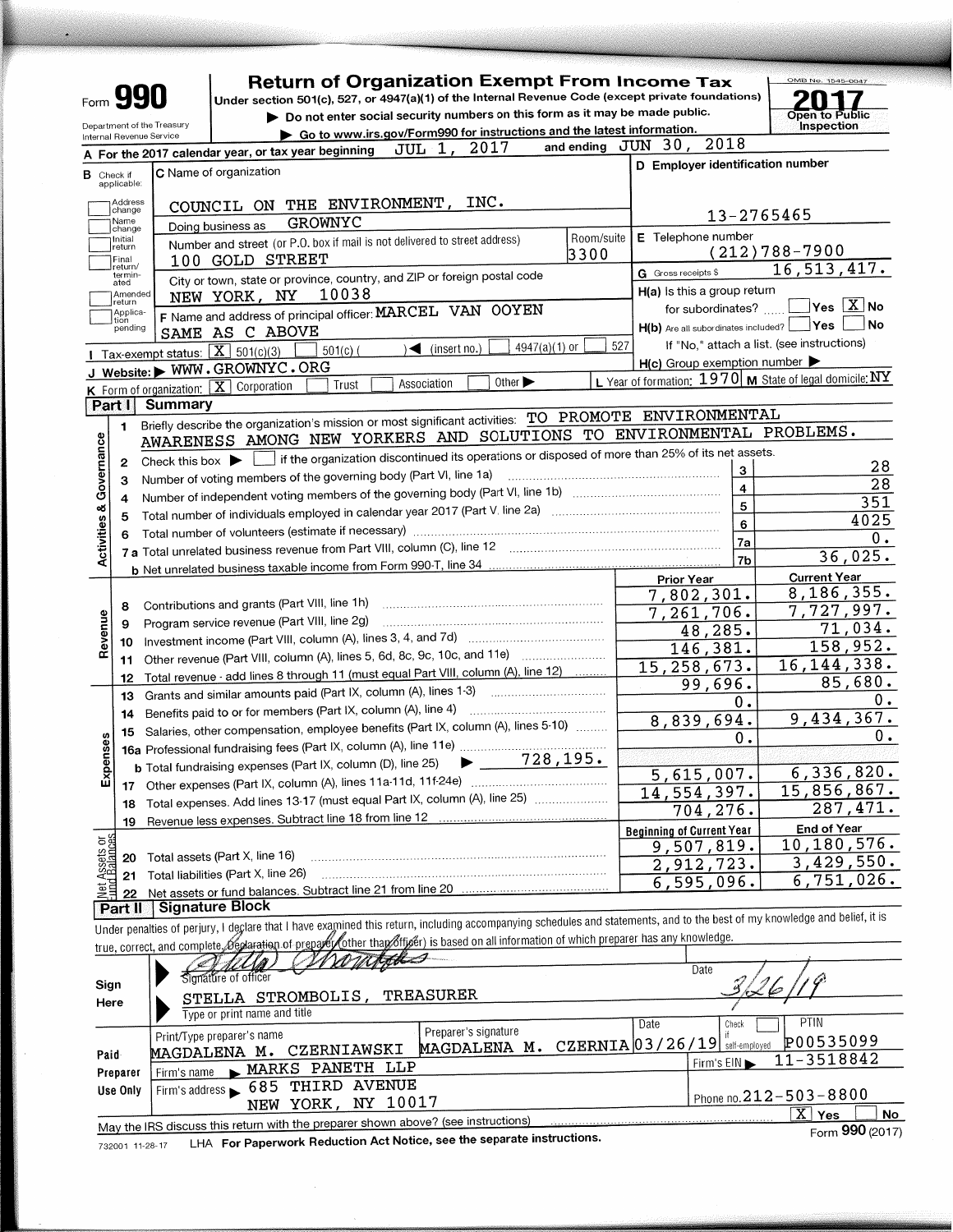Form **990**

# Return of Organization Exempt From Income Tax

Under section 501(c), 527, or 4947(a)(1) of the Internal Revenue Code (except private foundations)

▶ Do not enter social security numbers on this form as it may be made public.

▶ Go to www.irs.gov/Form990 for instructions and the latest information.

Department of the Treasury
Internal Revenue Service

OMB No. 1545-0047

**2017**

Open to Public Inspection

**A** For the 2017 calendar year, or tax year beginning JUL 1, 2017 and ending JUN 30, 2018

**B** Check if applicable: Address change, Name change, Initial return, Final return/terminated, Amended return, Application pending

**C** Name of organization: COUNCIL ON THE ENVIRONMENT, INC.

Doing business as: GROWNYC

Number and street (or P.O. box if mail is not delivered to street address): 100 GOLD STREET — Room/suite: 3300

City or town, state or province, country, and ZIP or foreign postal code: NEW YORK, NY 10038

**D** Employer identification number: 13-2765465

**E** Telephone number: (212)788-7900

**G** Gross receipts $ 16,513,417.

**F** Name and address of principal officer: MARCEL VAN OOYEN, SAME AS C ABOVE

**H(a)** Is this a group return for subordinates? ☐ Yes ☒ No

**H(b)** Are all subordinates included? ☐ Yes ☐ No — If "No," attach a list. (see instructions)

**H(c)** Group exemption number ▶

**I** Tax-exempt status: ☒ 501(c)(3) ☐ 501(c) ( ) ◀ (insert no.) ☐ 4947(a)(1) or ☐ 527

**J** Website: ▶ WWW.GROWNYC.ORG

**K** Form of organization: ☒ Corporation ☐ Trust ☐ Association ☐ Other ▶

**L** Year of formation: 1970 **M** State of legal domicile: NY

## Part I Summary

### Activities & Governance

1. Briefly describe the organization's mission or most significant activities: TO PROMOTE ENVIRONMENTAL AWARENESS AMONG NEW YORKERS AND SOLUTIONS TO ENVIRONMENTAL PROBLEMS.
2. Check this box ▶ ☐ if the organization discontinued its operations or disposed of more than 25% of its net assets.

| Line | Description | No. | Value |
|---|---|---|---|
| 3 | Number of voting members of the governing body (Part VI, line 1a) | 3 | 28 |
| 4 | Number of independent voting members of the governing body (Part VI, line 1b) | 4 | 28 |
| 5 | Total number of individuals employed in calendar year 2017 (Part V, line 2a) | 5 | 351 |
| 6 | Total number of volunteers (estimate if necessary) | 6 | 4025 |
| 7a | Total unrelated business revenue from Part VIII, column (C), line 12 | 7a | 0. |
| 7b | Net unrelated business taxable income from Form 990-T, line 34 | 7b | 36,025. |

### Revenue, Expenses, and Net Assets

| Line | Description | Prior Year | Current Year |
|---|---|---|---|
| 8 | Contributions and grants (Part VIII, line 1h) | 7,802,301. | 8,186,355. |
| 9 | Program service revenue (Part VIII, line 2g) | 7,261,706. | 7,727,997. |
| 10 | Investment income (Part VIII, column (A), lines 3, 4, and 7d) | 48,285. | 71,034. |
| 11 | Other revenue (Part VIII, column (A), lines 5, 6d, 8c, 9c, 10c, and 11e) | 146,381. | 158,952. |
| 12 | Total revenue - add lines 8 through 11 (must equal Part VIII, column (A), line 12) | 15,258,673. | 16,144,338. |
| 13 | Grants and similar amounts paid (Part IX, column (A), lines 1-3) | 99,696. | 85,680. |
| 14 | Benefits paid to or for members (Part IX, column (A), line 4) | 0. | 0. |
| 15 | Salaries, other compensation, employee benefits (Part IX, column (A), lines 5-10) | 8,839,694. | 9,434,367. |
| 16a | Professional fundraising fees (Part IX, column (A), line 11e) | 0. | 0. |
| 16b | Total fundraising expenses (Part IX, column (D), line 25) ▶ 728,195. | | |
| 17 | Other expenses (Part IX, column (A), lines 11a-11d, 11f-24e) | 5,615,007. | 6,336,820. |
| 18 | Total expenses. Add lines 13-17 (must equal Part IX, column (A), line 25) | 14,554,397. | 15,856,867. |
| 19 | Revenue less expenses. Subtract line 18 from line 12 | 704,276. | 287,471. |

| Line | Description | Beginning of Current Year | End of Year |
|---|---|---|---|
| 20 | Total assets (Part X, line 16) | 9,507,819. | 10,180,576. |
| 21 | Total liabilities (Part X, line 26) | 2,912,723. | 3,429,550. |
| 22 | Net assets or fund balances. Subtract line 21 from line 20 | 6,595,096. | 6,751,026. |

## Part II Signature Block

Under penalties of perjury, I declare that I have examined this return, including accompanying schedules and statements, and to the best of my knowledge and belief, it is true, correct, and complete. Declaration of preparer (other than officer) is based on all information of which preparer has any knowledge.

**Sign Here**

Signature of officer: Stella Strombolis — Date: 3/26/19

STELLA STROMBOLIS, TREASURER
Type or print name and title

**Paid Preparer Use Only**

| Print/Type preparer's name | Preparer's signature | Date | Check if self-employed | PTIN |
|---|---|---|---|---|
| MAGDALENA M. CZERNIAWSKI | MAGDALENA M. CZERNIA | 03/26/19 | ☐ | P00535099 |

Firm's name ▶ MARKS PANETH LLP — Firm's EIN ▶ 11-3518842

Firm's address ▶ 685 THIRD AVENUE, NEW YORK, NY 10017 — Phone no. 212-503-8800

May the IRS discuss this return with the preparer shown above? (see instructions) ☒ Yes ☐ No

732001 11-28-17 LHA For Paperwork Reduction Act Notice, see the separate instructions. Form **990** (2017)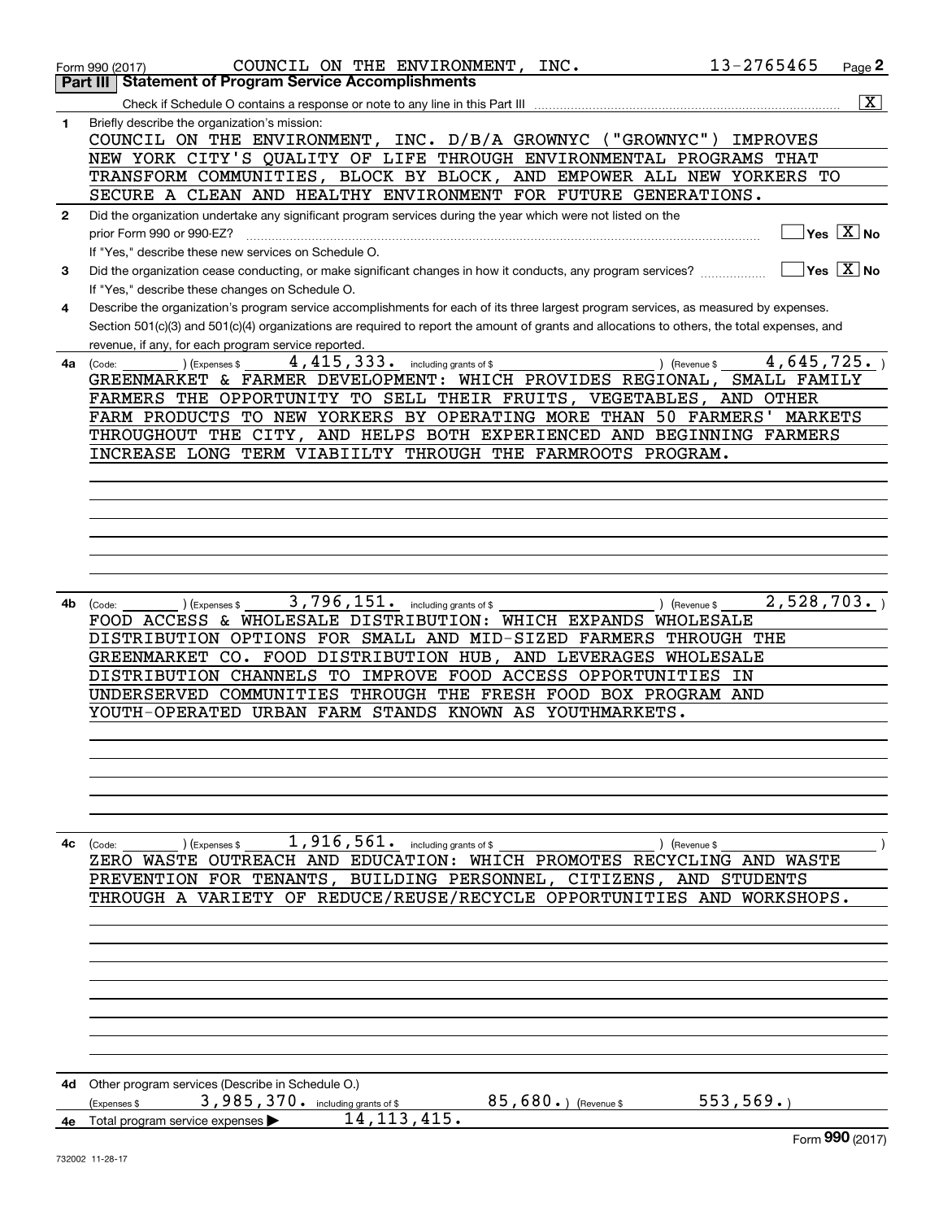Form 990 (2017) COUNCIL ON THE ENVIRONMENT, INC. 13-2765465

## Part III Statement of Program Service Accomplishments

Check if Schedule O contains a response or note to any line in this Part III ..... [X]

**1** Briefly describe the organization's mission:

COUNCIL ON THE ENVIRONMENT, INC. D/B/A GROWNYC ("GROWNYC") IMPROVES NEW YORK CITY'S QUALITY OF LIFE THROUGH ENVIRONMENTAL PROGRAMS THAT TRANSFORM COMMUNITIES, BLOCK BY BLOCK, AND EMPOWER ALL NEW YORKERS TO SECURE A CLEAN AND HEALTHY ENVIRONMENT FOR FUTURE GENERATIONS.

**2** Did the organization undertake any significant program services during the year which were not listed on the prior Form 990 or 990-EZ? ..... [ ] Yes [X] No

If "Yes," describe these new services on Schedule O.

**3** Did the organization cease conducting, or make significant changes in how it conducts, any program services? ..... [ ] Yes [X] No

If "Yes," describe these changes on Schedule O.

**4** Describe the organization's program service accomplishments for each of its three largest program services, as measured by expenses. Section 501(c)(3) and 501(c)(4) organizations are required to report the amount of grants and allocations to others, the total expenses, and revenue, if any, for each program service reported.

**4a** (Code: ) (Expenses $ 4,415,333. including grants of $ ) (Revenue $ 4,645,725. )

GREENMARKET & FARMER DEVELOPMENT: WHICH PROVIDES REGIONAL, SMALL FAMILY FARMERS THE OPPORTUNITY TO SELL THEIR FRUITS, VEGETABLES, AND OTHER FARM PRODUCTS TO NEW YORKERS BY OPERATING MORE THAN 50 FARMERS' MARKETS THROUGHOUT THE CITY, AND HELPS BOTH EXPERIENCED AND BEGINNING FARMERS INCREASE LONG TERM VIABIILTY THROUGH THE FARMROOTS PROGRAM.

**4b** (Code: ) (Expenses $ 3,796,151. including grants of $ ) (Revenue $ 2,528,703. )

FOOD ACCESS & WHOLESALE DISTRIBUTION: WHICH EXPANDS WHOLESALE DISTRIBUTION OPTIONS FOR SMALL AND MID-SIZED FARMERS THROUGH THE GREENMARKET CO. FOOD DISTRIBUTION HUB, AND LEVERAGES WHOLESALE DISTRIBUTION CHANNELS TO IMPROVE FOOD ACCESS OPPORTUNITIES IN UNDERSERVED COMMUNITIES THROUGH THE FRESH FOOD BOX PROGRAM AND YOUTH-OPERATED URBAN FARM STANDS KNOWN AS YOUTHMARKETS.

**4c** (Code: ) (Expenses $ 1,916,561. including grants of $ ) (Revenue $ )

ZERO WASTE OUTREACH AND EDUCATION: WHICH PROMOTES RECYCLING AND WASTE PREVENTION FOR TENANTS, BUILDING PERSONNEL, CITIZENS, AND STUDENTS THROUGH A VARIETY OF REDUCE/REUSE/RECYCLE OPPORTUNITIES AND WORKSHOPS.

**4d** Other program services (Describe in Schedule O.)

(Expenses $ 3,985,370. including grants of $ 85,680. ) (Revenue $ 553,569. )

**4e** Total program service expenses ▶ 14,113,415.

Form **990** (2017)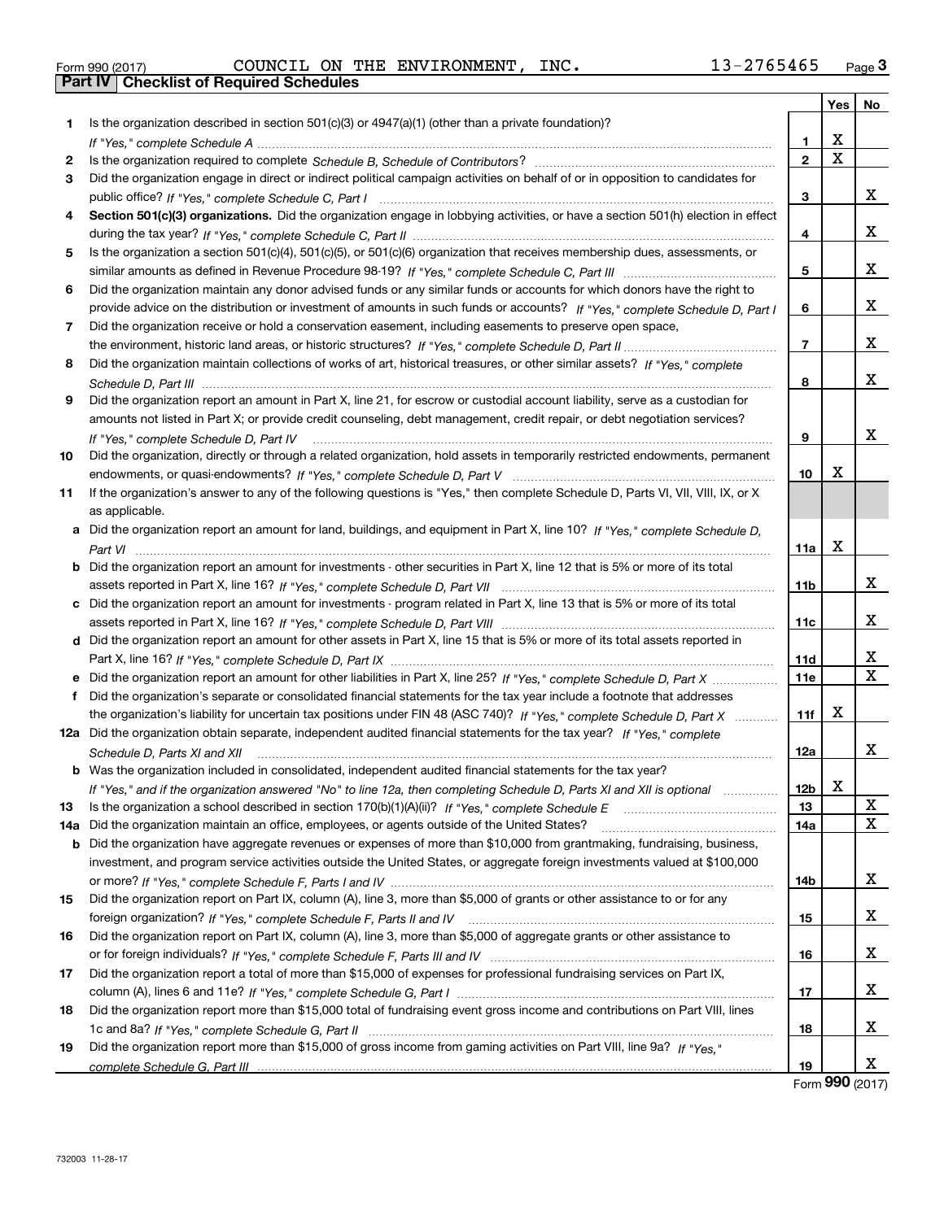Form 990 (2017) COUNCIL ON THE ENVIRONMENT, INC. 13-2765465

## Part IV Checklist of Required Schedules

| | | | Yes | No |
|---|---|---|---|---|
| 1 | Is the organization described in section 501(c)(3) or 4947(a)(1) (other than a private foundation)? *If "Yes," complete Schedule A* | 1 | X | |
| 2 | Is the organization required to complete *Schedule B, Schedule of Contributors*? | 2 | X | |
| 3 | Did the organization engage in direct or indirect political campaign activities on behalf of or in opposition to candidates for public office? *If "Yes," complete Schedule C, Part I* | 3 | | X |
| 4 | **Section 501(c)(3) organizations.** Did the organization engage in lobbying activities, or have a section 501(h) election in effect during the tax year? *If "Yes," complete Schedule C, Part II* | 4 | | X |
| 5 | Is the organization a section 501(c)(4), 501(c)(5), or 501(c)(6) organization that receives membership dues, assessments, or similar amounts as defined in Revenue Procedure 98-19? *If "Yes," complete Schedule C, Part III* | 5 | | X |
| 6 | Did the organization maintain any donor advised funds or any similar funds or accounts for which donors have the right to provide advice on the distribution or investment of amounts in such funds or accounts? *If "Yes," complete Schedule D, Part I* | 6 | | X |
| 7 | Did the organization receive or hold a conservation easement, including easements to preserve open space, the environment, historic land areas, or historic structures? *If "Yes," complete Schedule D, Part II* | 7 | | X |
| 8 | Did the organization maintain collections of works of art, historical treasures, or other similar assets? *If "Yes," complete Schedule D, Part III* | 8 | | X |
| 9 | Did the organization report an amount in Part X, line 21, for escrow or custodial account liability, serve as a custodian for amounts not listed in Part X; or provide credit counseling, debt management, credit repair, or debt negotiation services? *If "Yes," complete Schedule D, Part IV* | 9 | | X |
| 10 | Did the organization, directly or through a related organization, hold assets in temporarily restricted endowments, permanent endowments, or quasi-endowments? *If "Yes," complete Schedule D, Part V* | 10 | X | |
| 11 | If the organization's answer to any of the following questions is "Yes," then complete Schedule D, Parts VI, VII, VIII, IX, or X as applicable. | | | |
| a | Did the organization report an amount for land, buildings, and equipment in Part X, line 10? *If "Yes," complete Schedule D, Part VI* | 11a | X | |
| b | Did the organization report an amount for investments - other securities in Part X, line 12 that is 5% or more of its total assets reported in Part X, line 16? *If "Yes," complete Schedule D, Part VII* | 11b | | X |
| c | Did the organization report an amount for investments - program related in Part X, line 13 that is 5% or more of its total assets reported in Part X, line 16? *If "Yes," complete Schedule D, Part VIII* | 11c | | X |
| d | Did the organization report an amount for other assets in Part X, line 15 that is 5% or more of its total assets reported in Part X, line 16? *If "Yes," complete Schedule D, Part IX* | 11d | | X |
| e | Did the organization report an amount for other liabilities in Part X, line 25? *If "Yes," complete Schedule D, Part X* | 11e | | X |
| f | Did the organization's separate or consolidated financial statements for the tax year include a footnote that addresses the organization's liability for uncertain tax positions under FIN 48 (ASC 740)? *If "Yes," complete Schedule D, Part X* | 11f | X | |
| 12a | Did the organization obtain separate, independent audited financial statements for the tax year? *If "Yes," complete Schedule D, Parts XI and XII* | 12a | | X |
| b | Was the organization included in consolidated, independent audited financial statements for the tax year? *If "Yes," and if the organization answered "No" to line 12a, then completing Schedule D, Parts XI and XII is optional* | 12b | X | |
| 13 | Is the organization a school described in section 170(b)(1)(A)(ii)? *If "Yes," complete Schedule E* | 13 | | X |
| 14a | Did the organization maintain an office, employees, or agents outside of the United States? | 14a | | X |
| b | Did the organization have aggregate revenues or expenses of more than $10,000 from grantmaking, fundraising, business, investment, and program service activities outside the United States, or aggregate foreign investments valued at $100,000 or more? *If "Yes," complete Schedule F, Parts I and IV* | 14b | | X |
| 15 | Did the organization report on Part IX, column (A), line 3, more than $5,000 of grants or other assistance to or for any foreign organization? *If "Yes," complete Schedule F, Parts II and IV* | 15 | | X |
| 16 | Did the organization report on Part IX, column (A), line 3, more than $5,000 of aggregate grants or other assistance to or for foreign individuals? *If "Yes," complete Schedule F, Parts III and IV* | 16 | | X |
| 17 | Did the organization report a total of more than $15,000 of expenses for professional fundraising services on Part IX, column (A), lines 6 and 11e? *If "Yes," complete Schedule G, Part I* | 17 | | X |
| 18 | Did the organization report more than $15,000 total of fundraising event gross income and contributions on Part VIII, lines 1c and 8a? *If "Yes," complete Schedule G, Part II* | 18 | | X |
| 19 | Did the organization report more than $15,000 of gross income from gaming activities on Part VIII, line 9a? *If "Yes," complete Schedule G, Part III* | 19 | | X |

Form **990** (2017)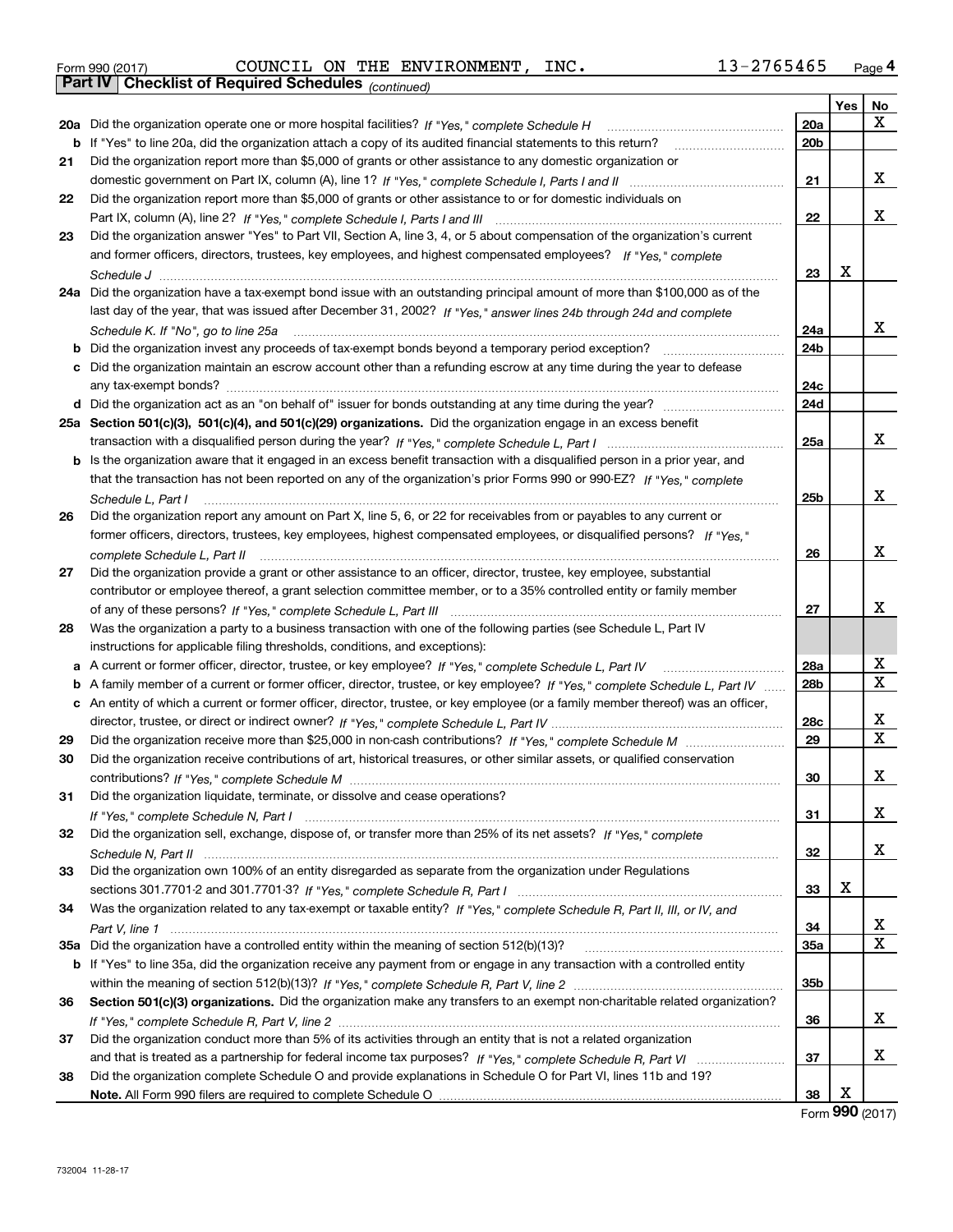Form 990 (2017) COUNCIL ON THE ENVIRONMENT, INC. 13-2765465

## Part IV Checklist of Required Schedules *(continued)*

| | | | Yes | No |
|---|---|---|---|---|
| **20a** | Did the organization operate one or more hospital facilities? *If "Yes," complete Schedule H* | 20a | | X |
| **b** | If "Yes" to line 20a, did the organization attach a copy of its audited financial statements to this return? | 20b | | |
| **21** | Did the organization report more than $5,000 of grants or other assistance to any domestic organization or domestic government on Part IX, column (A), line 1? *If "Yes," complete Schedule I, Parts I and II* | 21 | | X |
| **22** | Did the organization report more than $5,000 of grants or other assistance to or for domestic individuals on Part IX, column (A), line 2? *If "Yes," complete Schedule I, Parts I and III* | 22 | | X |
| **23** | Did the organization answer "Yes" to Part VII, Section A, line 3, 4, or 5 about compensation of the organization's current and former officers, directors, trustees, key employees, and highest compensated employees? *If "Yes," complete Schedule J* | 23 | X | |
| **24a** | Did the organization have a tax-exempt bond issue with an outstanding principal amount of more than $100,000 as of the last day of the year, that was issued after December 31, 2002? *If "Yes," answer lines 24b through 24d and complete Schedule K. If "No", go to line 25a* | 24a | | X |
| **b** | Did the organization invest any proceeds of tax-exempt bonds beyond a temporary period exception? | 24b | | |
| **c** | Did the organization maintain an escrow account other than a refunding escrow at any time during the year to defease any tax-exempt bonds? | 24c | | |
| **d** | Did the organization act as an "on behalf of" issuer for bonds outstanding at any time during the year? | 24d | | |
| **25a** | **Section 501(c)(3), 501(c)(4), and 501(c)(29) organizations.** Did the organization engage in an excess benefit transaction with a disqualified person during the year? *If "Yes," complete Schedule L, Part I* | 25a | | X |
| **b** | Is the organization aware that it engaged in an excess benefit transaction with a disqualified person in a prior year, and that the transaction has not been reported on any of the organization's prior Forms 990 or 990-EZ? *If "Yes," complete Schedule L, Part I* | 25b | | X |
| **26** | Did the organization report any amount on Part X, line 5, 6, or 22 for receivables from or payables to any current or former officers, directors, trustees, key employees, highest compensated employees, or disqualified persons? *If "Yes," complete Schedule L, Part II* | 26 | | X |
| **27** | Did the organization provide a grant or other assistance to an officer, director, trustee, key employee, substantial contributor or employee thereof, a grant selection committee member, or to a 35% controlled entity or family member of any of these persons? *If "Yes," complete Schedule L, Part III* | 27 | | X |
| **28** | Was the organization a party to a business transaction with one of the following parties (see Schedule L, Part IV instructions for applicable filing thresholds, conditions, and exceptions): | | | |
| **a** | A current or former officer, director, trustee, or key employee? *If "Yes," complete Schedule L, Part IV* | 28a | | X |
| **b** | A family member of a current or former officer, director, trustee, or key employee? *If "Yes," complete Schedule L, Part IV* | 28b | | X |
| **c** | An entity of which a current or former officer, director, trustee, or key employee (or a family member thereof) was an officer, director, trustee, or direct or indirect owner? *If "Yes," complete Schedule L, Part IV* | 28c | | X |
| **29** | Did the organization receive more than $25,000 in non-cash contributions? *If "Yes," complete Schedule M* | 29 | | X |
| **30** | Did the organization receive contributions of art, historical treasures, or other similar assets, or qualified conservation contributions? *If "Yes," complete Schedule M* | 30 | | X |
| **31** | Did the organization liquidate, terminate, or dissolve and cease operations? *If "Yes," complete Schedule N, Part I* | 31 | | X |
| **32** | Did the organization sell, exchange, dispose of, or transfer more than 25% of its net assets? *If "Yes," complete Schedule N, Part II* | 32 | | X |
| **33** | Did the organization own 100% of an entity disregarded as separate from the organization under Regulations sections 301.7701-2 and 301.7701-3? *If "Yes," complete Schedule R, Part I* | 33 | X | |
| **34** | Was the organization related to any tax-exempt or taxable entity? *If "Yes," complete Schedule R, Part II, III, or IV, and Part V, line 1* | 34 | | X |
| **35a** | Did the organization have a controlled entity within the meaning of section 512(b)(13)? | 35a | | X |
| **b** | If "Yes" to line 35a, did the organization receive any payment from or engage in any transaction with a controlled entity within the meaning of section 512(b)(13)? *If "Yes," complete Schedule R, Part V, line 2* | 35b | | |
| **36** | **Section 501(c)(3) organizations.** Did the organization make any transfers to an exempt non-charitable related organization? *If "Yes," complete Schedule R, Part V, line 2* | 36 | | X |
| **37** | Did the organization conduct more than 5% of its activities through an entity that is not a related organization and that is treated as a partnership for federal income tax purposes? *If "Yes," complete Schedule R, Part VI* | 37 | | X |
| **38** | Did the organization complete Schedule O and provide explanations in Schedule O for Part VI, lines 11b and 19? **Note.** All Form 990 filers are required to complete Schedule O | 38 | X | |

Form **990** (2017)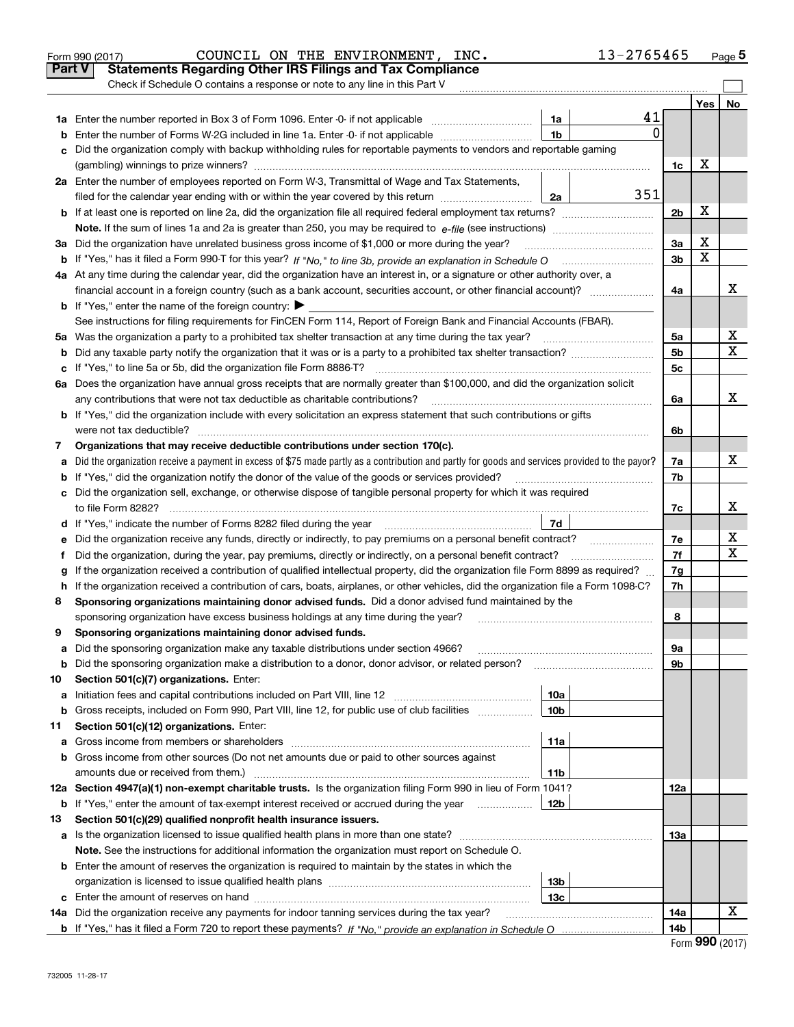Form 990 (2017) COUNCIL ON THE ENVIRONMENT, INC. 13-2765465 Page 5

## Part V Statements Regarding Other IRS Filings and Tax Compliance

Check if Schedule O contains a response or note to any line in this Part V

| | | | | | Yes | No |
|---|---|---|---|---|---|---|
| **1a** | Enter the number reported in Box 3 of Form 1096. Enter -0- if not applicable | 1a | 41 | | | |
| **b** | Enter the number of Forms W-2G included in line 1a. Enter -0- if not applicable | 1b | 0 | | | |
| **c** | Did the organization comply with backup withholding rules for reportable payments to vendors and reportable gaming (gambling) winnings to prize winners? | | | 1c | X | |
| **2a** | Enter the number of employees reported on Form W-3, Transmittal of Wage and Tax Statements, filed for the calendar year ending with or within the year covered by this return | 2a | 351 | | | |
| **b** | If at least one is reported on line 2a, did the organization file all required federal employment tax returns? | | | 2b | X | |
| | **Note.** If the sum of lines 1a and 2a is greater than 250, you may be required to *e-file* (see instructions) | | | | | |
| **3a** | Did the organization have unrelated business gross income of $1,000 or more during the year? | | | 3a | X | |
| **b** | If "Yes," has it filed a Form 990-T for this year? *If "No," to line 3b, provide an explanation in Schedule O* | | | 3b | X | |
| **4a** | At any time during the calendar year, did the organization have an interest in, or a signature or other authority over, a financial account in a foreign country (such as a bank account, securities account, or other financial account)? | | | 4a | | X |
| **b** | If "Yes," enter the name of the foreign country: ▶ | | | | | |
| | See instructions for filing requirements for FinCEN Form 114, Report of Foreign Bank and Financial Accounts (FBAR). | | | | | |
| **5a** | Was the organization a party to a prohibited tax shelter transaction at any time during the tax year? | | | 5a | | X |
| **b** | Did any taxable party notify the organization that it was or is a party to a prohibited tax shelter transaction? | | | 5b | | X |
| **c** | If "Yes," to line 5a or 5b, did the organization file Form 8886-T? | | | 5c | | |
| **6a** | Does the organization have annual gross receipts that are normally greater than $100,000, and did the organization solicit any contributions that were not tax deductible as charitable contributions? | | | 6a | | X |
| **b** | If "Yes," did the organization include with every solicitation an express statement that such contributions or gifts were not tax deductible? | | | 6b | | |
| **7** | **Organizations that may receive deductible contributions under section 170(c).** | | | | | |
| **a** | Did the organization receive a payment in excess of $75 made partly as a contribution and partly for goods and services provided to the payor? | | | 7a | | X |
| **b** | If "Yes," did the organization notify the donor of the value of the goods or services provided? | | | 7b | | |
| **c** | Did the organization sell, exchange, or otherwise dispose of tangible personal property for which it was required to file Form 8282? | | | 7c | | X |
| **d** | If "Yes," indicate the number of Forms 8282 filed during the year | 7d | | | | |
| **e** | Did the organization receive any funds, directly or indirectly, to pay premiums on a personal benefit contract? | | | 7e | | X |
| **f** | Did the organization, during the year, pay premiums, directly or indirectly, on a personal benefit contract? | | | 7f | | X |
| **g** | If the organization received a contribution of qualified intellectual property, did the organization file Form 8899 as required? | | | 7g | | |
| **h** | If the organization received a contribution of cars, boats, airplanes, or other vehicles, did the organization file a Form 1098-C? | | | 7h | | |
| **8** | **Sponsoring organizations maintaining donor advised funds.** Did a donor advised fund maintained by the sponsoring organization have excess business holdings at any time during the year? | | | 8 | | |
| **9** | **Sponsoring organizations maintaining donor advised funds.** | | | | | |
| **a** | Did the sponsoring organization make any taxable distributions under section 4966? | | | 9a | | |
| **b** | Did the sponsoring organization make a distribution to a donor, donor advisor, or related person? | | | 9b | | |
| **10** | **Section 501(c)(7) organizations.** Enter: | | | | | |
| **a** | Initiation fees and capital contributions included on Part VIII, line 12 | 10a | | | | |
| **b** | Gross receipts, included on Form 990, Part VIII, line 12, for public use of club facilities | 10b | | | | |
| **11** | **Section 501(c)(12) organizations.** Enter: | | | | | |
| **a** | Gross income from members or shareholders | 11a | | | | |
| **b** | Gross income from other sources (Do not net amounts due or paid to other sources against amounts due or received from them.) | 11b | | | | |
| **12a** | **Section 4947(a)(1) non-exempt charitable trusts.** Is the organization filing Form 990 in lieu of Form 1041? | | | 12a | | |
| **b** | If "Yes," enter the amount of tax-exempt interest received or accrued during the year | 12b | | | | |
| **13** | **Section 501(c)(29) qualified nonprofit health insurance issuers.** | | | | | |
| **a** | Is the organization licensed to issue qualified health plans in more than one state? | | | 13a | | |
| | **Note.** See the instructions for additional information the organization must report on Schedule O. | | | | | |
| **b** | Enter the amount of reserves the organization is required to maintain by the states in which the organization is licensed to issue qualified health plans | 13b | | | | |
| **c** | Enter the amount of reserves on hand | 13c | | | | |
| **14a** | Did the organization receive any payments for indoor tanning services during the tax year? | | | 14a | | X |
| **b** | If "Yes," has it filed a Form 720 to report these payments? *If "No," provide an explanation in Schedule O* | | | 14b | | |

Form **990** (2017)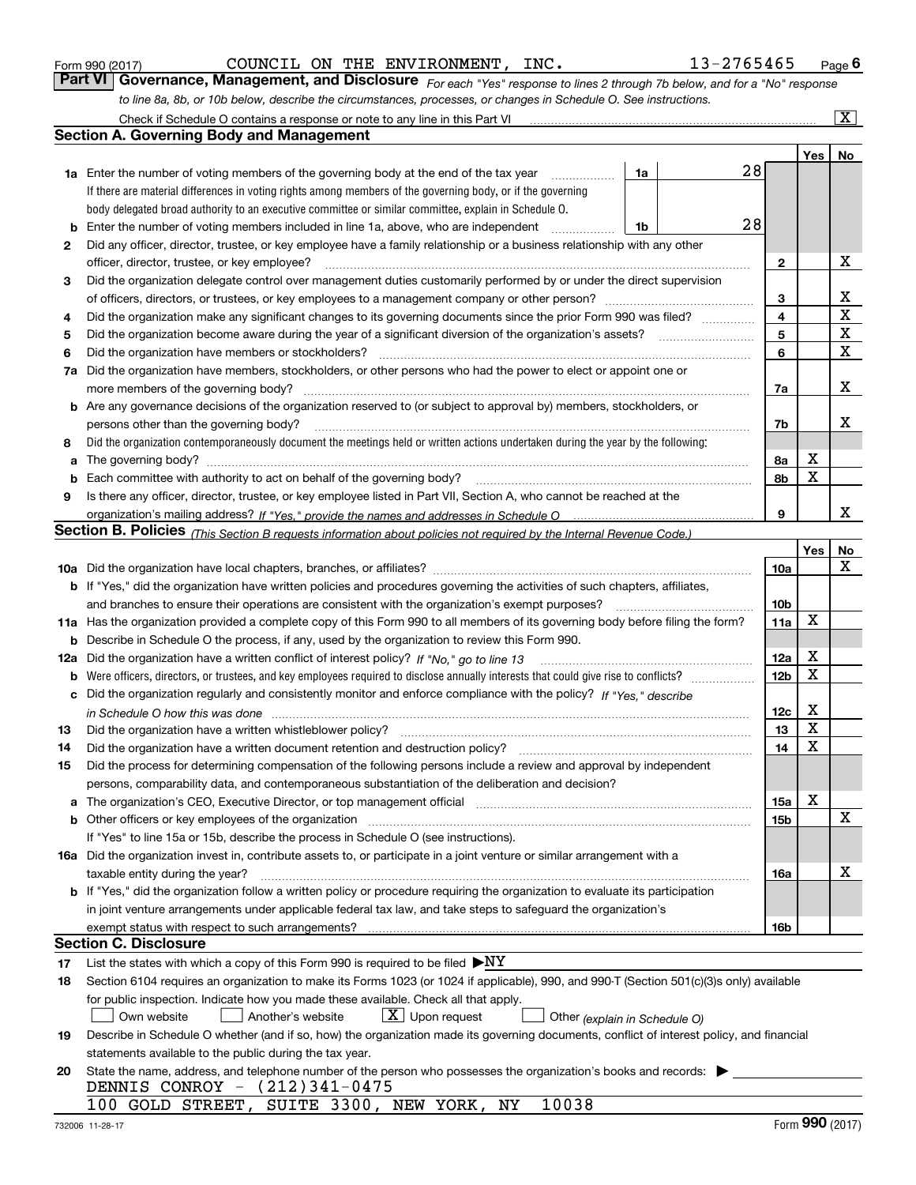Form 990 (2017) COUNCIL ON THE ENVIRONMENT, INC. 13-2765465

## Part VI Governance, Management, and Disclosure

*For each "Yes" response to lines 2 through 7b below, and for a "No" response to line 8a, 8b, or 10b below, describe the circumstances, processes, or changes in Schedule O. See instructions.*

Check if Schedule O contains a response or note to any line in this Part VI [X]

### Section A. Governing Body and Management

| | | | | Yes | No |
|---|---|---|---|---|---|
| 1a | Enter the number of voting members of the governing body at the end of the tax year. If there are material differences in voting rights among members of the governing body, or if the governing body delegated broad authority to an executive committee or similar committee, explain in Schedule O. | 1a | 28 | | |
| b | Enter the number of voting members included in line 1a, above, who are independent | 1b | 28 | | |
| 2 | Did any officer, director, trustee, or key employee have a family relationship or a business relationship with any other officer, director, trustee, or key employee? | 2 | | | X |
| 3 | Did the organization delegate control over management duties customarily performed by or under the direct supervision of officers, directors, or trustees, or key employees to a management company or other person? | 3 | | | X |
| 4 | Did the organization make any significant changes to its governing documents since the prior Form 990 was filed? | 4 | | | X |
| 5 | Did the organization become aware during the year of a significant diversion of the organization's assets? | 5 | | | X |
| 6 | Did the organization have members or stockholders? | 6 | | | X |
| 7a | Did the organization have members, stockholders, or other persons who had the power to elect or appoint one or more members of the governing body? | 7a | | | X |
| b | Are any governance decisions of the organization reserved to (or subject to approval by) members, stockholders, or persons other than the governing body? | 7b | | | X |
| 8 | Did the organization contemporaneously document the meetings held or written actions undertaken during the year by the following: | | | | |
| a | The governing body? | 8a | | X | |
| b | Each committee with authority to act on behalf of the governing body? | 8b | | X | |
| 9 | Is there any officer, director, trustee, or key employee listed in Part VII, Section A, who cannot be reached at the organization's mailing address? *If "Yes," provide the names and addresses in Schedule O* | 9 | | | X |

### Section B. Policies *(This Section B requests information about policies not required by the Internal Revenue Code.)*

| | | | Yes | No |
|---|---|---|---|---|
| 10a | Did the organization have local chapters, branches, or affiliates? | 10a | | X |
| b | If "Yes," did the organization have written policies and procedures governing the activities of such chapters, affiliates, and branches to ensure their operations are consistent with the organization's exempt purposes? | 10b | | |
| 11a | Has the organization provided a complete copy of this Form 990 to all members of its governing body before filing the form? | 11a | X | |
| b | Describe in Schedule O the process, if any, used by the organization to review this Form 990. | | | |
| 12a | Did the organization have a written conflict of interest policy? *If "No," go to line 13* | 12a | X | |
| b | Were officers, directors, or trustees, and key employees required to disclose annually interests that could give rise to conflicts? | 12b | X | |
| c | Did the organization regularly and consistently monitor and enforce compliance with the policy? *If "Yes," describe in Schedule O how this was done* | 12c | X | |
| 13 | Did the organization have a written whistleblower policy? | 13 | X | |
| 14 | Did the organization have a written document retention and destruction policy? | 14 | X | |
| 15 | Did the process for determining compensation of the following persons include a review and approval by independent persons, comparability data, and contemporaneous substantiation of the deliberation and decision? | | | |
| a | The organization's CEO, Executive Director, or top management official | 15a | X | |
| b | Other officers or key employees of the organization | 15b | | X |
| | If "Yes" to line 15a or 15b, describe the process in Schedule O (see instructions). | | | |
| 16a | Did the organization invest in, contribute assets to, or participate in a joint venture or similar arrangement with a taxable entity during the year? | 16a | | X |
| b | If "Yes," did the organization follow a written policy or procedure requiring the organization to evaluate its participation in joint venture arrangements under applicable federal tax law, and take steps to safeguard the organization's exempt status with respect to such arrangements? | 16b | | |

### Section C. Disclosure

17 List the states with which a copy of this Form 990 is required to be filed ▶NY

18 Section 6104 requires an organization to make its Forms 1023 (or 1024 if applicable), 990, and 990-T (Section 501(c)(3)s only) available for public inspection. Indicate how you made these available. Check all that apply.

[ ] Own website [ ] Another's website [X] Upon request [ ] Other *(explain in Schedule O)*

19 Describe in Schedule O whether (and if so, how) the organization made its governing documents, conflict of interest policy, and financial statements available to the public during the tax year.

20 State the name, address, and telephone number of the person who possesses the organization's books and records: ▶

DENNIS CONROY - (212)341-0475
100 GOLD STREET, SUITE 3300, NEW YORK, NY 10038

732006 11-28-17 Form **990** (2017)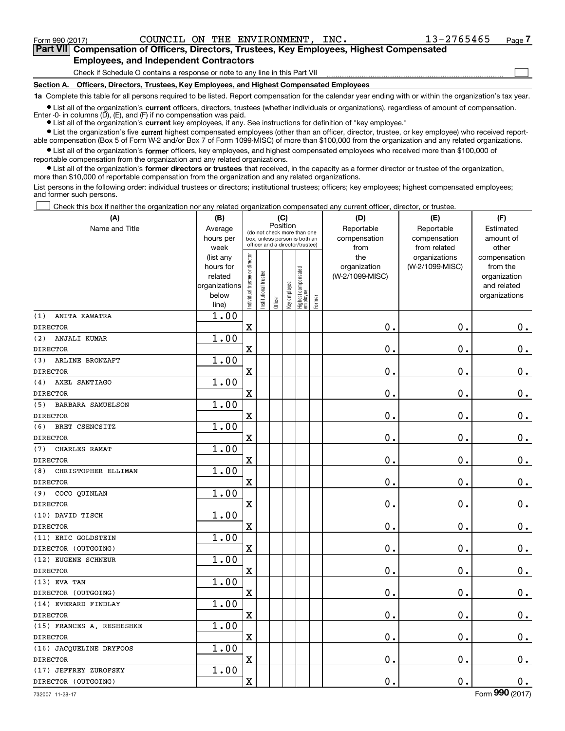Form 990 (2017) COUNCIL ON THE ENVIRONMENT, INC. 13-2765465 Page 7

**Part VII Compensation of Officers, Directors, Trustees, Key Employees, Highest Compensated Employees, and Independent Contractors**

Check if Schedule O contains a response or note to any line in this Part VII

**Section A. Officers, Directors, Trustees, Key Employees, and Highest Compensated Employees**

**1a** Complete this table for all persons required to be listed. Report compensation for the calendar year ending with or within the organization's tax year.

- List all of the organization's **current** officers, directors, trustees (whether individuals or organizations), regardless of amount of compensation. Enter -0- in columns (D), (E), and (F) if no compensation was paid.
- List all of the organization's **current** key employees, if any. See instructions for definition of "key employee."
- List the organization's five **current** highest compensated employees (other than an officer, director, trustee, or key employee) who received reportable compensation (Box 5 of Form W-2 and/or Box 7 of Form 1099-MISC) of more than $100,000 from the organization and any related organizations.
- List all of the organization's **former** officers, key employees, and highest compensated employees who received more than $100,000 of reportable compensation from the organization and any related organizations.
- List all of the organization's **former directors or trustees** that received, in the capacity as a former director or trustee of the organization, more than $10,000 of reportable compensation from the organization and any related organizations.

List persons in the following order: individual trustees or directors; institutional trustees; officers; key employees; highest compensated employees; and former such persons.

Check this box if neither the organization nor any related organization compensated any current officer, director, or trustee.

| (A) Name and Title | (B) Average hours per week (list any hours for related organizations below line) | (C) Position: Individual trustee or director | Institutional trustee | Officer | Key employee | Highest compensated employee | Former | (D) Reportable compensation from the organization (W-2/1099-MISC) | (E) Reportable compensation from related organizations (W-2/1099-MISC) | (F) Estimated amount of other compensation from the organization and related organizations |
|---|---|---|---|---|---|---|---|---|---|---|
| (1) ANITA KAWATRA<br>DIRECTOR | 1.00 | X | | | | | | 0. | 0. | 0. |
| (2) ANJALI KUMAR<br>DIRECTOR | 1.00 | X | | | | | | 0. | 0. | 0. |
| (3) ARLINE BRONZAFT<br>DIRECTOR | 1.00 | X | | | | | | 0. | 0. | 0. |
| (4) AXEL SANTIAGO<br>DIRECTOR | 1.00 | X | | | | | | 0. | 0. | 0. |
| (5) BARBARA SAMUELSON<br>DIRECTOR | 1.00 | X | | | | | | 0. | 0. | 0. |
| (6) BRET CSENCSITZ<br>DIRECTOR | 1.00 | X | | | | | | 0. | 0. | 0. |
| (7) CHARLES RAMAT<br>DIRECTOR | 1.00 | X | | | | | | 0. | 0. | 0. |
| (8) CHRISTOPHER ELLIMAN<br>DIRECTOR | 1.00 | X | | | | | | 0. | 0. | 0. |
| (9) COCO QUINLAN<br>DIRECTOR | 1.00 | X | | | | | | 0. | 0. | 0. |
| (10) DAVID TISCH<br>DIRECTOR | 1.00 | X | | | | | | 0. | 0. | 0. |
| (11) ERIC GOLDSTEIN<br>DIRECTOR (OUTGOING) | 1.00 | X | | | | | | 0. | 0. | 0. |
| (12) EUGENE SCHNEUR<br>DIRECTOR | 1.00 | X | | | | | | 0. | 0. | 0. |
| (13) EVA TAN<br>DIRECTOR (OUTGOING) | 1.00 | X | | | | | | 0. | 0. | 0. |
| (14) EVERARD FINDLAY<br>DIRECTOR | 1.00 | X | | | | | | 0. | 0. | 0. |
| (15) FRANCES A. RESHESHKE<br>DIRECTOR | 1.00 | X | | | | | | 0. | 0. | 0. |
| (16) JACQUELINE DRYFOOS<br>DIRECTOR | 1.00 | X | | | | | | 0. | 0. | 0. |
| (17) JEFFREY ZUROFSKY<br>DIRECTOR (OUTGOING) | 1.00 | X | | | | | | 0. | 0. | 0. |

732007 11-28-17 Form 990 (2017)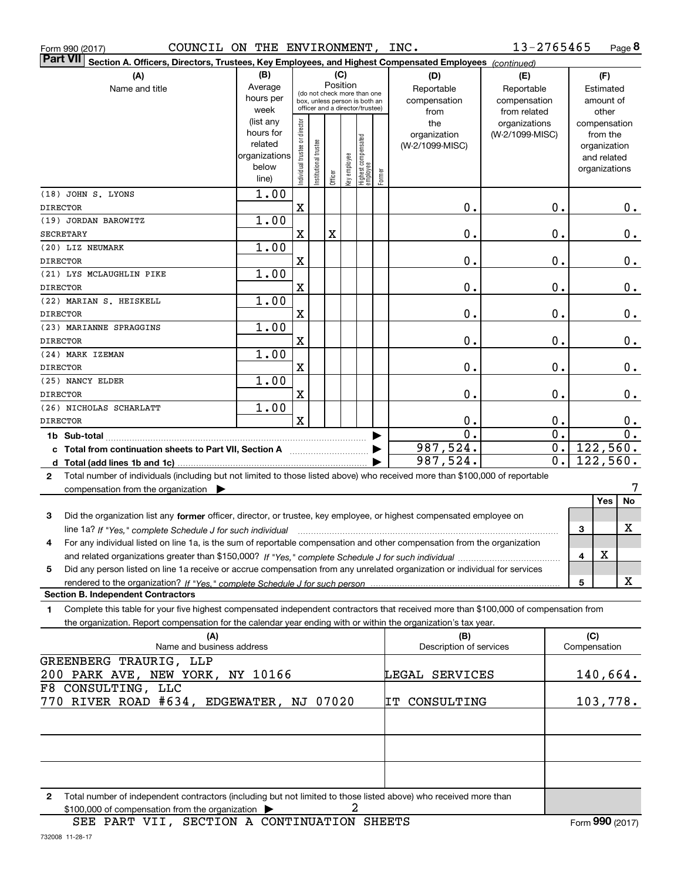Form 990 (2017) COUNCIL ON THE ENVIRONMENT, INC. 13-2765465 Page 8

**Part VII Section A. Officers, Directors, Trustees, Key Employees, and Highest Compensated Employees** *(continued)*

| (A) Name and title | (B) Average hours per week (list any hours for related organizations below line) | (C) Position: Individual trustee or director | Institutional trustee | Officer | Key employee | Highest compensated employee | Former | (D) Reportable compensation from the organization (W-2/1099-MISC) | (E) Reportable compensation from related organizations (W-2/1099-MISC) | (F) Estimated amount of other compensation from the organization and related organizations |
|---|---|---|---|---|---|---|---|---|---|---|
| (18) JOHN S. LYONS<br>DIRECTOR | 1.00 | X | | | | | | 0. | 0. | 0. |
| (19) JORDAN BAROWITZ<br>SECRETARY | 1.00 | X | | X | | | | 0. | 0. | 0. |
| (20) LIZ NEUMARK<br>DIRECTOR | 1.00 | X | | | | | | 0. | 0. | 0. |
| (21) LYS MCLAUGHLIN PIKE<br>DIRECTOR | 1.00 | X | | | | | | 0. | 0. | 0. |
| (22) MARIAN S. HEISKELL<br>DIRECTOR | 1.00 | X | | | | | | 0. | 0. | 0. |
| (23) MARIANNE SPRAGGINS<br>DIRECTOR | 1.00 | X | | | | | | 0. | 0. | 0. |
| (24) MARK IZEMAN<br>DIRECTOR | 1.00 | X | | | | | | 0. | 0. | 0. |
| (25) NANCY ELDER<br>DIRECTOR | 1.00 | X | | | | | | 0. | 0. | 0. |
| (26) NICHOLAS SCHARLATT<br>DIRECTOR | 1.00 | X | | | | | | 0. | 0. | 0. |
| 1b Sub-total | | | | | | | | 0. | 0. | 0. |
| c Total from continuation sheets to Part VII, Section A | | | | | | | | 987,524. | 0. | 122,560. |
| d Total (add lines 1b and 1c) | | | | | | | | 987,524. | 0. | 122,560. |

2 Total number of individuals (including but not limited to those listed above) who received more than $100,000 of reportable compensation from the organization ▶ 7

| | | Yes | No |
|---|---|---|---|
| 3 Did the organization list any **former** officer, director, or trustee, key employee, or highest compensated employee on line 1a? *If "Yes," complete Schedule J for such individual* | 3 | | X |
| 4 For any individual listed on line 1a, is the sum of reportable compensation and other compensation from the organization and related organizations greater than $150,000? *If "Yes," complete Schedule J for such individual* | 4 | X | |
| 5 Did any person listed on line 1a receive or accrue compensation from any unrelated organization or individual for services rendered to the organization? *If "Yes," complete Schedule J for such person* | 5 | | X |

**Section B. Independent Contractors**

1 Complete this table for your five highest compensated independent contractors that received more than $100,000 of compensation from the organization. Report compensation for the calendar year ending with or within the organization's tax year.

| (A) Name and business address | (B) Description of services | (C) Compensation |
|---|---|---|
| GREENBERG TRAURIG, LLP<br>200 PARK AVE, NEW YORK, NY 10166 | LEGAL SERVICES | 140,664. |
| F8 CONSULTING, LLC<br>770 RIVER ROAD #634, EDGEWATER, NJ 07020 | IT CONSULTING | 103,778. |
| | | |
| | | |
| | | |

2 Total number of independent contractors (including but not limited to those listed above) who received more than $100,000 of compensation from the organization ▶ 2

SEE PART VII, SECTION A CONTINUATION SHEETS

Form **990** (2017)

732008 11-28-17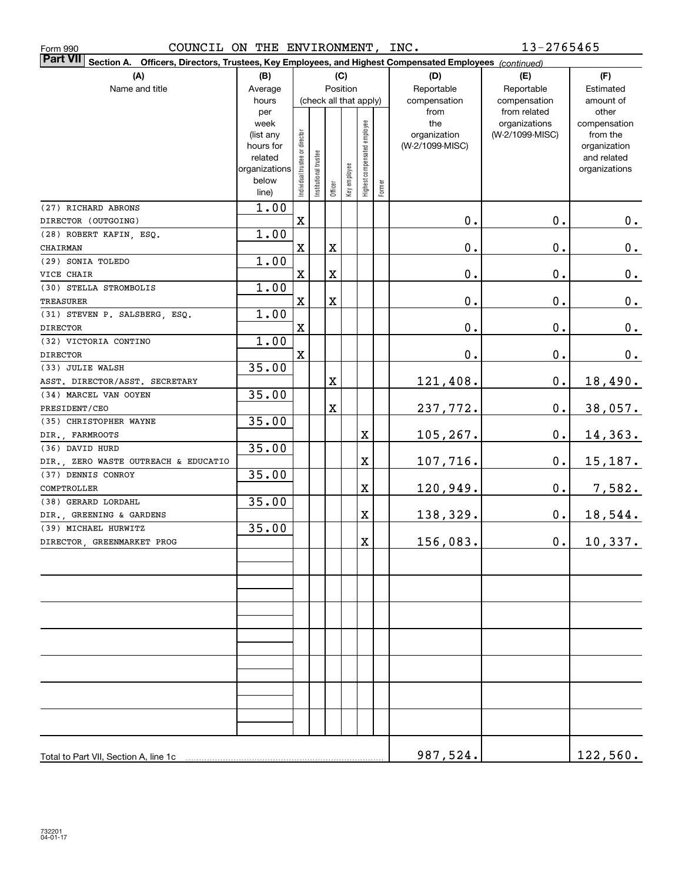Form 990 COUNCIL ON THE ENVIRONMENT, INC. 13-2765465

**Part VII Section A. Officers, Directors, Trustees, Key Employees, and Highest Compensated Employees** *(continued)*

| (A) Name and title | (B) Average hours per week (list any hours for related organizations below line) | (C) Position (check all that apply): Individual trustee or director | Institutional trustee | Officer | Key employee | Highest compensated employee | Former | (D) Reportable compensation from the organization (W-2/1099-MISC) | (E) Reportable compensation from related organizations (W-2/1099-MISC) | (F) Estimated amount of other compensation from the organization and related organizations |
|---|---|---|---|---|---|---|---|---|---|---|
| (27) RICHARD ABRONS<br>DIRECTOR (OUTGOING) | 1.00 | X | | | | | | 0. | 0. | 0. |
| (28) ROBERT KAFIN, ESQ.<br>CHAIRMAN | 1.00 | X | | X | | | | 0. | 0. | 0. |
| (29) SONIA TOLEDO<br>VICE CHAIR | 1.00 | X | | X | | | | 0. | 0. | 0. |
| (30) STELLA STROMBOLIS<br>TREASURER | 1.00 | X | | X | | | | 0. | 0. | 0. |
| (31) STEVEN P. SALSBERG, ESQ.<br>DIRECTOR | 1.00 | X | | | | | | 0. | 0. | 0. |
| (32) VICTORIA CONTINO<br>DIRECTOR | 1.00 | X | | | | | | 0. | 0. | 0. |
| (33) JULIE WALSH<br>ASST. DIRECTOR/ASST. SECRETARY | 35.00 | | | X | | | | 121,408. | 0. | 18,490. |
| (34) MARCEL VAN OOYEN<br>PRESIDENT/CEO | 35.00 | | | X | | | | 237,772. | 0. | 38,057. |
| (35) CHRISTOPHER WAYNE<br>DIR., FARMROOTS | 35.00 | | | | | X | | 105,267. | 0. | 14,363. |
| (36) DAVID HURD<br>DIR., ZERO WASTE OUTREACH & EDUCATIO | 35.00 | | | | | X | | 107,716. | 0. | 15,187. |
| (37) DENNIS CONROY<br>COMPTROLLER | 35.00 | | | | | X | | 120,949. | 0. | 7,582. |
| (38) GERARD LORDAHL<br>DIR., GREENING & GARDENS | 35.00 | | | | | X | | 138,329. | 0. | 18,544. |
| (39) MICHAEL HURWITZ<br>DIRECTOR, GREENMARKET PROG | 35.00 | | | | | X | | 156,083. | 0. | 10,337. |
| Total to Part VII, Section A, line 1c | | | | | | | | 987,524. | | 122,560. |

732201 04-01-17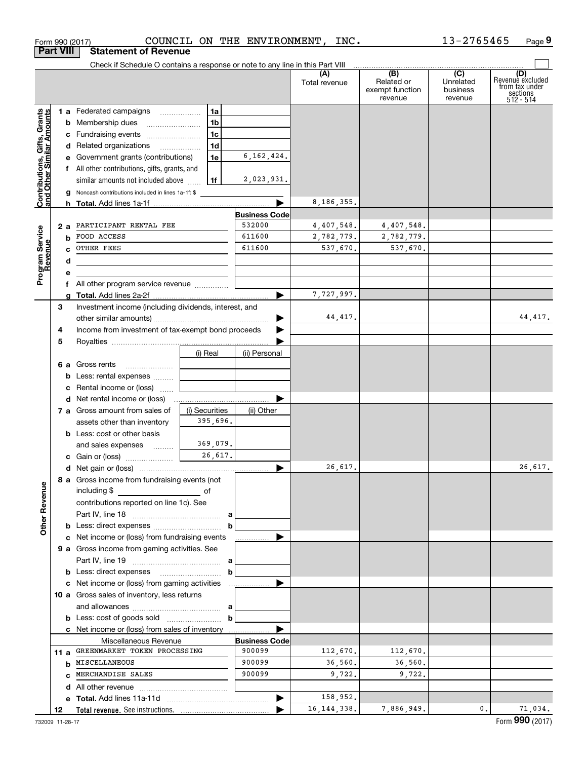Form 990 (2017) COUNCIL ON THE ENVIRONMENT, INC. 13-2765465

## Part VIII Statement of Revenue

Check if Schedule O contains a response or note to any line in this Part VIII

| | | | | (A) Total revenue | (B) Related or exempt function revenue | (C) Unrelated business revenue | (D) Revenue excluded from tax under sections 512 - 514 |
|---|---|---|---|---|---|---|---|
| **Contributions, Gifts, Grants and Other Similar Amounts** | 1 a Federated campaigns | 1a | | | | | |
| | b Membership dues | 1b | | | | | |
| | c Fundraising events | 1c | | | | | |
| | d Related organizations | 1d | | | | | |
| | e Government grants (contributions) | 1e | 6,162,424. | | | | |
| | f All other contributions, gifts, grants, and similar amounts not included above | 1f | 2,023,931. | | | | |
| | g Noncash contributions included in lines 1a-1f: $ | | | | | | |
| | h **Total.** Add lines 1a-1f | | | 8,186,355. | | | |
| **Program Service Revenue** | | | **Business Code** | | | | |
| | 2 a PARTICIPANT RENTAL FEE | | 532000 | 4,407,548. | 4,407,548. | | |
| | b FOOD ACCESS | | 611600 | 2,782,779. | 2,782,779. | | |
| | c OTHER FEES | | 611600 | 537,670. | 537,670. | | |
| | d | | | | | | |
| | e | | | | | | |
| | f All other program service revenue | | | | | | |
| | g **Total.** Add lines 2a-2f | | | 7,727,997. | | | |
| **Other Revenue** | 3 Investment income (including dividends, interest, and other similar amounts) | | | 44,417. | | | 44,417. |
| | 4 Income from investment of tax-exempt bond proceeds | | | | | | |
| | 5 Royalties | | | | | | |
| | | (i) Real | (ii) Personal | | | | |
| | 6 a Gross rents | | | | | | |
| | b Less: rental expenses | | | | | | |
| | c Rental income or (loss) | | | | | | |
| | d Net rental income or (loss) | | | | | | |
| | | (i) Securities | (ii) Other | | | | |
| | 7 a Gross amount from sales of assets other than inventory | 395,696. | | | | | |
| | b Less: cost or other basis and sales expenses | 369,079. | | | | | |
| | c Gain or (loss) | 26,617. | | | | | |
| | d Net gain or (loss) | | | 26,617. | | | 26,617. |
| | 8 a Gross income from fundraising events (not including $ ___ of contributions reported on line 1c). See Part IV, line 18 | a | | | | | |
| | b Less: direct expenses | b | | | | | |
| | c Net income or (loss) from fundraising events | | | | | | |
| | 9 a Gross income from gaming activities. See Part IV, line 19 | a | | | | | |
| | b Less: direct expenses | b | | | | | |
| | c Net income or (loss) from gaming activities | | | | | | |
| | 10 a Gross sales of inventory, less returns and allowances | a | | | | | |
| | b Less: cost of goods sold | b | | | | | |
| | c Net income or (loss) from sales of inventory | | | | | | |
| | Miscellaneous Revenue | | **Business Code** | | | | |
| | 11 a GREENMARKET TOKEN PROCESSING | | 900099 | 112,670. | 112,670. | | |
| | b MISCELLANEOUS | | 900099 | 36,560. | 36,560. | | |
| | c MERCHANDISE SALES | | 900099 | 9,722. | 9,722. | | |
| | d All other revenue | | | | | | |
| | e **Total.** Add lines 11a-11d | | | 158,952. | | | |
| | 12 **Total revenue.** See instructions. | | | 16,144,338. | 7,886,949. | 0. | 71,034. |

732009 11-28-17 Form **990** (2017)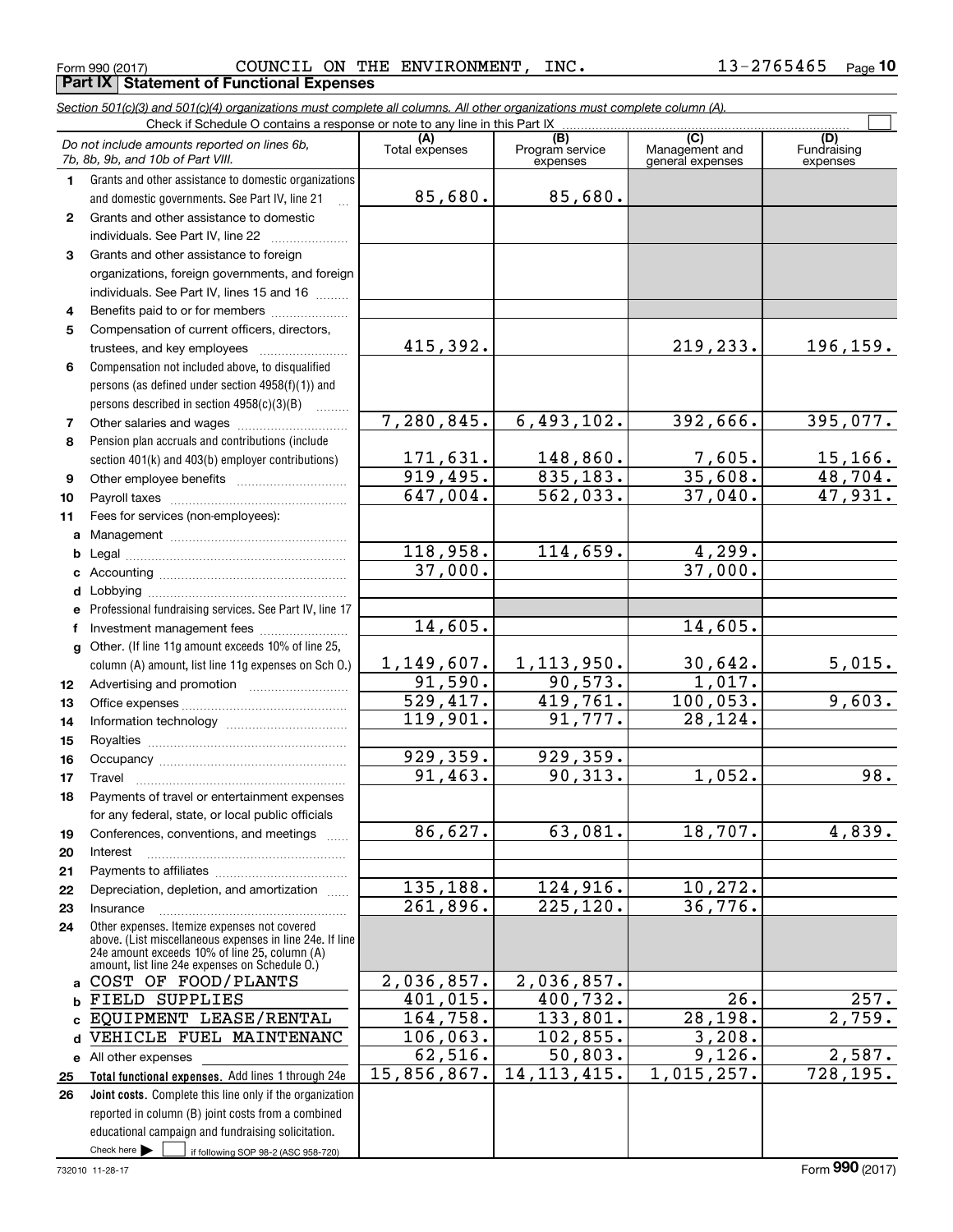Form 990 (2017) COUNCIL ON THE ENVIRONMENT, INC. 13-2765465

## Part IX Statement of Functional Expenses

*Section 501(c)(3) and 501(c)(4) organizations must complete all columns. All other organizations must complete column (A).*

Check if Schedule O contains a response or note to any line in this Part IX

| | *Do not include amounts reported on lines 6b, 7b, 8b, 9b, and 10b of Part VIII.* | (A) Total expenses | (B) Program service expenses | (C) Management and general expenses | (D) Fundraising expenses |
|---|---|---|---|---|---|
| 1 | Grants and other assistance to domestic organizations and domestic governments. See Part IV, line 21 | 85,680. | 85,680. | | |
| 2 | Grants and other assistance to domestic individuals. See Part IV, line 22 | | | | |
| 3 | Grants and other assistance to foreign organizations, foreign governments, and foreign individuals. See Part IV, lines 15 and 16 | | | | |
| 4 | Benefits paid to or for members | | | | |
| 5 | Compensation of current officers, directors, trustees, and key employees | 415,392. | | 219,233. | 196,159. |
| 6 | Compensation not included above, to disqualified persons (as defined under section 4958(f)(1)) and persons described in section 4958(c)(3)(B) | | | | |
| 7 | Other salaries and wages | 7,280,845. | 6,493,102. | 392,666. | 395,077. |
| 8 | Pension plan accruals and contributions (include section 401(k) and 403(b) employer contributions) | 171,631. | 148,860. | 7,605. | 15,166. |
| 9 | Other employee benefits | 919,495. | 835,183. | 35,608. | 48,704. |
| 10 | Payroll taxes | 647,004. | 562,033. | 37,040. | 47,931. |
| 11 | Fees for services (non-employees): | | | | |
| a | Management | | | | |
| b | Legal | 118,958. | 114,659. | 4,299. | |
| c | Accounting | 37,000. | | 37,000. | |
| d | Lobbying | | | | |
| e | Professional fundraising services. See Part IV, line 17 | | | | |
| f | Investment management fees | 14,605. | | 14,605. | |
| g | Other. (If line 11g amount exceeds 10% of line 25, column (A) amount, list line 11g expenses on Sch O.) | 1,149,607. | 1,113,950. | 30,642. | 5,015. |
| 12 | Advertising and promotion | 91,590. | 90,573. | 1,017. | |
| 13 | Office expenses | 529,417. | 419,761. | 100,053. | 9,603. |
| 14 | Information technology | 119,901. | 91,777. | 28,124. | |
| 15 | Royalties | | | | |
| 16 | Occupancy | 929,359. | 929,359. | | |
| 17 | Travel | 91,463. | 90,313. | 1,052. | 98. |
| 18 | Payments of travel or entertainment expenses for any federal, state, or local public officials | | | | |
| 19 | Conferences, conventions, and meetings | 86,627. | 63,081. | 18,707. | 4,839. |
| 20 | Interest | | | | |
| 21 | Payments to affiliates | | | | |
| 22 | Depreciation, depletion, and amortization | 135,188. | 124,916. | 10,272. | |
| 23 | Insurance | 261,896. | 225,120. | 36,776. | |
| 24 | Other expenses. Itemize expenses not covered above. (List miscellaneous expenses in line 24e. If line 24e amount exceeds 10% of line 25, column (A) amount, list line 24e expenses on Schedule O.) | | | | |
| a | COST OF FOOD/PLANTS | 2,036,857. | 2,036,857. | | |
| b | FIELD SUPPLIES | 401,015. | 400,732. | 26. | 257. |
| c | EQUIPMENT LEASE/RENTAL | 164,758. | 133,801. | 28,198. | 2,759. |
| d | VEHICLE FUEL MAINTENANC | 106,063. | 102,855. | 3,208. | |
| e | All other expenses | 62,516. | 50,803. | 9,126. | 2,587. |
| 25 | **Total functional expenses.** Add lines 1 through 24e | 15,856,867. | 14,113,415. | 1,015,257. | 728,195. |
| 26 | **Joint costs.** Complete this line only if the organization reported in column (B) joint costs from a combined educational campaign and fundraising solicitation. Check here ☐ if following SOP 98-2 (ASC 958-720) | | | | |

732010 11-28-17 Form **990** (2017)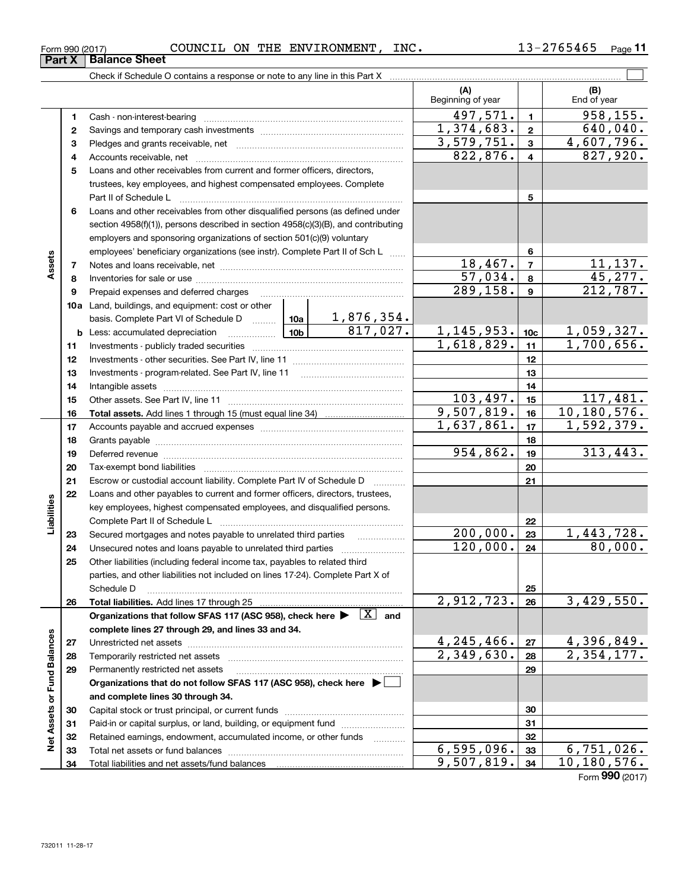Form 990 (2017) COUNCIL ON THE ENVIRONMENT, INC. 13-2765465

## Part X Balance Sheet

Check if Schedule O contains a response or note to any line in this Part X

| | | | (A) Beginning of year | | (B) End of year |
|---|---|---|---|---|---|
| **Assets** | 1 | Cash - non-interest-bearing | 497,571. | 1 | 958,155. |
| | 2 | Savings and temporary cash investments | 1,374,683. | 2 | 640,040. |
| | 3 | Pledges and grants receivable, net | 3,579,751. | 3 | 4,607,796. |
| | 4 | Accounts receivable, net | 822,876. | 4 | 827,920. |
| | 5 | Loans and other receivables from current and former officers, directors, trustees, key employees, and highest compensated employees. Complete Part II of Schedule L | | 5 | |
| | 6 | Loans and other receivables from other disqualified persons (as defined under section 4958(f)(1)), persons described in section 4958(c)(3)(B), and contributing employers and sponsoring organizations of section 501(c)(9) voluntary employees' beneficiary organizations (see instr). Complete Part II of Sch L | | 6 | |
| | 7 | Notes and loans receivable, net | 18,467. | 7 | 11,137. |
| | 8 | Inventories for sale or use | 57,034. | 8 | 45,277. |
| | 9 | Prepaid expenses and deferred charges | 289,158. | 9 | 212,787. |
| | 10a | Land, buildings, and equipment: cost or other basis. Complete Part VI of Schedule D — 10a: 1,876,354. | | | |
| | b | Less: accumulated depreciation — 10b: 817,027. | 1,145,953. | 10c | 1,059,327. |
| | 11 | Investments - publicly traded securities | 1,618,829. | 11 | 1,700,656. |
| | 12 | Investments - other securities. See Part IV, line 11 | | 12 | |
| | 13 | Investments - program-related. See Part IV, line 11 | | 13 | |
| | 14 | Intangible assets | | 14 | |
| | 15 | Other assets. See Part IV, line 11 | 103,497. | 15 | 117,481. |
| | 16 | **Total assets.** Add lines 1 through 15 (must equal line 34) | 9,507,819. | 16 | 10,180,576. |
| **Liabilities** | 17 | Accounts payable and accrued expenses | 1,637,861. | 17 | 1,592,379. |
| | 18 | Grants payable | | 18 | |
| | 19 | Deferred revenue | 954,862. | 19 | 313,443. |
| | 20 | Tax-exempt bond liabilities | | 20 | |
| | 21 | Escrow or custodial account liability. Complete Part IV of Schedule D | | 21 | |
| | 22 | Loans and other payables to current and former officers, directors, trustees, key employees, highest compensated employees, and disqualified persons. Complete Part II of Schedule L | | 22 | |
| | 23 | Secured mortgages and notes payable to unrelated third parties | 200,000. | 23 | 1,443,728. |
| | 24 | Unsecured notes and loans payable to unrelated third parties | 120,000. | 24 | 80,000. |
| | 25 | Other liabilities (including federal income tax, payables to related third parties, and other liabilities not included on lines 17-24). Complete Part X of Schedule D | | 25 | |
| | 26 | **Total liabilities.** Add lines 17 through 25 | 2,912,723. | 26 | 3,429,550. |
| **Net Assets or Fund Balances** | | **Organizations that follow SFAS 117 (ASC 958), check here ▶ [X] and complete lines 27 through 29, and lines 33 and 34.** | | | |
| | 27 | Unrestricted net assets | 4,245,466. | 27 | 4,396,849. |
| | 28 | Temporarily restricted net assets | 2,349,630. | 28 | 2,354,177. |
| | 29 | Permanently restricted net assets | | 29 | |
| | | **Organizations that do not follow SFAS 117 (ASC 958), check here ▶ [ ] and complete lines 30 through 34.** | | | |
| | 30 | Capital stock or trust principal, or current funds | | 30 | |
| | 31 | Paid-in or capital surplus, or land, building, or equipment fund | | 31 | |
| | 32 | Retained earnings, endowment, accumulated income, or other funds | | 32 | |
| | 33 | Total net assets or fund balances | 6,595,096. | 33 | 6,751,026. |
| | 34 | Total liabilities and net assets/fund balances | 9,507,819. | 34 | 10,180,576. |

Form **990** (2017)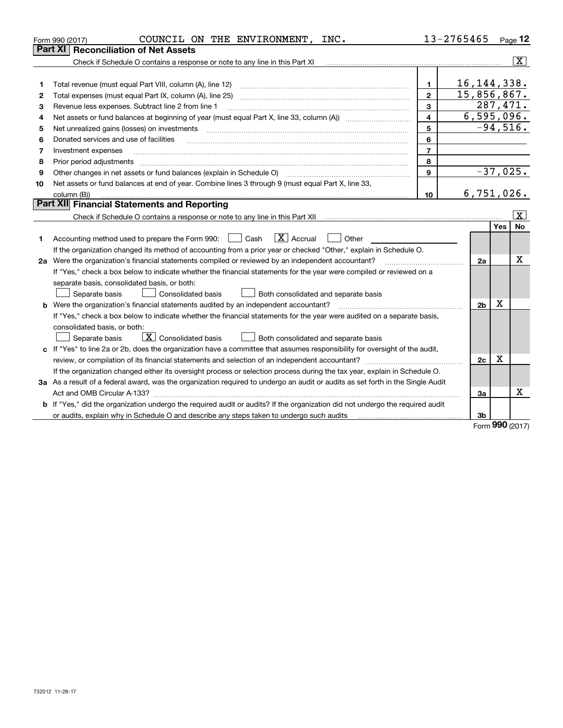Form 990 (2017) COUNCIL ON THE ENVIRONMENT, INC. 13-2765465 Page 12

## Part XI Reconciliation of Net Assets

Check if Schedule O contains a response or note to any line in this Part XI [X]

| | | | |
|---|---|---|---|
| 1 | Total revenue (must equal Part VIII, column (A), line 12) | 1 | 16,144,338. |
| 2 | Total expenses (must equal Part IX, column (A), line 25) | 2 | 15,856,867. |
| 3 | Revenue less expenses. Subtract line 2 from line 1 | 3 | 287,471. |
| 4 | Net assets or fund balances at beginning of year (must equal Part X, line 33, column (A)) | 4 | 6,595,096. |
| 5 | Net unrealized gains (losses) on investments | 5 | -94,516. |
| 6 | Donated services and use of facilities | 6 | |
| 7 | Investment expenses | 7 | |
| 8 | Prior period adjustments | 8 | |
| 9 | Other changes in net assets or fund balances (explain in Schedule O) | 9 | -37,025. |
| 10 | Net assets or fund balances at end of year. Combine lines 3 through 9 (must equal Part X, line 33, column (B)) | 10 | 6,751,026. |

## Part XII Financial Statements and Reporting

Check if Schedule O contains a response or note to any line in this Part XII [X]

| | | | Yes | No |
|---|---|---|---|---|
| 1 | Accounting method used to prepare the Form 990: [ ] Cash [X] Accrual [ ] Other<br>If the organization changed its method of accounting from a prior year or checked "Other," explain in Schedule O. | | | |
| 2a | Were the organization's financial statements compiled or reviewed by an independent accountant?<br>If "Yes," check a box below to indicate whether the financial statements for the year were compiled or reviewed on a separate basis, consolidated basis, or both:<br>[ ] Separate basis [ ] Consolidated basis [ ] Both consolidated and separate basis | 2a | | X |
| b | Were the organization's financial statements audited by an independent accountant?<br>If "Yes," check a box below to indicate whether the financial statements for the year were audited on a separate basis, consolidated basis, or both:<br>[ ] Separate basis [X] Consolidated basis [ ] Both consolidated and separate basis | 2b | X | |
| c | If "Yes" to line 2a or 2b, does the organization have a committee that assumes responsibility for oversight of the audit, review, or compilation of its financial statements and selection of an independent accountant?<br>If the organization changed either its oversight process or selection process during the tax year, explain in Schedule O. | 2c | X | |
| 3a | As a result of a federal award, was the organization required to undergo an audit or audits as set forth in the Single Audit Act and OMB Circular A-133? | 3a | | X |
| b | If "Yes," did the organization undergo the required audit or audits? If the organization did not undergo the required audit or audits, explain why in Schedule O and describe any steps taken to undergo such audits | 3b | | |

Form 990 (2017)

732012 11-28-17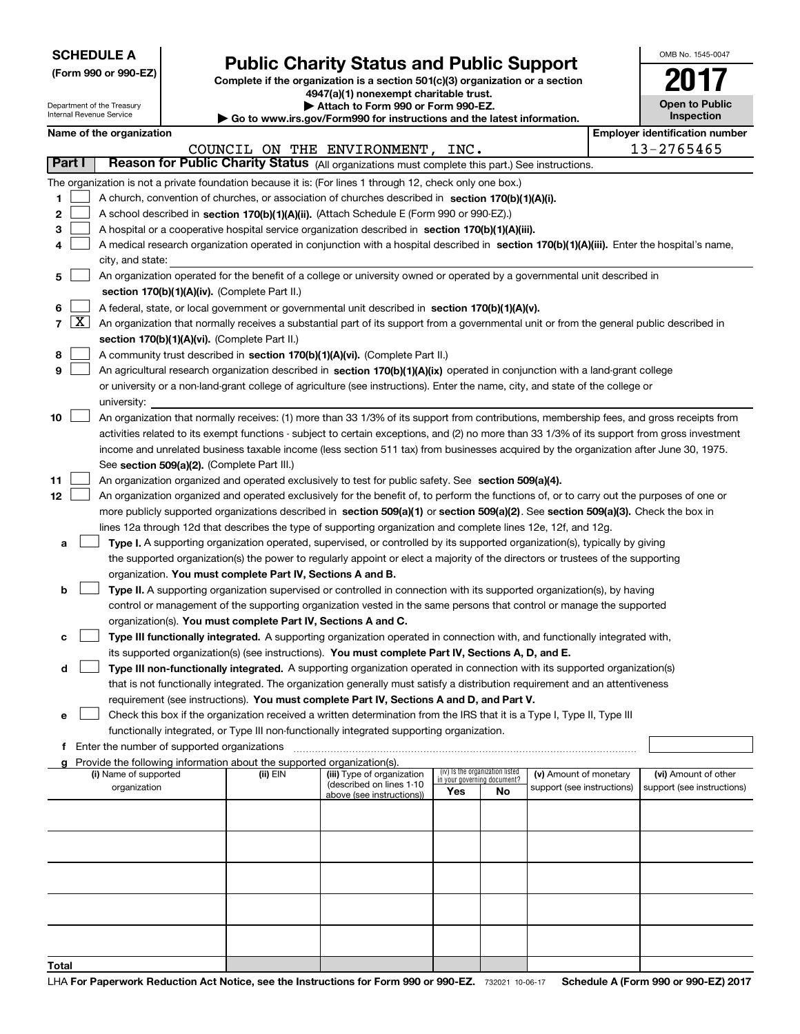**SCHEDULE A**
**(Form 990 or 990-EZ)**

Department of the Treasury
Internal Revenue Service

# Public Charity Status and Public Support

**Complete if the organization is a section 501(c)(3) organization or a section 4947(a)(1) nonexempt charitable trust.**
**▶ Attach to Form 990 or Form 990-EZ.**
**▶ Go to www.irs.gov/Form990 for instructions and the latest information.**

OMB No. 1545-0047
**2017**
**Open to Public Inspection**

**Name of the organization**: COUNCIL ON THE ENVIRONMENT, INC.
**Employer identification number**: 13-2765465

## Part I — Reason for Public Charity Status (All organizations must complete this part.) See instructions.

The organization is not a private foundation because it is: (For lines 1 through 12, check only one box.)

1. [ ] A church, convention of churches, or association of churches described in **section 170(b)(1)(A)(i).**
2. [ ] A school described in **section 170(b)(1)(A)(ii).** (Attach Schedule E (Form 990 or 990-EZ).)
3. [ ] A hospital or a cooperative hospital service organization described in **section 170(b)(1)(A)(iii).**
4. [ ] A medical research organization operated in conjunction with a hospital described in **section 170(b)(1)(A)(iii).** Enter the hospital's name, city, and state:
5. [ ] An organization operated for the benefit of a college or university owned or operated by a governmental unit described in **section 170(b)(1)(A)(iv).** (Complete Part II.)
6. [ ] A federal, state, or local government or governmental unit described in **section 170(b)(1)(A)(v).**
7. [X] An organization that normally receives a substantial part of its support from a governmental unit or from the general public described in **section 170(b)(1)(A)(vi).** (Complete Part II.)
8. [ ] A community trust described in **section 170(b)(1)(A)(vi).** (Complete Part II.)
9. [ ] An agricultural research organization described in **section 170(b)(1)(A)(ix)** operated in conjunction with a land-grant college or university or a non-land-grant college of agriculture (see instructions). Enter the name, city, and state of the college or university:
10. [ ] An organization that normally receives: (1) more than 33 1/3% of its support from contributions, membership fees, and gross receipts from activities related to its exempt functions - subject to certain exceptions, and (2) no more than 33 1/3% of its support from gross investment income and unrelated business taxable income (less section 511 tax) from businesses acquired by the organization after June 30, 1975. See **section 509(a)(2).** (Complete Part III.)
11. [ ] An organization organized and operated exclusively to test for public safety. See **section 509(a)(4).**
12. [ ] An organization organized and operated exclusively for the benefit of, to perform the functions of, or to carry out the purposes of one or more publicly supported organizations described in **section 509(a)(1)** or **section 509(a)(2)**. See **section 509(a)(3).** Check the box in lines 12a through 12d that describes the type of supporting organization and complete lines 12e, 12f, and 12g.
   - **a** [ ] **Type I.** A supporting organization operated, supervised, or controlled by its supported organization(s), typically by giving the supported organization(s) the power to regularly appoint or elect a majority of the directors or trustees of the supporting organization. **You must complete Part IV, Sections A and B.**
   - **b** [ ] **Type II.** A supporting organization supervised or controlled in connection with its supported organization(s), by having control or management of the supporting organization vested in the same persons that control or manage the supported organization(s). **You must complete Part IV, Sections A and C.**
   - **c** [ ] **Type III functionally integrated.** A supporting organization operated in connection with, and functionally integrated with, its supported organization(s) (see instructions). **You must complete Part IV, Sections A, D, and E.**
   - **d** [ ] **Type III non-functionally integrated.** A supporting organization operated in connection with its supported organization(s) that is not functionally integrated. The organization generally must satisfy a distribution requirement and an attentiveness requirement (see instructions). **You must complete Part IV, Sections A and D, and Part V.**
   - **e** [ ] Check this box if the organization received a written determination from the IRS that it is a Type I, Type II, Type III functionally integrated, or Type III non-functionally integrated supporting organization.
   - **f** Enter the number of supported organizations
   - **g** Provide the following information about the supported organization(s).

| (i) Name of supported organization | (ii) EIN | (iii) Type of organization (described on lines 1-10 above (see instructions)) | (iv) Is the organization listed in your governing document? Yes | No | (v) Amount of monetary support (see instructions) | (vi) Amount of other support (see instructions) |
|---|---|---|---|---|---|---|
| | | | | | | |
| | | | | | | |
| | | | | | | |
| | | | | | | |
| | | | | | | |
| **Total** | | | | | | |

LHA **For Paperwork Reduction Act Notice, see the Instructions for Form 990 or 990-EZ.** 732021 10-06-17 **Schedule A (Form 990 or 990-EZ) 2017**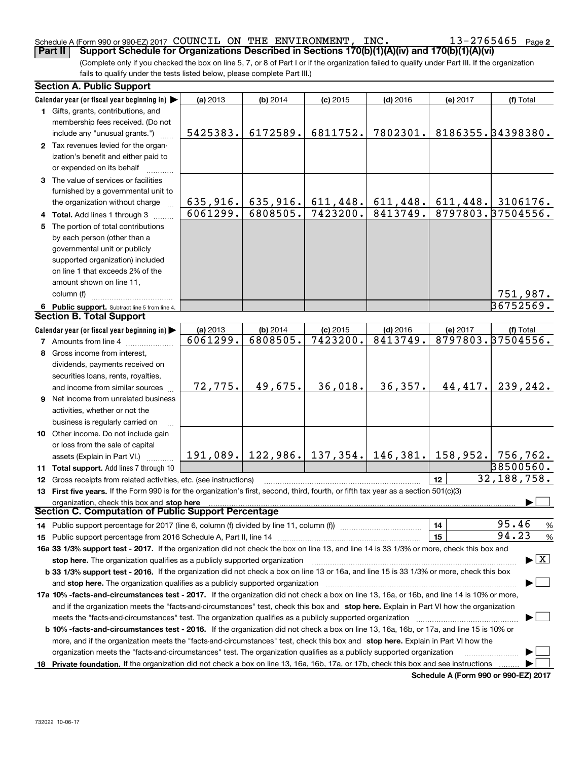Schedule A (Form 990 or 990-EZ) 2017 COUNCIL ON THE ENVIRONMENT, INC. 13-2765465 Page 2

**Part II Support Schedule for Organizations Described in Sections 170(b)(1)(A)(iv) and 170(b)(1)(A)(vi)**

(Complete only if you checked the box on line 5, 7, or 8 of Part I or if the organization failed to qualify under Part III. If the organization fails to qualify under the tests listed below, please complete Part III.)

## Section A. Public Support

| Calendar year (or fiscal year beginning in) | (a) 2013 | (b) 2014 | (c) 2015 | (d) 2016 | (e) 2017 | (f) Total |
|---|---|---|---|---|---|---|
| 1 Gifts, grants, contributions, and membership fees received. (Do not include any "unusual grants.") | 5425383. | 6172589. | 6811752. | 7802301. | 8186355. | 34398380. |
| 2 Tax revenues levied for the organization's benefit and either paid to or expended on its behalf | | | | | | |
| 3 The value of services or facilities furnished by a governmental unit to the organization without charge | 635,916. | 635,916. | 611,448. | 611,448. | 611,448. | 3106176. |
| 4 **Total.** Add lines 1 through 3 | 6061299. | 6808505. | 7423200. | 8413749. | 8797803. | 37504556. |
| 5 The portion of total contributions by each person (other than a governmental unit or publicly supported organization) included on line 1 that exceeds 2% of the amount shown on line 11, column (f) | | | | | | 751,987. |
| 6 **Public support.** Subtract line 5 from line 4. | | | | | | 36752569. |

## Section B. Total Support

| Calendar year (or fiscal year beginning in) | (a) 2013 | (b) 2014 | (c) 2015 | (d) 2016 | (e) 2017 | (f) Total |
|---|---|---|---|---|---|---|
| 7 Amounts from line 4 | 6061299. | 6808505. | 7423200. | 8413749. | 8797803. | 37504556. |
| 8 Gross income from interest, dividends, payments received on securities loans, rents, royalties, and income from similar sources | 72,775. | 49,675. | 36,018. | 36,357. | 44,417. | 239,242. |
| 9 Net income from unrelated business activities, whether or not the business is regularly carried on | | | | | | |
| 10 Other income. Do not include gain or loss from the sale of capital assets (Explain in Part VI.) | 191,089. | 122,986. | 137,354. | 146,381. | 158,952. | 756,762. |
| 11 **Total support.** Add lines 7 through 10 | | | | | | 38500560. |

12 Gross receipts from related activities, etc. (see instructions) — 12 — 32,188,758.

13 **First five years.** If the Form 990 is for the organization's first, second, third, fourth, or fifth tax year as a section 501(c)(3) organization, check this box and **stop here** ☐

## Section C. Computation of Public Support Percentage

14 Public support percentage for 2017 (line 6, column (f) divided by line 11, column (f)) — 14 — 95.46 %

15 Public support percentage from 2016 Schedule A, Part II, line 14 — 15 — 94.23 %

**16a 33 1/3% support test - 2017.** If the organization did not check the box on line 13, and line 14 is 33 1/3% or more, check this box and **stop here.** The organization qualifies as a publicly supported organization ☒

**b 33 1/3% support test - 2016.** If the organization did not check a box on line 13 or 16a, and line 15 is 33 1/3% or more, check this box and **stop here.** The organization qualifies as a publicly supported organization ☐

**17a 10% -facts-and-circumstances test - 2017.** If the organization did not check a box on line 13, 16a, or 16b, and line 14 is 10% or more, and if the organization meets the "facts-and-circumstances" test, check this box and **stop here.** Explain in Part VI how the organization meets the "facts-and-circumstances" test. The organization qualifies as a publicly supported organization ☐

**b 10% -facts-and-circumstances test - 2016.** If the organization did not check a box on line 13, 16a, 16b, or 17a, and line 15 is 10% or more, and if the organization meets the "facts-and-circumstances" test, check this box and **stop here.** Explain in Part VI how the organization meets the "facts-and-circumstances" test. The organization qualifies as a publicly supported organization ☐

**18 Private foundation.** If the organization did not check a box on line 13, 16a, 16b, 17a, or 17b, check this box and see instructions ☐

**Schedule A (Form 990 or 990-EZ) 2017**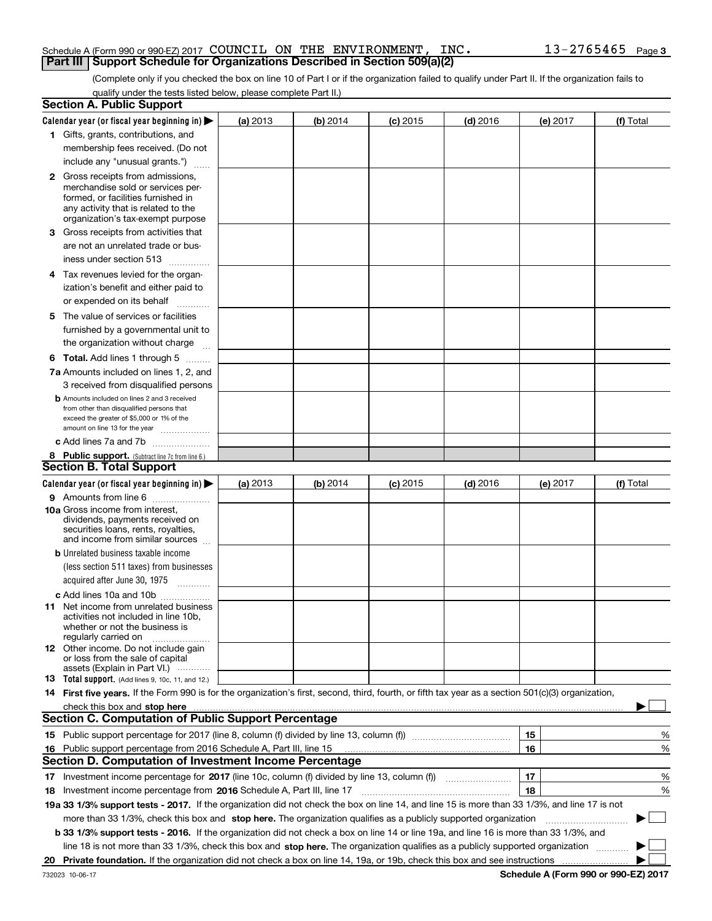Schedule A (Form 990 or 990-EZ) 2017 COUNCIL ON THE ENVIRONMENT, INC. 13-2765465 Page 3

## Part III Support Schedule for Organizations Described in Section 509(a)(2)

(Complete only if you checked the box on line 10 of Part I or if the organization failed to qualify under Part II. If the organization fails to qualify under the tests listed below, please complete Part II.)

### Section A. Public Support

| Calendar year (or fiscal year beginning in) ▶ | (a) 2013 | (b) 2014 | (c) 2015 | (d) 2016 | (e) 2017 | (f) Total |
|---|---|---|---|---|---|---|
| 1 Gifts, grants, contributions, and membership fees received. (Do not include any "unusual grants.") | | | | | | |
| 2 Gross receipts from admissions, merchandise sold or services performed, or facilities furnished in any activity that is related to the organization's tax-exempt purpose | | | | | | |
| 3 Gross receipts from activities that are not an unrelated trade or business under section 513 | | | | | | |
| 4 Tax revenues levied for the organization's benefit and either paid to or expended on its behalf | | | | | | |
| 5 The value of services or facilities furnished by a governmental unit to the organization without charge | | | | | | |
| 6 **Total.** Add lines 1 through 5 | | | | | | |
| 7a Amounts included on lines 1, 2, and 3 received from disqualified persons | | | | | | |
| b Amounts included on lines 2 and 3 received from other than disqualified persons that exceed the greater of $5,000 or 1% of the amount on line 13 for the year | | | | | | |
| c Add lines 7a and 7b | | | | | | |
| 8 **Public support.** (Subtract line 7c from line 6.) | | | | | | |

### Section B. Total Support

| Calendar year (or fiscal year beginning in) ▶ | (a) 2013 | (b) 2014 | (c) 2015 | (d) 2016 | (e) 2017 | (f) Total |
|---|---|---|---|---|---|---|
| 9 Amounts from line 6 | | | | | | |
| 10a Gross income from interest, dividends, payments received on securities loans, rents, royalties, and income from similar sources | | | | | | |
| b Unrelated business taxable income (less section 511 taxes) from businesses acquired after June 30, 1975 | | | | | | |
| c Add lines 10a and 10b | | | | | | |
| 11 Net income from unrelated business activities not included in line 10b, whether or not the business is regularly carried on | | | | | | |
| 12 Other income. Do not include gain or loss from the sale of capital assets (Explain in Part VI.) | | | | | | |
| 13 **Total support.** (Add lines 9, 10c, 11, and 12.) | | | | | | |

14 **First five years.** If the Form 990 is for the organization's first, second, third, fourth, or fifth tax year as a section 501(c)(3) organization, check this box and **stop here** ▶ ☐

### Section C. Computation of Public Support Percentage

| | | | |
|---|---|---|---|
| 15 | Public support percentage for 2017 (line 8, column (f) divided by line 13, column (f)) | 15 | % |
| 16 | Public support percentage from 2016 Schedule A, Part III, line 15 | 16 | % |

### Section D. Computation of Investment Income Percentage

| | | | |
|---|---|---|---|
| 17 | Investment income percentage for **2017** (line 10c, column (f) divided by line 13, column (f)) | 17 | % |
| 18 | Investment income percentage from **2016** Schedule A, Part III, line 17 | 18 | % |

**19a 33 1/3% support tests - 2017.** If the organization did not check the box on line 14, and line 15 is more than 33 1/3%, and line 17 is not more than 33 1/3%, check this box and **stop here.** The organization qualifies as a publicly supported organization ▶ ☐

**b 33 1/3% support tests - 2016.** If the organization did not check a box on line 14 or line 19a, and line 16 is more than 33 1/3%, and line 18 is not more than 33 1/3%, check this box and **stop here.** The organization qualifies as a publicly supported organization ▶ ☐

**20 Private foundation.** If the organization did not check a box on line 14, 19a, or 19b, check this box and see instructions ▶ ☐

732023 10-06-17 **Schedule A (Form 990 or 990-EZ) 2017**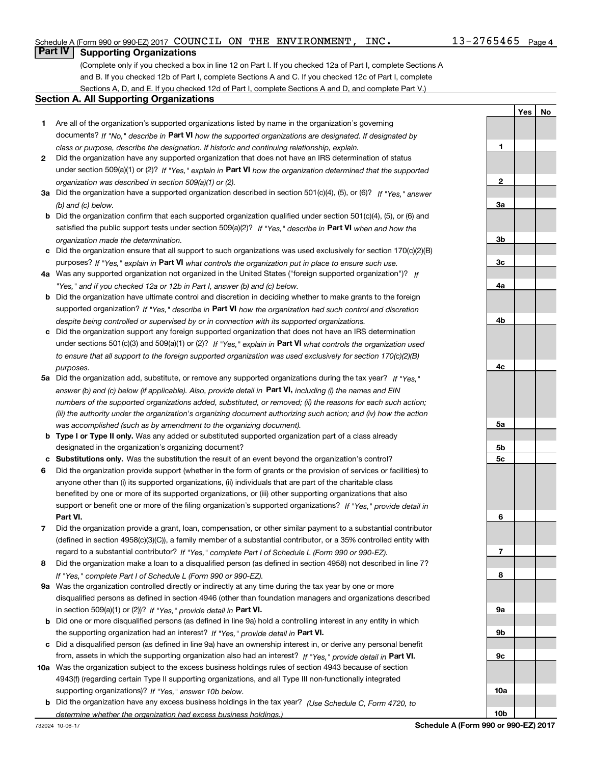Schedule A (Form 990 or 990-EZ) 2017 COUNCIL ON THE ENVIRONMENT, INC. 13-2765465 Page 4

## Part IV Supporting Organizations

(Complete only if you checked a box in line 12 on Part I. If you checked 12a of Part I, complete Sections A and B. If you checked 12b of Part I, complete Sections A and C. If you checked 12c of Part I, complete Sections A, D, and E. If you checked 12d of Part I, complete Sections A and D, and complete Part V.)

### Section A. All Supporting Organizations

| | | Line | Yes | No |
|---|---|---|---|---|
| 1 | Are all of the organization's supported organizations listed by name in the organization's governing documents? *If "No," describe in* **Part VI** *how the supported organizations are designated. If designated by class or purpose, describe the designation. If historic and continuing relationship, explain.* | 1 | | |
| 2 | Did the organization have any supported organization that does not have an IRS determination of status under section 509(a)(1) or (2)? *If "Yes," explain in* **Part VI** *how the organization determined that the supported organization was described in section 509(a)(1) or (2).* | 2 | | |
| 3a | Did the organization have a supported organization described in section 501(c)(4), (5), or (6)? *If "Yes," answer (b) and (c) below.* | 3a | | |
| b | Did the organization confirm that each supported organization qualified under section 501(c)(4), (5), or (6) and satisfied the public support tests under section 509(a)(2)? *If "Yes," describe in* **Part VI** *when and how the organization made the determination.* | 3b | | |
| c | Did the organization ensure that all support to such organizations was used exclusively for section 170(c)(2)(B) purposes? *If "Yes," explain in* **Part VI** *what controls the organization put in place to ensure such use.* | 3c | | |
| 4a | Was any supported organization not organized in the United States ("foreign supported organization")? *If "Yes," and if you checked 12a or 12b in Part I, answer (b) and (c) below.* | 4a | | |
| b | Did the organization have ultimate control and discretion in deciding whether to make grants to the foreign supported organization? *If "Yes," describe in* **Part VI** *how the organization had such control and discretion despite being controlled or supervised by or in connection with its supported organizations.* | 4b | | |
| c | Did the organization support any foreign supported organization that does not have an IRS determination under sections 501(c)(3) and 509(a)(1) or (2)? *If "Yes," explain in* **Part VI** *what controls the organization used to ensure that all support to the foreign supported organization was used exclusively for section 170(c)(2)(B) purposes.* | 4c | | |
| 5a | Did the organization add, substitute, or remove any supported organizations during the tax year? *If "Yes," answer (b) and (c) below (if applicable). Also, provide detail in* **Part VI,** *including (i) the names and EIN numbers of the supported organizations added, substituted, or removed; (ii) the reasons for each such action; (iii) the authority under the organization's organizing document authorizing such action; and (iv) how the action was accomplished (such as by amendment to the organizing document).* | 5a | | |
| b | **Type I or Type II only.** Was any added or substituted supported organization part of a class already designated in the organization's organizing document? | 5b | | |
| c | **Substitutions only.** Was the substitution the result of an event beyond the organization's control? | 5c | | |
| 6 | Did the organization provide support (whether in the form of grants or the provision of services or facilities) to anyone other than (i) its supported organizations, (ii) individuals that are part of the charitable class benefited by one or more of its supported organizations, or (iii) other supporting organizations that also support or benefit one or more of the filing organization's supported organizations? *If "Yes," provide detail in* **Part VI.** | 6 | | |
| 7 | Did the organization provide a grant, loan, compensation, or other similar payment to a substantial contributor (defined in section 4958(c)(3)(C)), a family member of a substantial contributor, or a 35% controlled entity with regard to a substantial contributor? *If "Yes," complete Part I of Schedule L (Form 990 or 990-EZ).* | 7 | | |
| 8 | Did the organization make a loan to a disqualified person (as defined in section 4958) not described in line 7? *If "Yes," complete Part I of Schedule L (Form 990 or 990-EZ).* | 8 | | |
| 9a | Was the organization controlled directly or indirectly at any time during the tax year by one or more disqualified persons as defined in section 4946 (other than foundation managers and organizations described in section 509(a)(1) or (2))? *If "Yes," provide detail in* **Part VI.** | 9a | | |
| b | Did one or more disqualified persons (as defined in line 9a) hold a controlling interest in any entity in which the supporting organization had an interest? *If "Yes," provide detail in* **Part VI.** | 9b | | |
| c | Did a disqualified person (as defined in line 9a) have an ownership interest in, or derive any personal benefit from, assets in which the supporting organization also had an interest? *If "Yes," provide detail in* **Part VI.** | 9c | | |
| 10a | Was the organization subject to the excess business holdings rules of section 4943 because of section 4943(f) (regarding certain Type II supporting organizations, and all Type III non-functionally integrated supporting organizations)? *If "Yes," answer 10b below.* | 10a | | |
| b | Did the organization have any excess business holdings in the tax year? *(Use Schedule C, Form 4720, to determine whether the organization had excess business holdings.)* | 10b | | |

732024 10-06-17 **Schedule A (Form 990 or 990-EZ) 2017**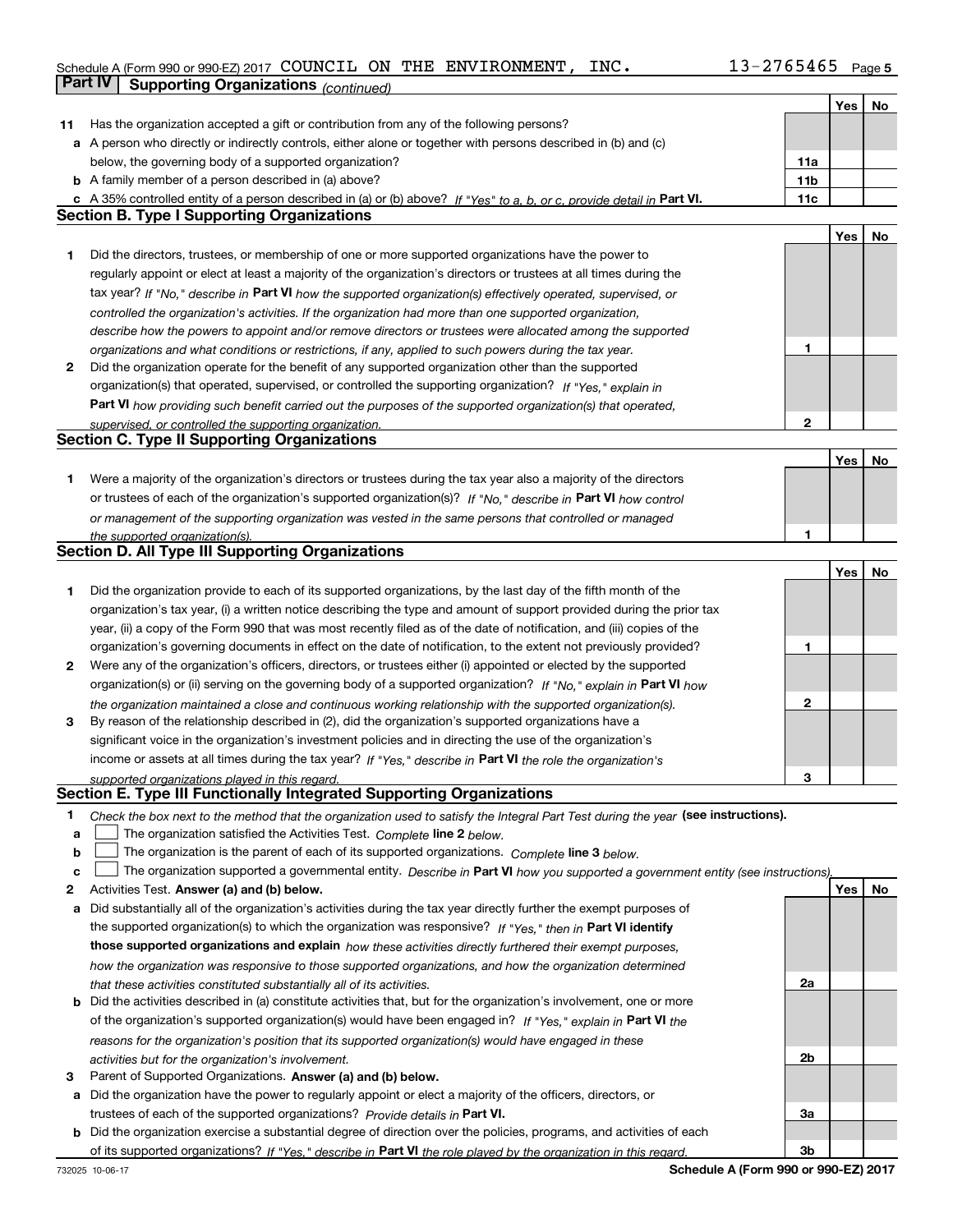Schedule A (Form 990 or 990-EZ) 2017 COUNCIL ON THE ENVIRONMENT, INC. 13-2765465 Page 5

## Part IV Supporting Organizations *(continued)*

| | | | Yes | No |
|---|---|---|---|---|
| **11** | Has the organization accepted a gift or contribution from any of the following persons? | | | |
| **a** | A person who directly or indirectly controls, either alone or together with persons described in (b) and (c) below, the governing body of a supported organization? | **11a** | | |
| **b** | A family member of a person described in (a) above? | **11b** | | |
| **c** | A 35% controlled entity of a person described in (a) or (b) above? *If "Yes" to a, b, or c, provide detail in* **Part VI.** | **11c** | | |

### Section B. Type I Supporting Organizations

| | | | Yes | No |
|---|---|---|---|---|
| **1** | Did the directors, trustees, or membership of one or more supported organizations have the power to regularly appoint or elect at least a majority of the organization's directors or trustees at all times during the tax year? *If "No," describe in* **Part VI** *how the supported organization(s) effectively operated, supervised, or controlled the organization's activities. If the organization had more than one supported organization, describe how the powers to appoint and/or remove directors or trustees were allocated among the supported organizations and what conditions or restrictions, if any, applied to such powers during the tax year.* | **1** | | |
| **2** | Did the organization operate for the benefit of any supported organization other than the supported organization(s) that operated, supervised, or controlled the supporting organization? *If "Yes," explain in* **Part VI** *how providing such benefit carried out the purposes of the supported organization(s) that operated, supervised, or controlled the supporting organization.* | **2** | | |

### Section C. Type II Supporting Organizations

| | | | Yes | No |
|---|---|---|---|---|
| **1** | Were a majority of the organization's directors or trustees during the tax year also a majority of the directors or trustees of each of the organization's supported organization(s)? *If "No," describe in* **Part VI** *how control or management of the supporting organization was vested in the same persons that controlled or managed the supported organization(s).* | **1** | | |

### Section D. All Type III Supporting Organizations

| | | | Yes | No |
|---|---|---|---|---|
| **1** | Did the organization provide to each of its supported organizations, by the last day of the fifth month of the organization's tax year, (i) a written notice describing the type and amount of support provided during the prior tax year, (ii) a copy of the Form 990 that was most recently filed as of the date of notification, and (iii) copies of the organization's governing documents in effect on the date of notification, to the extent not previously provided? | **1** | | |
| **2** | Were any of the organization's officers, directors, or trustees either (i) appointed or elected by the supported organization(s) or (ii) serving on the governing body of a supported organization? *If "No," explain in* **Part VI** *how the organization maintained a close and continuous working relationship with the supported organization(s).* | **2** | | |
| **3** | By reason of the relationship described in (2), did the organization's supported organizations have a significant voice in the organization's investment policies and in directing the use of the organization's income or assets at all times during the tax year? *If "Yes," describe in* **Part VI** *the role the organization's supported organizations played in this regard.* | **3** | | |

### Section E. Type III Functionally Integrated Supporting Organizations

**1** *Check the box next to the method that the organization used to satisfy the Integral Part Test during the year* **(see instructions).**

- **a** ☐ The organization satisfied the Activities Test. *Complete* **line 2** *below.*
- **b** ☐ The organization is the parent of each of its supported organizations. *Complete* **line 3** *below.*
- **c** ☐ The organization supported a governmental entity. *Describe in* **Part VI** *how you supported a government entity (see instructions).*

| | | | Yes | No |
|---|---|---|---|---|
| **2** | Activities Test. **Answer (a) and (b) below.** | | | |
| **a** | Did substantially all of the organization's activities during the tax year directly further the exempt purposes of the supported organization(s) to which the organization was responsive? *If "Yes," then in* **Part VI identify those supported organizations and explain** *how these activities directly furthered their exempt purposes, how the organization was responsive to those supported organizations, and how the organization determined that these activities constituted substantially all of its activities.* | **2a** | | |
| **b** | Did the activities described in (a) constitute activities that, but for the organization's involvement, one or more of the organization's supported organization(s) would have been engaged in? *If "Yes," explain in* **Part VI** *the reasons for the organization's position that its supported organization(s) would have engaged in these activities but for the organization's involvement.* | **2b** | | |
| **3** | Parent of Supported Organizations. **Answer (a) and (b) below.** | | | |
| **a** | Did the organization have the power to regularly appoint or elect a majority of the officers, directors, or trustees of each of the supported organizations? *Provide details in* **Part VI.** | **3a** | | |
| **b** | Did the organization exercise a substantial degree of direction over the policies, programs, and activities of each of its supported organizations? *If "Yes," describe in* **Part VI** *the role played by the organization in this regard.* | **3b** | | |

732025 10-06-17 **Schedule A (Form 990 or 990-EZ) 2017**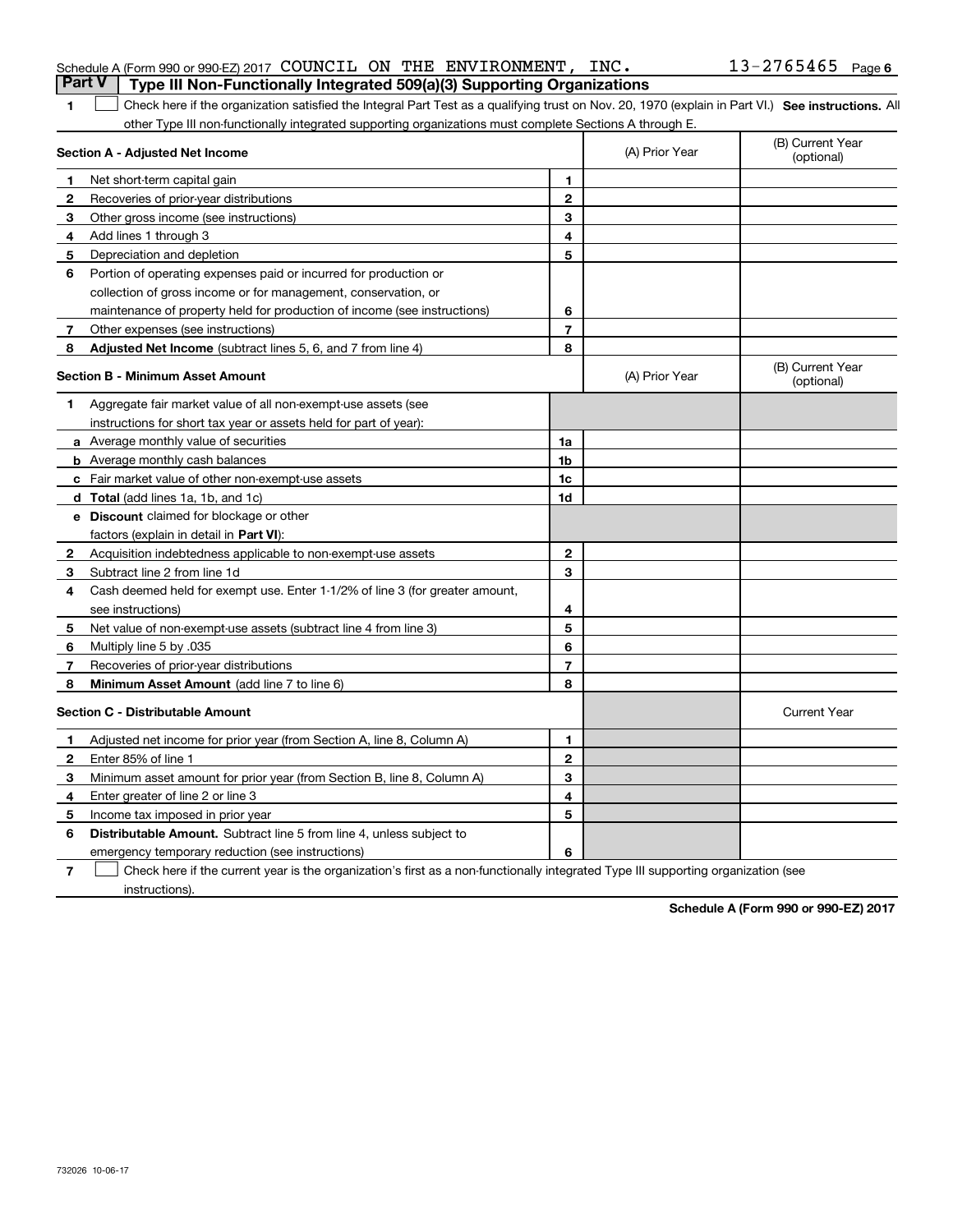Schedule A (Form 990 or 990-EZ) 2017 COUNCIL ON THE ENVIRONMENT, INC. 13-2765465

## Part V Type III Non-Functionally Integrated 509(a)(3) Supporting Organizations

1 ☐ Check here if the organization satisfied the Integral Part Test as a qualifying trust on Nov. 20, 1970 (explain in Part VI.) **See instructions.** All other Type III non-functionally integrated supporting organizations must complete Sections A through E.

| **Section A - Adjusted Net Income** | | | (A) Prior Year | (B) Current Year (optional) |
|---|---|---|---|---|
| 1 | Net short-term capital gain | 1 | | |
| 2 | Recoveries of prior-year distributions | 2 | | |
| 3 | Other gross income (see instructions) | 3 | | |
| 4 | Add lines 1 through 3 | 4 | | |
| 5 | Depreciation and depletion | 5 | | |
| 6 | Portion of operating expenses paid or incurred for production or collection of gross income or for management, conservation, or maintenance of property held for production of income (see instructions) | 6 | | |
| 7 | Other expenses (see instructions) | 7 | | |
| 8 | **Adjusted Net Income** (subtract lines 5, 6, and 7 from line 4) | 8 | | |

| **Section B - Minimum Asset Amount** | | | (A) Prior Year | (B) Current Year (optional) |
|---|---|---|---|---|
| 1 | Aggregate fair market value of all non-exempt-use assets (see instructions for short tax year or assets held for part of year): | | | |
| a | Average monthly value of securities | 1a | | |
| b | Average monthly cash balances | 1b | | |
| c | Fair market value of other non-exempt-use assets | 1c | | |
| d | **Total** (add lines 1a, 1b, and 1c) | 1d | | |
| e | **Discount** claimed for blockage or other factors (explain in detail in **Part VI**): | | | |
| 2 | Acquisition indebtedness applicable to non-exempt-use assets | 2 | | |
| 3 | Subtract line 2 from line 1d | 3 | | |
| 4 | Cash deemed held for exempt use. Enter 1-1/2% of line 3 (for greater amount, see instructions) | 4 | | |
| 5 | Net value of non-exempt-use assets (subtract line 4 from line 3) | 5 | | |
| 6 | Multiply line 5 by .035 | 6 | | |
| 7 | Recoveries of prior-year distributions | 7 | | |
| 8 | **Minimum Asset Amount** (add line 7 to line 6) | 8 | | |

| **Section C - Distributable Amount** | | | | Current Year |
|---|---|---|---|---|
| 1 | Adjusted net income for prior year (from Section A, line 8, Column A) | 1 | | |
| 2 | Enter 85% of line 1 | 2 | | |
| 3 | Minimum asset amount for prior year (from Section B, line 8, Column A) | 3 | | |
| 4 | Enter greater of line 2 or line 3 | 4 | | |
| 5 | Income tax imposed in prior year | 5 | | |
| 6 | **Distributable Amount.** Subtract line 5 from line 4, unless subject to emergency temporary reduction (see instructions) | 6 | | |

7 ☐ Check here if the current year is the organization's first as a non-functionally integrated Type III supporting organization (see instructions).

**Schedule A (Form 990 or 990-EZ) 2017**

732026 10-06-17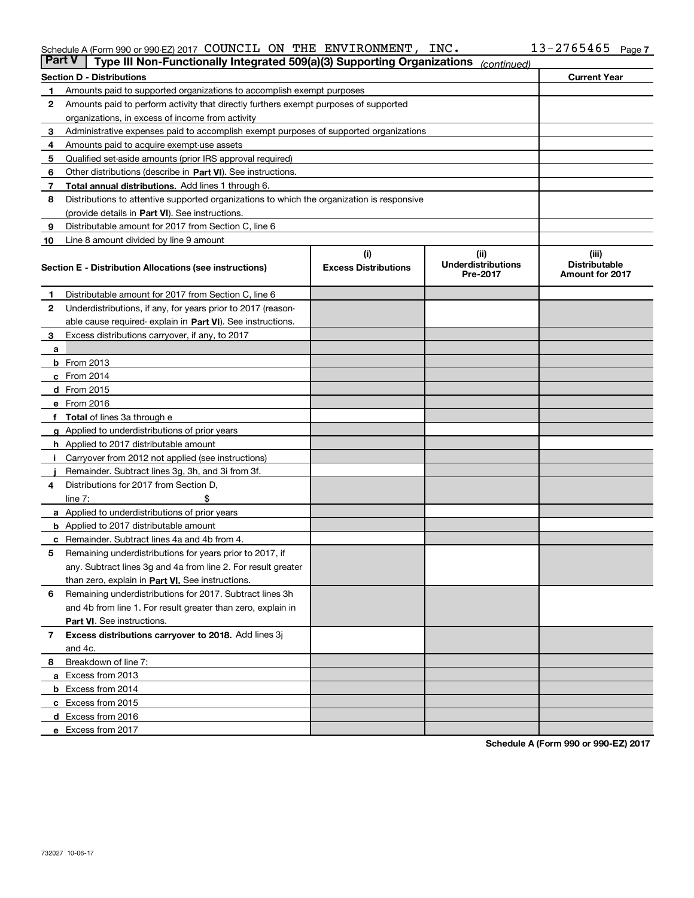Schedule A (Form 990 or 990-EZ) 2017 COUNCIL ON THE ENVIRONMENT, INC. 13-2765465 Page 7

## Part V — Type III Non-Functionally Integrated 509(a)(3) Supporting Organizations *(continued)*

| Section D - Distributions | | Current Year |
|---|---|---|
| 1 | Amounts paid to supported organizations to accomplish exempt purposes | |
| 2 | Amounts paid to perform activity that directly furthers exempt purposes of supported organizations, in excess of income from activity | |
| 3 | Administrative expenses paid to accomplish exempt purposes of supported organizations | |
| 4 | Amounts paid to acquire exempt-use assets | |
| 5 | Qualified set-aside amounts (prior IRS approval required) | |
| 6 | Other distributions (describe in **Part VI**). See instructions. | |
| 7 | **Total annual distributions.** Add lines 1 through 6. | |
| 8 | Distributions to attentive supported organizations to which the organization is responsive (provide details in **Part VI**). See instructions. | |
| 9 | Distributable amount for 2017 from Section C, line 6 | |
| 10 | Line 8 amount divided by line 9 amount | |

| Section E - Distribution Allocations (see instructions) | | (i) Excess Distributions | (ii) Underdistributions Pre-2017 | (iii) Distributable Amount for 2017 |
|---|---|---|---|---|
| 1 | Distributable amount for 2017 from Section C, line 6 | | | |
| 2 | Underdistributions, if any, for years prior to 2017 (reasonable cause required- explain in **Part VI**). See instructions. | | | |
| 3 | Excess distributions carryover, if any, to 2017 | | | |
| a | | | | |
| b | From 2013 | | | |
| c | From 2014 | | | |
| d | From 2015 | | | |
| e | From 2016 | | | |
| f | **Total** of lines 3a through e | | | |
| g | Applied to underdistributions of prior years | | | |
| h | Applied to 2017 distributable amount | | | |
| i | Carryover from 2012 not applied (see instructions) | | | |
| j | Remainder. Subtract lines 3g, 3h, and 3i from 3f. | | | |
| 4 | Distributions for 2017 from Section D, line 7: $ | | | |
| a | Applied to underdistributions of prior years | | | |
| b | Applied to 2017 distributable amount | | | |
| c | Remainder. Subtract lines 4a and 4b from 4. | | | |
| 5 | Remaining underdistributions for years prior to 2017, if any. Subtract lines 3g and 4a from line 2. For result greater than zero, explain in **Part VI.** See instructions. | | | |
| 6 | Remaining underdistributions for 2017. Subtract lines 3h and 4b from line 1. For result greater than zero, explain in **Part VI**. See instructions. | | | |
| 7 | **Excess distributions carryover to 2018.** Add lines 3j and 4c. | | | |
| 8 | Breakdown of line 7: | | | |
| a | Excess from 2013 | | | |
| b | Excess from 2014 | | | |
| c | Excess from 2015 | | | |
| d | Excess from 2016 | | | |
| e | Excess from 2017 | | | |

**Schedule A (Form 990 or 990-EZ) 2017**

732027 10-06-17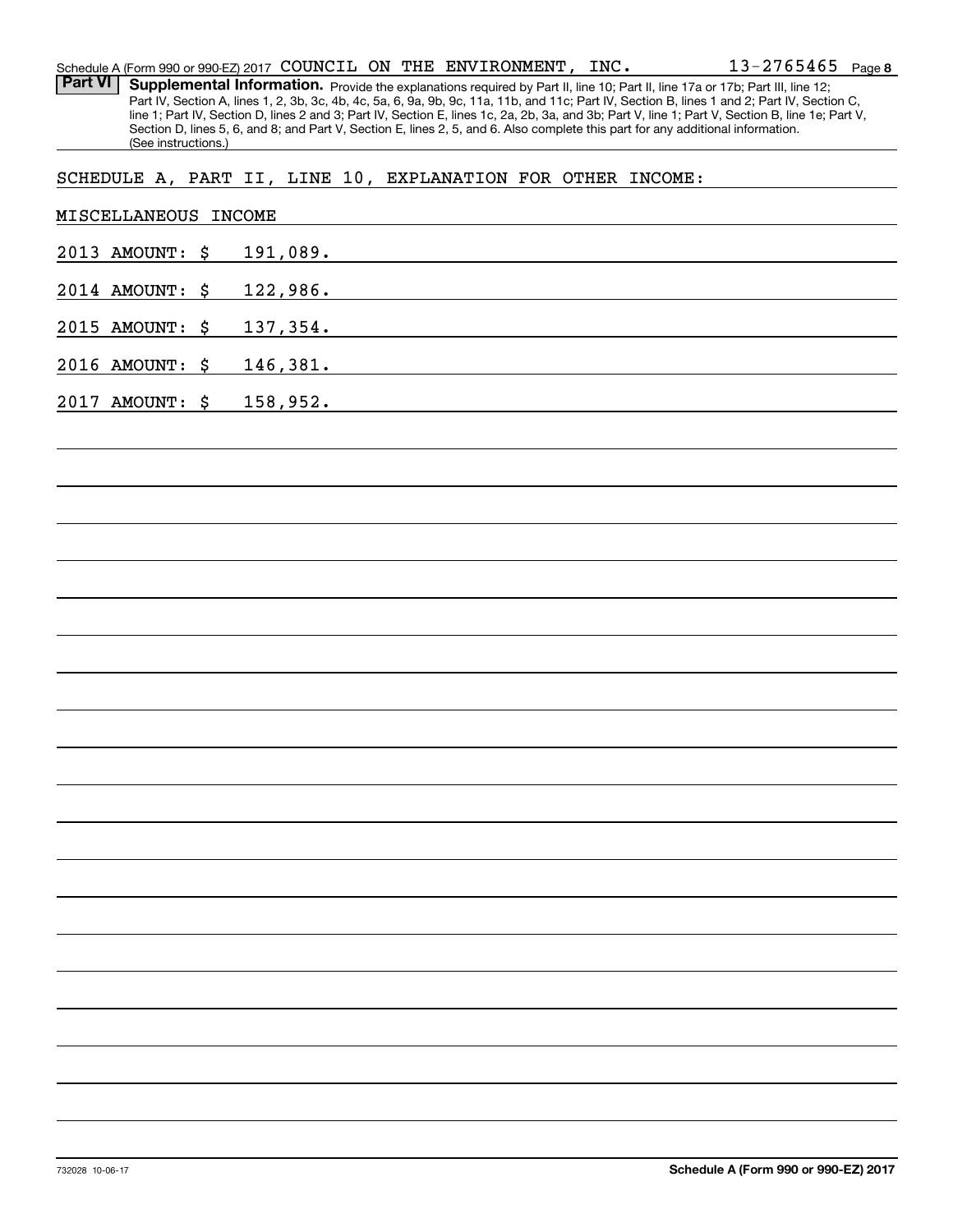Schedule A (Form 990 or 990-EZ) 2017 COUNCIL ON THE ENVIRONMENT, INC. 13-2765465 Page 8

**Part VI** **Supplemental Information.** Provide the explanations required by Part II, line 10; Part II, line 17a or 17b; Part III, line 12; Part IV, Section A, lines 1, 2, 3b, 3c, 4b, 4c, 5a, 6, 9a, 9b, 9c, 11a, 11b, and 11c; Part IV, Section B, lines 1 and 2; Part IV, Section C, line 1; Part IV, Section D, lines 2 and 3; Part IV, Section E, lines 1c, 2a, 2b, 3a, and 3b; Part V, line 1; Part V, Section B, line 1e; Part V, Section D, lines 5, 6, and 8; and Part V, Section E, lines 2, 5, and 6. Also complete this part for any additional information. (See instructions.)

SCHEDULE A, PART II, LINE 10, EXPLANATION FOR OTHER INCOME:

MISCELLANEOUS INCOME

2013 AMOUNT: $ 191,089.

2014 AMOUNT: $ 122,986.

2015 AMOUNT: $ 137,354.

2016 AMOUNT: $ 146,381.

2017 AMOUNT: $ 158,952.

732028 10-06-17

**Schedule A (Form 990 or 990-EZ) 2017**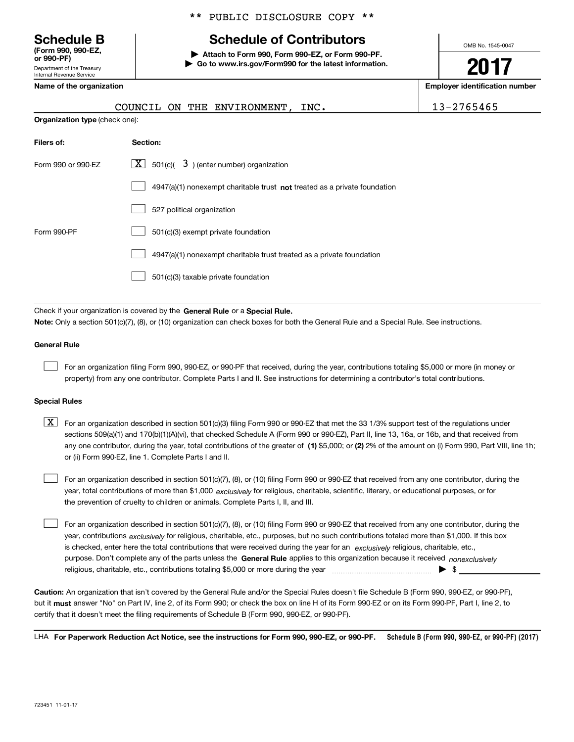** PUBLIC DISCLOSURE COPY **

# Schedule B

**(Form 990, 990-EZ, or 990-PF)**

Department of the Treasury
Internal Revenue Service

# Schedule of Contributors

**▶ Attach to Form 990, Form 990-EZ, or Form 990-PF.**
**▶ Go to www.irs.gov/Form990 for the latest information.**

OMB No. 1545-0047

**2017**

**Name of the organization**

COUNCIL ON THE ENVIRONMENT, INC.

**Employer identification number**

13-2765465

**Organization type** (check one):

| **Filers of:** | **Section:** |
|---|---|
| Form 990 or 990-EZ | [X] 501(c)( 3 ) (enter number) organization |
| | [ ] 4947(a)(1) nonexempt charitable trust **not** treated as a private foundation |
| | [ ] 527 political organization |
| Form 990-PF | [ ] 501(c)(3) exempt private foundation |
| | [ ] 4947(a)(1) nonexempt charitable trust treated as a private foundation |
| | [ ] 501(c)(3) taxable private foundation |

Check if your organization is covered by the **General Rule** or a **Special Rule.**

**Note:** Only a section 501(c)(7), (8), or (10) organization can check boxes for both the General Rule and a Special Rule. See instructions.

**General Rule**

[ ] For an organization filing Form 990, 990-EZ, or 990-PF that received, during the year, contributions totaling $5,000 or more (in money or property) from any one contributor. Complete Parts I and II. See instructions for determining a contributor's total contributions.

**Special Rules**

[X] For an organization described in section 501(c)(3) filing Form 990 or 990-EZ that met the 33 1/3% support test of the regulations under sections 509(a)(1) and 170(b)(1)(A)(vi), that checked Schedule A (Form 990 or 990-EZ), Part II, line 13, 16a, or 16b, and that received from any one contributor, during the year, total contributions of the greater of **(1)** $5,000; or **(2)** 2% of the amount on (i) Form 990, Part VIII, line 1h; or (ii) Form 990-EZ, line 1. Complete Parts I and II.

[ ] For an organization described in section 501(c)(7), (8), or (10) filing Form 990 or 990-EZ that received from any one contributor, during the year, total contributions of more than $1,000 *exclusively* for religious, charitable, scientific, literary, or educational purposes, or for the prevention of cruelty to children or animals. Complete Parts I, II, and III.

[ ] For an organization described in section 501(c)(7), (8), or (10) filing Form 990 or 990-EZ that received from any one contributor, during the year, contributions *exclusively* for religious, charitable, etc., purposes, but no such contributions totaled more than $1,000. If this box is checked, enter here the total contributions that were received during the year for an *exclusively* religious, charitable, etc., purpose. Don't complete any of the parts unless the **General Rule** applies to this organization because it received *nonexclusively* religious, charitable, etc., contributions totaling $5,000 or more during the year ▶ $ ____________

**Caution:** An organization that isn't covered by the General Rule and/or the Special Rules doesn't file Schedule B (Form 990, 990-EZ, or 990-PF), but it **must** answer "No" on Part IV, line 2, of its Form 990; or check the box on line H of its Form 990-EZ or on its Form 990-PF, Part I, line 2, to certify that it doesn't meet the filing requirements of Schedule B (Form 990, 990-EZ, or 990-PF).

LHA **For Paperwork Reduction Act Notice, see the instructions for Form 990, 990-EZ, or 990-PF.** **Schedule B (Form 990, 990-EZ, or 990-PF) (2017)**

723451 11-01-17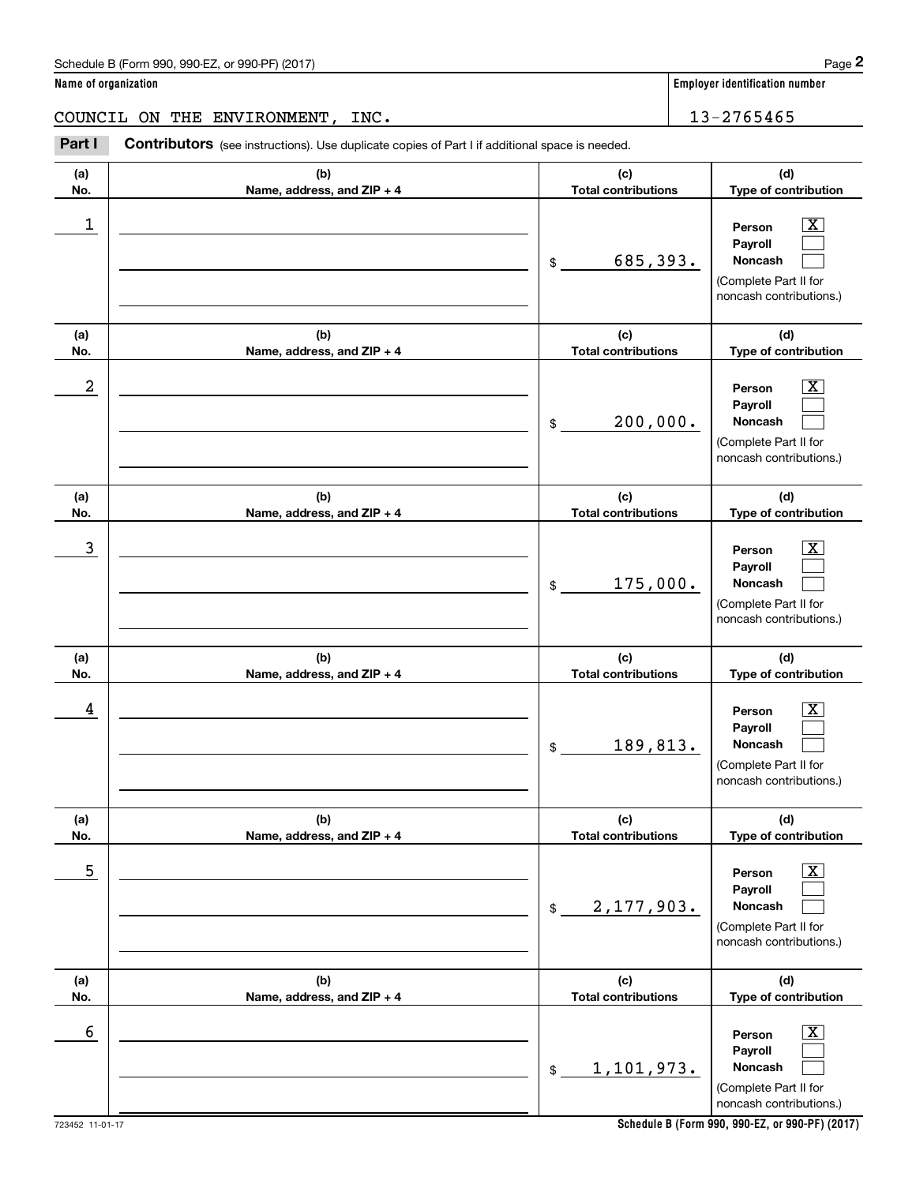Schedule B (Form 990, 990-EZ, or 990-PF) (2017)

**Name of organization**

COUNCIL ON THE ENVIRONMENT, INC.

**Employer identification number**

13-2765465

**Part I** **Contributors** (see instructions). Use duplicate copies of Part I if additional space is needed.

| (a) No. | (b) Name, address, and ZIP + 4 | (c) Total contributions | (d) Type of contribution |
|---|---|---|---|
| 1 | | $ 685,393. | Person [X] Payroll [ ] Noncash [ ] (Complete Part II for noncash contributions.) |
| 2 | | $ 200,000. | Person [X] Payroll [ ] Noncash [ ] (Complete Part II for noncash contributions.) |
| 3 | | $ 175,000. | Person [X] Payroll [ ] Noncash [ ] (Complete Part II for noncash contributions.) |
| 4 | | $ 189,813. | Person [X] Payroll [ ] Noncash [ ] (Complete Part II for noncash contributions.) |
| 5 | | $ 2,177,903. | Person [X] Payroll [ ] Noncash [ ] (Complete Part II for noncash contributions.) |
| 6 | | $ 1,101,973. | Person [X] Payroll [ ] Noncash [ ] (Complete Part II for noncash contributions.) |

723452 11-01-17

**Schedule B (Form 990, 990-EZ, or 990-PF) (2017)**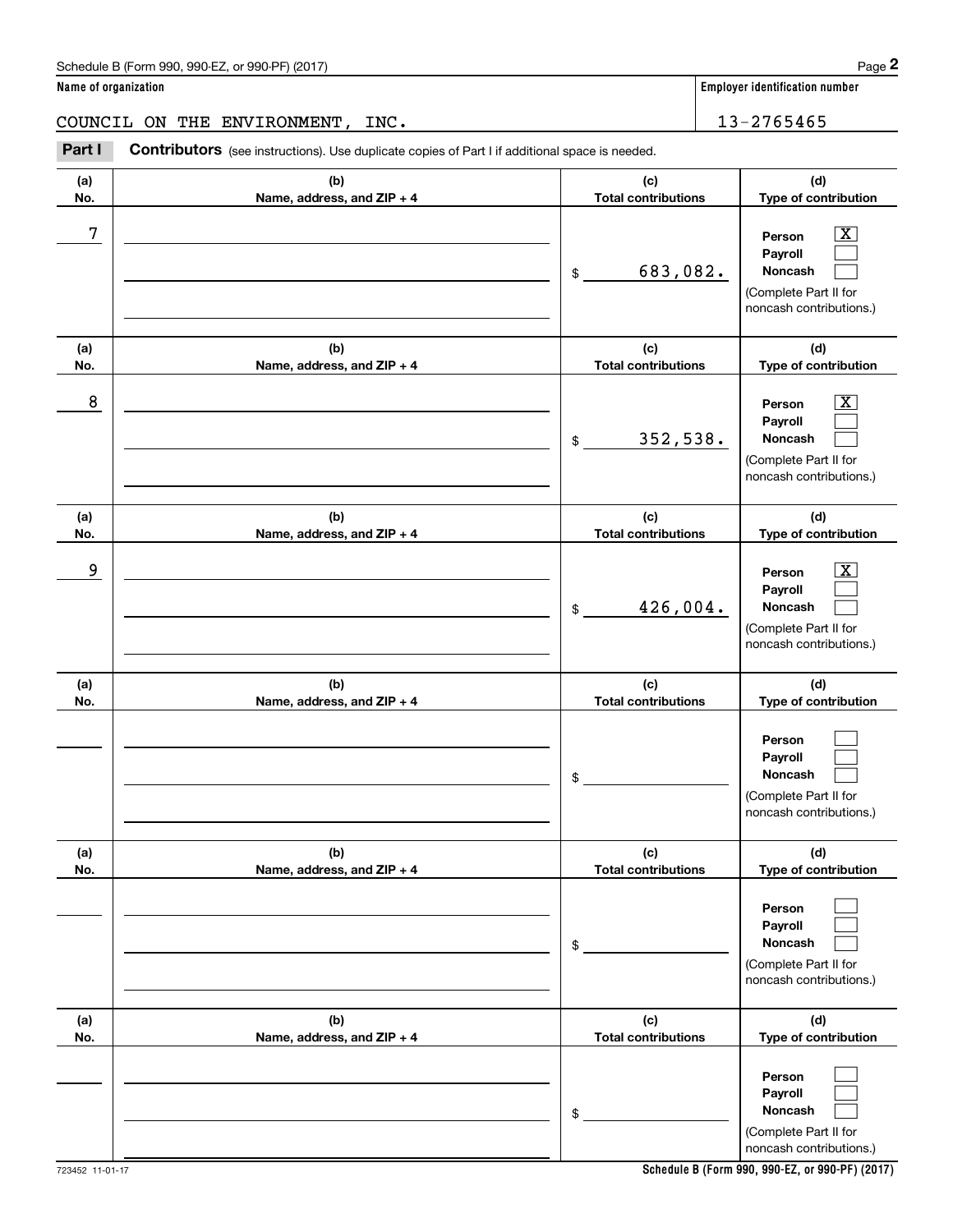Schedule B (Form 990, 990-EZ, or 990-PF) (2017)

**Name of organization**

COUNCIL ON THE ENVIRONMENT, INC.

**Employer identification number**

13-2765465

**Part I** **Contributors** (see instructions). Use duplicate copies of Part I if additional space is needed.

| (a) No. | (b) Name, address, and ZIP + 4 | (c) Total contributions | (d) Type of contribution |
|---|---|---|---|
| 7 | | $ 683,082. | Person [X] Payroll [ ] Noncash [ ] (Complete Part II for noncash contributions.) |
| 8 | | $ 352,538. | Person [X] Payroll [ ] Noncash [ ] (Complete Part II for noncash contributions.) |
| 9 | | $ 426,004. | Person [X] Payroll [ ] Noncash [ ] (Complete Part II for noncash contributions.) |
| | | $ | Person [ ] Payroll [ ] Noncash [ ] (Complete Part II for noncash contributions.) |
| | | $ | Person [ ] Payroll [ ] Noncash [ ] (Complete Part II for noncash contributions.) |
| | | $ | Person [ ] Payroll [ ] Noncash [ ] (Complete Part II for noncash contributions.) |

723452 11-01-17

**Schedule B (Form 990, 990-EZ, or 990-PF) (2017)**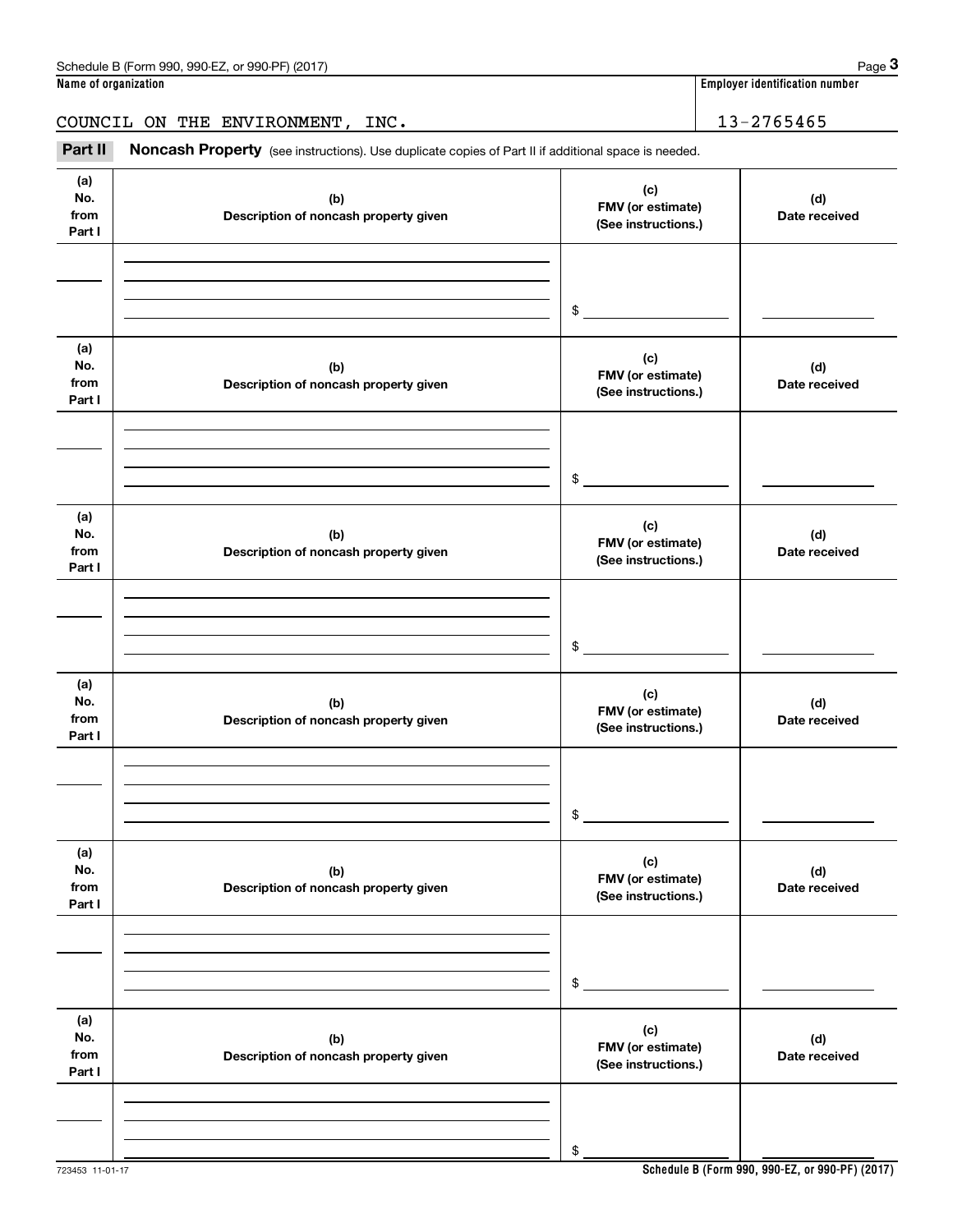Name of organization | Employer identification number

COUNCIL ON THE ENVIRONMENT, INC. | 13-2765465

**Part II** **Noncash Property** (see instructions). Use duplicate copies of Part II if additional space is needed.

| (a) No. from Part I | (b) Description of noncash property given | (c) FMV (or estimate) (See instructions.) | (d) Date received |
|---|---|---|---|
| | | $ | |

| (a) No. from Part I | (b) Description of noncash property given | (c) FMV (or estimate) (See instructions.) | (d) Date received |
|---|---|---|---|
| | | $ | |

| (a) No. from Part I | (b) Description of noncash property given | (c) FMV (or estimate) (See instructions.) | (d) Date received |
|---|---|---|---|
| | | $ | |

| (a) No. from Part I | (b) Description of noncash property given | (c) FMV (or estimate) (See instructions.) | (d) Date received |
|---|---|---|---|
| | | $ | |

| (a) No. from Part I | (b) Description of noncash property given | (c) FMV (or estimate) (See instructions.) | (d) Date received |
|---|---|---|---|
| | | $ | |

| (a) No. from Part I | (b) Description of noncash property given | (c) FMV (or estimate) (See instructions.) | (d) Date received |
|---|---|---|---|
| | | $ | |

723453 11-01-17 **Schedule B (Form 990, 990-EZ, or 990-PF) (2017)**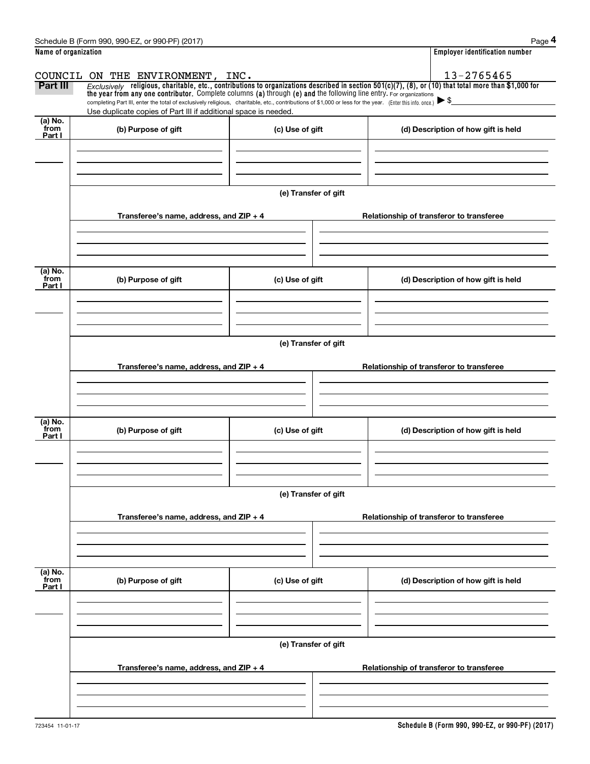Schedule B (Form 990, 990-EZ, or 990-PF) (2017)

**Name of organization**

COUNCIL ON THE ENVIRONMENT, INC.

**Employer identification number**

13-2765465

**Part III** *Exclusively* **religious, charitable, etc., contributions to organizations described in section 501(c)(7), (8), or (10) that total more than $1,000 for the year from any one contributor.** Complete columns **(a)** through **(e) and** the following line entry. For organizations completing Part III, enter the total of exclusively religious, charitable, etc., contributions of $1,000 or less for the year. (Enter this info. once.) ▶ $

Use duplicate copies of Part III if additional space is needed.

| (a) No. from Part I | (b) Purpose of gift | (c) Use of gift | (d) Description of how gift is held |
|---|---|---|---|
| | | | |

**(e) Transfer of gift**

| Transferee's name, address, and ZIP + 4 | Relationship of transferor to transferee |
|---|---|
| | |

| (a) No. from Part I | (b) Purpose of gift | (c) Use of gift | (d) Description of how gift is held |
|---|---|---|---|
| | | | |

**(e) Transfer of gift**

| Transferee's name, address, and ZIP + 4 | Relationship of transferor to transferee |
|---|---|
| | |

| (a) No. from Part I | (b) Purpose of gift | (c) Use of gift | (d) Description of how gift is held |
|---|---|---|---|
| | | | |

**(e) Transfer of gift**

| Transferee's name, address, and ZIP + 4 | Relationship of transferor to transferee |
|---|---|
| | |

| (a) No. from Part I | (b) Purpose of gift | (c) Use of gift | (d) Description of how gift is held |
|---|---|---|---|
| | | | |

**(e) Transfer of gift**

| Transferee's name, address, and ZIP + 4 | Relationship of transferor to transferee |
|---|---|
| | |

723454 11-01-17

**Schedule B (Form 990, 990-EZ, or 990-PF) (2017)**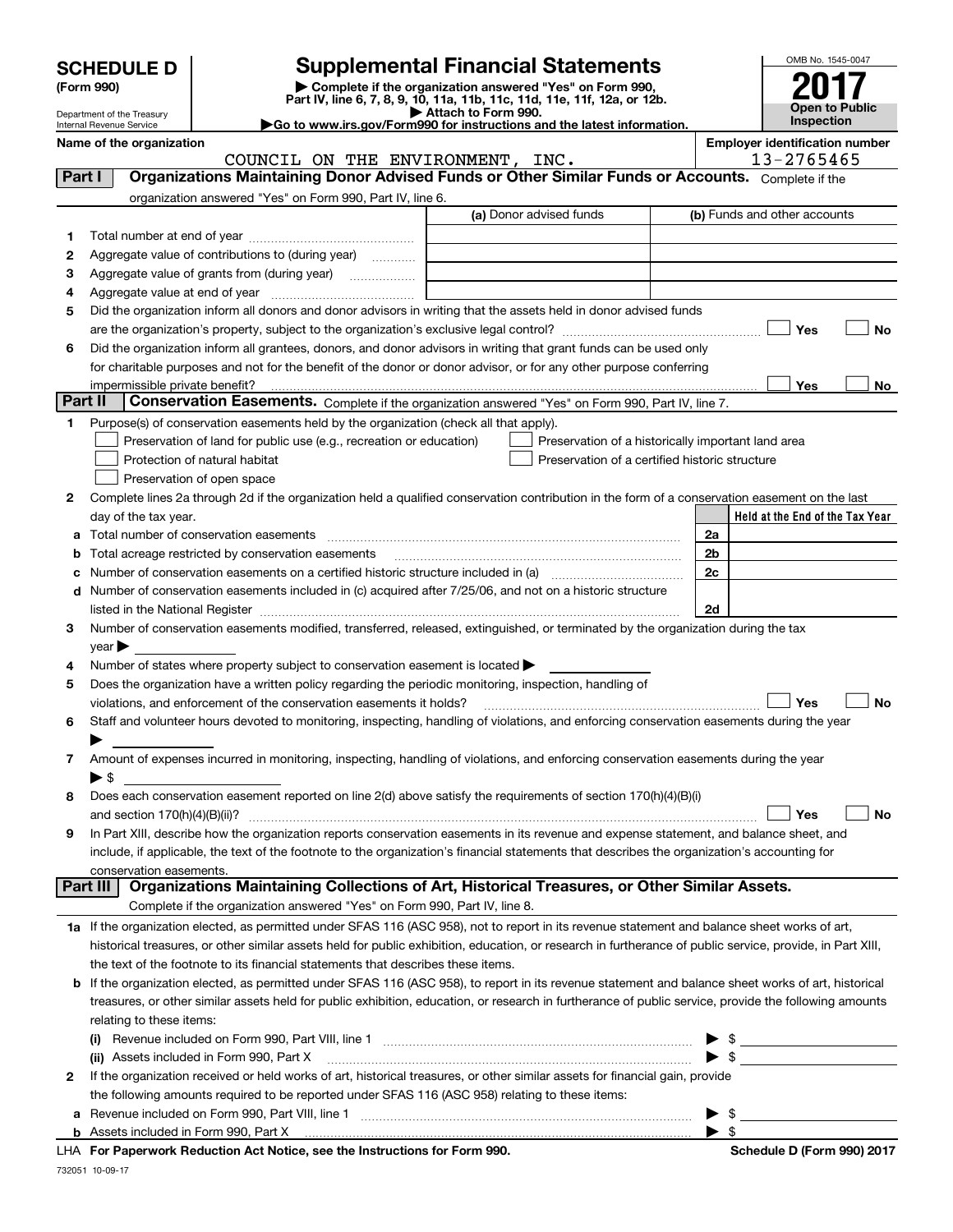# SCHEDULE D (Form 990)

Department of the Treasury
Internal Revenue Service

## Supplemental Financial Statements

▶ Complete if the organization answered "Yes" on Form 990, Part IV, line 6, 7, 8, 9, 10, 11a, 11b, 11c, 11d, 11e, 11f, 12a, or 12b.
▶ Attach to Form 990.
▶Go to www.irs.gov/Form990 for instructions and the latest information.

OMB No. 1545-0047

**2017**

**Open to Public Inspection**

**Name of the organization**
COUNCIL ON THE ENVIRONMENT, INC.

**Employer identification number**
13-2765465

**Part I — Organizations Maintaining Donor Advised Funds or Other Similar Funds or Accounts.** Complete if the organization answered "Yes" on Form 990, Part IV, line 6.

| | | (a) Donor advised funds | (b) Funds and other accounts |
|---|---|---|---|
| 1 | Total number at end of year | | |
| 2 | Aggregate value of contributions to (during year) | | |
| 3 | Aggregate value of grants from (during year) | | |
| 4 | Aggregate value at end of year | | |

5 Did the organization inform all donors and donor advisors in writing that the assets held in donor advised funds are the organization's property, subject to the organization's exclusive legal control? ☐ Yes ☐ No

6 Did the organization inform all grantees, donors, and donor advisors in writing that grant funds can be used only for charitable purposes and not for the benefit of the donor or donor advisor, or for any other purpose conferring impermissible private benefit? ☐ Yes ☐ No

**Part II — Conservation Easements.** Complete if the organization answered "Yes" on Form 990, Part IV, line 7.

1 Purpose(s) of conservation easements held by the organization (check all that apply).

☐ Preservation of land for public use (e.g., recreation or education)
☐ Protection of natural habitat
☐ Preservation of open space
☐ Preservation of a historically important land area
☐ Preservation of a certified historic structure

2 Complete lines 2a through 2d if the organization held a qualified conservation contribution in the form of a conservation easement on the last day of the tax year.

| | | | Held at the End of the Tax Year |
|---|---|---|---|
| a | Total number of conservation easements | 2a | |
| b | Total acreage restricted by conservation easements | 2b | |
| c | Number of conservation easements on a certified historic structure included in (a) | 2c | |
| d | Number of conservation easements included in (c) acquired after 7/25/06, and not on a historic structure listed in the National Register | 2d | |

3 Number of conservation easements modified, transferred, released, extinguished, or terminated by the organization during the tax year ▶

4 Number of states where property subject to conservation easement is located ▶

5 Does the organization have a written policy regarding the periodic monitoring, inspection, handling of violations, and enforcement of the conservation easements it holds? ☐ Yes ☐ No

6 Staff and volunteer hours devoted to monitoring, inspecting, handling of violations, and enforcing conservation easements during the year ▶

7 Amount of expenses incurred in monitoring, inspecting, handling of violations, and enforcing conservation easements during the year ▶ $

8 Does each conservation easement reported on line 2(d) above satisfy the requirements of section 170(h)(4)(B)(i) and section 170(h)(4)(B)(ii)? ☐ Yes ☐ No

9 In Part XIII, describe how the organization reports conservation easements in its revenue and expense statement, and balance sheet, and include, if applicable, the text of the footnote to the organization's financial statements that describes the organization's accounting for conservation easements.

**Part III — Organizations Maintaining Collections of Art, Historical Treasures, or Other Similar Assets.** Complete if the organization answered "Yes" on Form 990, Part IV, line 8.

1a If the organization elected, as permitted under SFAS 116 (ASC 958), not to report in its revenue statement and balance sheet works of art, historical treasures, or other similar assets held for public exhibition, education, or research in furtherance of public service, provide, in Part XIII, the text of the footnote to its financial statements that describes these items.

b If the organization elected, as permitted under SFAS 116 (ASC 958), to report in its revenue statement and balance sheet works of art, historical treasures, or other similar assets held for public exhibition, education, or research in furtherance of public service, provide the following amounts relating to these items:

(i) Revenue included on Form 990, Part VIII, line 1 ▶ $

(ii) Assets included in Form 990, Part X ▶ $

2 If the organization received or held works of art, historical treasures, or other similar assets for financial gain, provide the following amounts required to be reported under SFAS 116 (ASC 958) relating to these items:

a Revenue included on Form 990, Part VIII, line 1 ▶ $

b Assets included in Form 990, Part X ▶ $

LHA For Paperwork Reduction Act Notice, see the Instructions for Form 990. Schedule D (Form 990) 2017

732051 10-09-17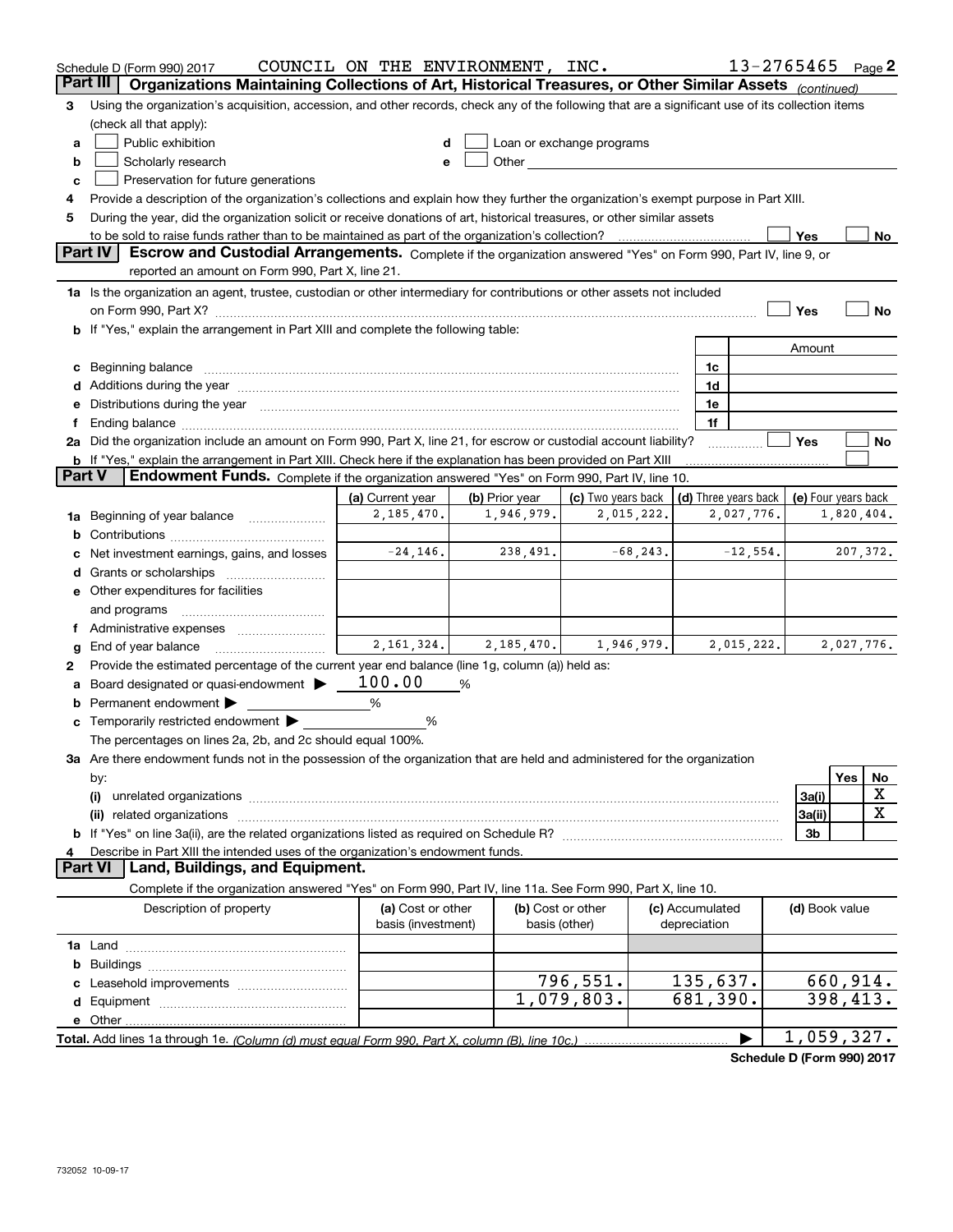Schedule D (Form 990) 2017 COUNCIL ON THE ENVIRONMENT, INC. 13-2765465 Page 2

## Part III Organizations Maintaining Collections of Art, Historical Treasures, or Other Similar Assets *(continued)*

**3** Using the organization's acquisition, accession, and other records, check any of the following that are a significant use of its collection items (check all that apply):

- **a** ☐ Public exhibition
- **b** ☐ Scholarly research
- **c** ☐ Preservation for future generations
- **d** ☐ Loan or exchange programs
- **e** ☐ Other

**4** Provide a description of the organization's collections and explain how they further the organization's exempt purpose in Part XIII.

**5** During the year, did the organization solicit or receive donations of art, historical treasures, or other similar assets to be sold to raise funds rather than to be maintained as part of the organization's collection? ☐ Yes ☐ No

## Part IV Escrow and Custodial Arrangements.

Complete if the organization answered "Yes" on Form 990, Part IV, line 9, or reported an amount on Form 990, Part X, line 21.

**1a** Is the organization an agent, trustee, custodian or other intermediary for contributions or other assets not included on Form 990, Part X? ☐ Yes ☐ No

**b** If "Yes," explain the arrangement in Part XIII and complete the following table:

| | | Amount |
|---|---|---|
| **c** Beginning balance | 1c | |
| **d** Additions during the year | 1d | |
| **e** Distributions during the year | 1e | |
| **f** Ending balance | 1f | |

**2a** Did the organization include an amount on Form 990, Part X, line 21, for escrow or custodial account liability? ☐ Yes ☐ No

**b** If "Yes," explain the arrangement in Part XIII. Check here if the explanation has been provided on Part XIII ☐

## Part V Endowment Funds.

Complete if the organization answered "Yes" on Form 990, Part IV, line 10.

| | (a) Current year | (b) Prior year | (c) Two years back | (d) Three years back | (e) Four years back |
|---|---|---|---|---|---|
| **1a** Beginning of year balance | 2,185,470. | 1,946,979. | 2,015,222. | 2,027,776. | 1,820,404. |
| **b** Contributions | | | | | |
| **c** Net investment earnings, gains, and losses | -24,146. | 238,491. | -68,243. | -12,554. | 207,372. |
| **d** Grants or scholarships | | | | | |
| **e** Other expenditures for facilities and programs | | | | | |
| **f** Administrative expenses | | | | | |
| **g** End of year balance | 2,161,324. | 2,185,470. | 1,946,979. | 2,015,222. | 2,027,776. |

**2** Provide the estimated percentage of the current year end balance (line 1g, column (a)) held as:

- **a** Board designated or quasi-endowment ▶ 100.00 %
- **b** Permanent endowment ▶ %
- **c** Temporarily restricted endowment ▶ %

The percentages on lines 2a, 2b, and 2c should equal 100%.

**3a** Are there endowment funds not in the possession of the organization that are held and administered for the organization by:

| | | Yes | No |
|---|---|---|---|
| **(i)** unrelated organizations | 3a(i) | | X |
| **(ii)** related organizations | 3a(ii) | | X |
| **b** If "Yes" on line 3a(ii), are the related organizations listed as required on Schedule R? | 3b | | |

**4** Describe in Part XIII the intended uses of the organization's endowment funds.

## Part VI Land, Buildings, and Equipment.

Complete if the organization answered "Yes" on Form 990, Part IV, line 11a. See Form 990, Part X, line 10.

| Description of property | (a) Cost or other basis (investment) | (b) Cost or other basis (other) | (c) Accumulated depreciation | (d) Book value |
|---|---|---|---|---|
| **1a** Land | | | | |
| **b** Buildings | | | | |
| **c** Leasehold improvements | | 796,551. | 135,637. | 660,914. |
| **d** Equipment | | 1,079,803. | 681,390. | 398,413. |
| **e** Other | | | | |
| **Total.** Add lines 1a through 1e. *(Column (d) must equal Form 990, Part X, column (B), line 10c.)* ▶ | | | | 1,059,327. |

**Schedule D (Form 990) 2017**

732052 10-09-17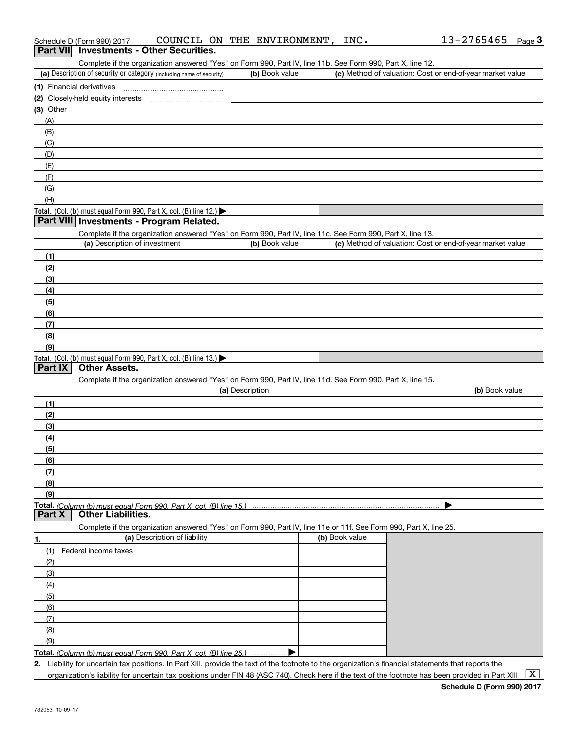Schedule D (Form 990) 2017 COUNCIL ON THE ENVIRONMENT, INC. 13-2765465 Page 3

## Part VII Investments - Other Securities.

Complete if the organization answered "Yes" on Form 990, Part IV, line 11b. See Form 990, Part X, line 12.

| (a) Description of security or category (including name of security) | (b) Book value | (c) Method of valuation: Cost or end-of-year market value |
|---|---|---|
| (1) Financial derivatives | | |
| (2) Closely-held equity interests | | |
| (3) Other | | |
| (A) | | |
| (B) | | |
| (C) | | |
| (D) | | |
| (E) | | |
| (F) | | |
| (G) | | |
| (H) | | |
| **Total.** (Col. (b) must equal Form 990, Part X, col. (B) line 12.) ▶ | | |

## Part VIII Investments - Program Related.

Complete if the organization answered "Yes" on Form 990, Part IV, line 11c. See Form 990, Part X, line 13.

| (a) Description of investment | (b) Book value | (c) Method of valuation: Cost or end-of-year market value |
|---|---|---|
| (1) | | |
| (2) | | |
| (3) | | |
| (4) | | |
| (5) | | |
| (6) | | |
| (7) | | |
| (8) | | |
| (9) | | |
| **Total.** (Col. (b) must equal Form 990, Part X, col. (B) line 13.) ▶ | | |

## Part IX Other Assets.

Complete if the organization answered "Yes" on Form 990, Part IV, line 11d. See Form 990, Part X, line 15.

| (a) Description | (b) Book value |
|---|---|
| (1) | |
| (2) | |
| (3) | |
| (4) | |
| (5) | |
| (6) | |
| (7) | |
| (8) | |
| (9) | |
| **Total.** *(Column (b) must equal Form 990, Part X, col. (B) line 15.)* ▶ | |

## Part X Other Liabilities.

Complete if the organization answered "Yes" on Form 990, Part IV, line 11e or 11f. See Form 990, Part X, line 25.

| 1. (a) Description of liability | (b) Book value |
|---|---|
| (1) Federal income taxes | |
| (2) | |
| (3) | |
| (4) | |
| (5) | |
| (6) | |
| (7) | |
| (8) | |
| (9) | |
| **Total.** *(Column (b) must equal Form 990, Part X, col. (B) line 25.)* ▶ | |

2. Liability for uncertain tax positions. In Part XIII, provide the text of the footnote to the organization's financial statements that reports the organization's liability for uncertain tax positions under FIN 48 (ASC 740). Check here if the text of the footnote has been provided in Part XIII [X]

**Schedule D (Form 990) 2017**

732053 10-09-17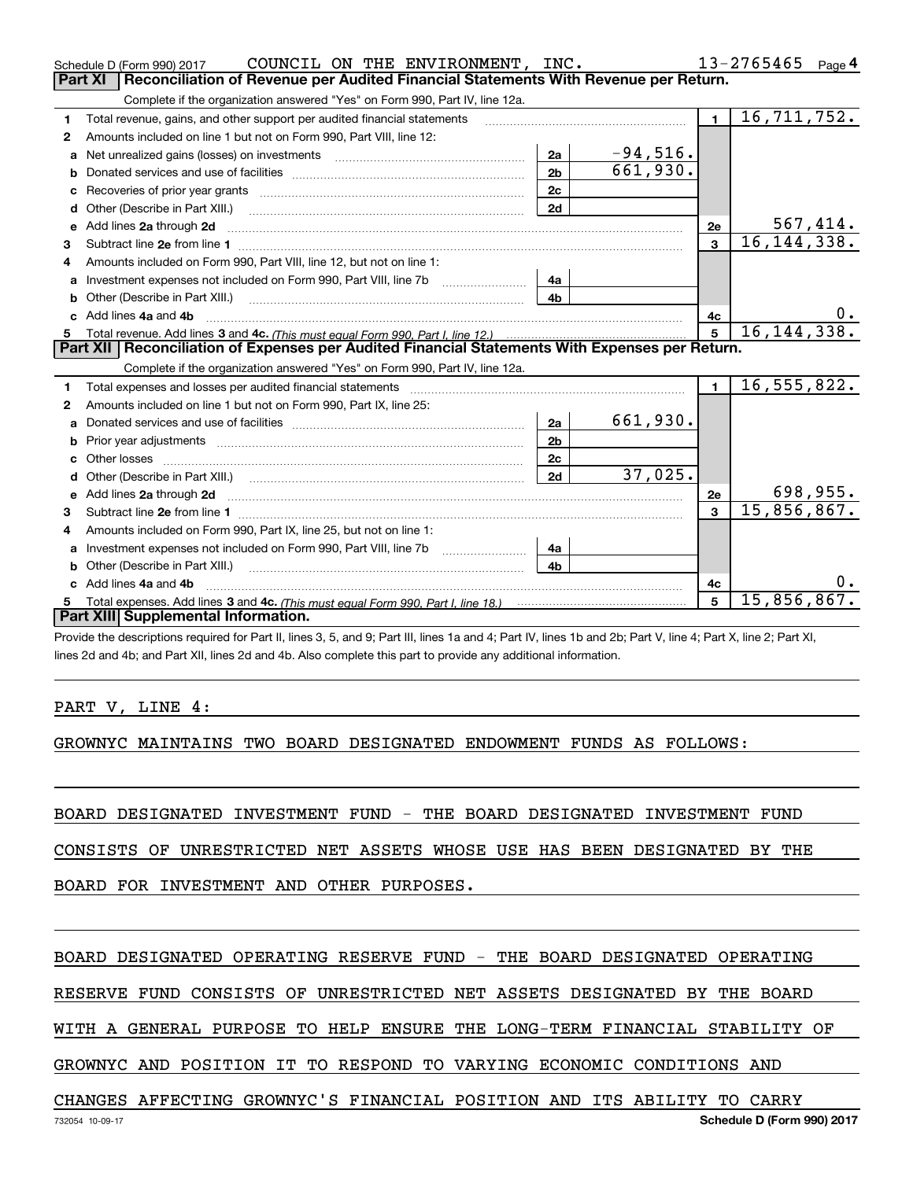Schedule D (Form 990) 2017 COUNCIL ON THE ENVIRONMENT, INC. 13-2765465 Page 4

## Part XI Reconciliation of Revenue per Audited Financial Statements With Revenue per Return.

Complete if the organization answered "Yes" on Form 990, Part IV, line 12a.

| | | | | | |
|---|---|---|---|---|---|
| 1 | Total revenue, gains, and other support per audited financial statements | | | 1 | 16,711,752. |
| 2 | Amounts included on line 1 but not on Form 990, Part VIII, line 12: | | | | |
| a | Net unrealized gains (losses) on investments | 2a | -94,516. | | |
| b | Donated services and use of facilities | 2b | 661,930. | | |
| c | Recoveries of prior year grants | 2c | | | |
| d | Other (Describe in Part XIII.) | 2d | | | |
| e | Add lines 2a through 2d | | | 2e | 567,414. |
| 3 | Subtract line 2e from line 1 | | | 3 | 16,144,338. |
| 4 | Amounts included on Form 990, Part VIII, line 12, but not on line 1: | | | | |
| a | Investment expenses not included on Form 990, Part VIII, line 7b | 4a | | | |
| b | Other (Describe in Part XIII.) | 4b | | | |
| c | Add lines 4a and 4b | | | 4c | 0. |
| 5 | Total revenue. Add lines 3 and 4c. *(This must equal Form 990, Part I, line 12.)* | | | 5 | 16,144,338. |

## Part XII Reconciliation of Expenses per Audited Financial Statements With Expenses per Return.

Complete if the organization answered "Yes" on Form 990, Part IV, line 12a.

| | | | | | |
|---|---|---|---|---|---|
| 1 | Total expenses and losses per audited financial statements | | | 1 | 16,555,822. |
| 2 | Amounts included on line 1 but not on Form 990, Part IX, line 25: | | | | |
| a | Donated services and use of facilities | 2a | 661,930. | | |
| b | Prior year adjustments | 2b | | | |
| c | Other losses | 2c | | | |
| d | Other (Describe in Part XIII.) | 2d | 37,025. | | |
| e | Add lines 2a through 2d | | | 2e | 698,955. |
| 3 | Subtract line 2e from line 1 | | | 3 | 15,856,867. |
| 4 | Amounts included on Form 990, Part IX, line 25, but not on line 1: | | | | |
| a | Investment expenses not included on Form 990, Part VIII, line 7b | 4a | | | |
| b | Other (Describe in Part XIII.) | 4b | | | |
| c | Add lines 4a and 4b | | | 4c | 0. |
| 5 | Total expenses. Add lines 3 and 4c. *(This must equal Form 990, Part I, line 18.)* | | | 5 | 15,856,867. |

## Part XIII Supplemental Information.

Provide the descriptions required for Part II, lines 3, 5, and 9; Part III, lines 1a and 4; Part IV, lines 1b and 2b; Part V, line 4; Part X, line 2; Part XI, lines 2d and 4b; and Part XII, lines 2d and 4b. Also complete this part to provide any additional information.

PART V, LINE 4:

GROWNYC MAINTAINS TWO BOARD DESIGNATED ENDOWMENT FUNDS AS FOLLOWS:

BOARD DESIGNATED INVESTMENT FUND - THE BOARD DESIGNATED INVESTMENT FUND CONSISTS OF UNRESTRICTED NET ASSETS WHOSE USE HAS BEEN DESIGNATED BY THE BOARD FOR INVESTMENT AND OTHER PURPOSES.

BOARD DESIGNATED OPERATING RESERVE FUND - THE BOARD DESIGNATED OPERATING RESERVE FUND CONSISTS OF UNRESTRICTED NET ASSETS DESIGNATED BY THE BOARD WITH A GENERAL PURPOSE TO HELP ENSURE THE LONG-TERM FINANCIAL STABILITY OF GROWNYC AND POSITION IT TO RESPOND TO VARYING ECONOMIC CONDITIONS AND CHANGES AFFECTING GROWNYC'S FINANCIAL POSITION AND ITS ABILITY TO CARRY

732054 10-09-17 Schedule D (Form 990) 2017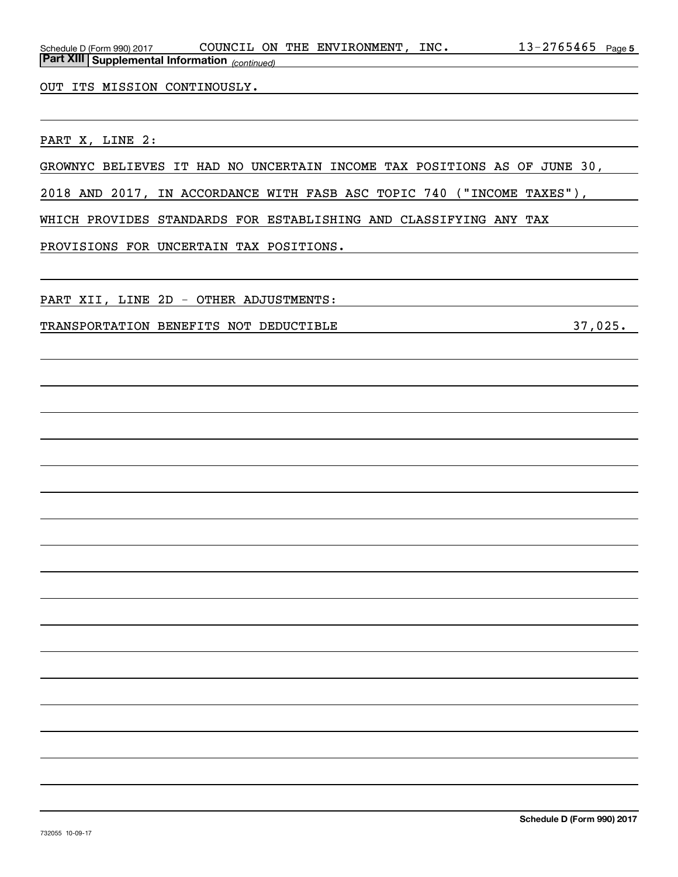Schedule D (Form 990) 2017 COUNCIL ON THE ENVIRONMENT, INC. 13-2765465

**Part XIII Supplemental Information** *(continued)*

OUT ITS MISSION CONTINOUSLY.

PART X, LINE 2:

GROWNYC BELIEVES IT HAD NO UNCERTAIN INCOME TAX POSITIONS AS OF JUNE 30, 2018 AND 2017, IN ACCORDANCE WITH FASB ASC TOPIC 740 ("INCOME TAXES"), WHICH PROVIDES STANDARDS FOR ESTABLISHING AND CLASSIFYING ANY TAX PROVISIONS FOR UNCERTAIN TAX POSITIONS.

PART XII, LINE 2D - OTHER ADJUSTMENTS:

| | |
|---|---|
| TRANSPORTATION BENEFITS NOT DEDUCTIBLE | 37,025. |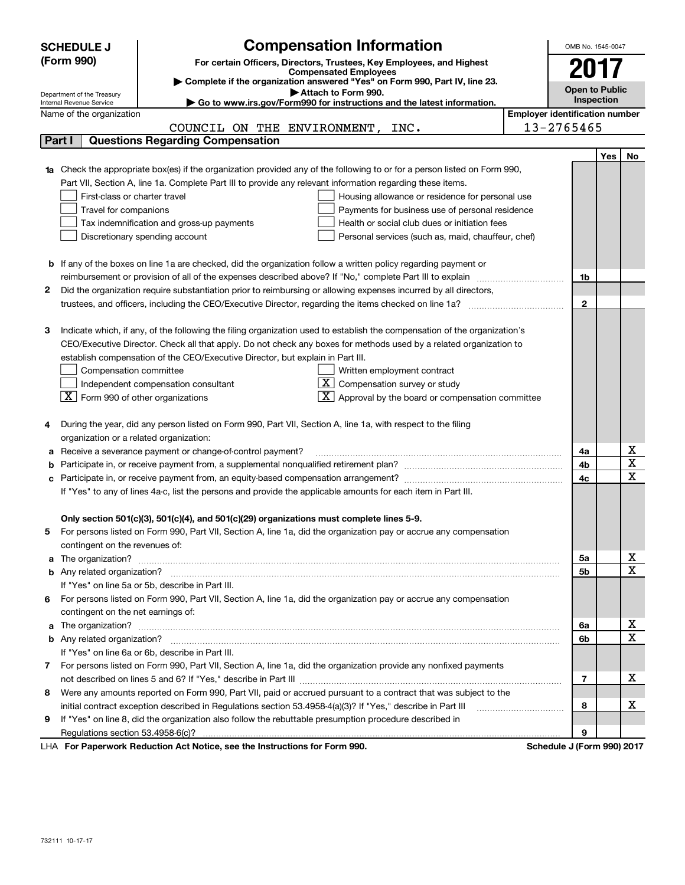**SCHEDULE J (Form 990)**

Department of the Treasury
Internal Revenue Service

# Compensation Information

**For certain Officers, Directors, Trustees, Key Employees, and Highest Compensated Employees**

▶ **Complete if the organization answered "Yes" on Form 990, Part IV, line 23.**

▶ **Attach to Form 990.**

▶ **Go to www.irs.gov/Form990 for instructions and the latest information.**

OMB No. 1545-0047

**2017**

**Open to Public Inspection**

Name of the organization: COUNCIL ON THE ENVIRONMENT, INC.

**Employer identification number:** 13-2765465

## Part I Questions Regarding Compensation

| | | | Yes | No |
|---|---|---|---|---|
| **1a** | Check the appropriate box(es) if the organization provided any of the following to or for a person listed on Form 990, Part VII, Section A, line 1a. Complete Part III to provide any relevant information regarding these items.<br>☐ First-class or charter travel ☐ Housing allowance or residence for personal use<br>☐ Travel for companions ☐ Payments for business use of personal residence<br>☐ Tax indemnification and gross-up payments ☐ Health or social club dues or initiation fees<br>☐ Discretionary spending account ☐ Personal services (such as, maid, chauffeur, chef) | | | |
| **b** | If any of the boxes on line 1a are checked, did the organization follow a written policy regarding payment or reimbursement or provision of all of the expenses described above? If "No," complete Part III to explain | 1b | | |
| **2** | Did the organization require substantiation prior to reimbursing or allowing expenses incurred by all directors, trustees, and officers, including the CEO/Executive Director, regarding the items checked on line 1a? | 2 | | |
| **3** | Indicate which, if any, of the following the filing organization used to establish the compensation of the organization's CEO/Executive Director. Check all that apply. Do not check any boxes for methods used by a related organization to establish compensation of the CEO/Executive Director, but explain in Part III.<br>☐ Compensation committee ☐ Written employment contract<br>☐ Independent compensation consultant ☒ Compensation survey or study<br>☒ Form 990 of other organizations ☒ Approval by the board or compensation committee | | | |
| **4** | During the year, did any person listed on Form 990, Part VII, Section A, line 1a, with respect to the filing organization or a related organization: | | | |
| **a** | Receive a severance payment or change-of-control payment? | 4a | | X |
| **b** | Participate in, or receive payment from, a supplemental nonqualified retirement plan? | 4b | | X |
| **c** | Participate in, or receive payment from, an equity-based compensation arrangement? | 4c | | X |
| | If "Yes" to any of lines 4a-c, list the persons and provide the applicable amounts for each item in Part III. | | | |
| | **Only section 501(c)(3), 501(c)(4), and 501(c)(29) organizations must complete lines 5-9.** | | | |
| **5** | For persons listed on Form 990, Part VII, Section A, line 1a, did the organization pay or accrue any compensation contingent on the revenues of: | | | |
| **a** | The organization? | 5a | | X |
| **b** | Any related organization? | 5b | | X |
| | If "Yes" on line 5a or 5b, describe in Part III. | | | |
| **6** | For persons listed on Form 990, Part VII, Section A, line 1a, did the organization pay or accrue any compensation contingent on the net earnings of: | | | |
| **a** | The organization? | 6a | | X |
| **b** | Any related organization? | 6b | | X |
| | If "Yes" on line 6a or 6b, describe in Part III. | | | |
| **7** | For persons listed on Form 990, Part VII, Section A, line 1a, did the organization provide any nonfixed payments not described on lines 5 and 6? If "Yes," describe in Part III | 7 | | X |
| **8** | Were any amounts reported on Form 990, Part VII, paid or accrued pursuant to a contract that was subject to the initial contract exception described in Regulations section 53.4958-4(a)(3)? If "Yes," describe in Part III | 8 | | X |
| **9** | If "Yes" on line 8, did the organization also follow the rebuttable presumption procedure described in Regulations section 53.4958-6(c)? | 9 | | |

LHA **For Paperwork Reduction Act Notice, see the Instructions for Form 990.** **Schedule J (Form 990) 2017**

732111 10-17-17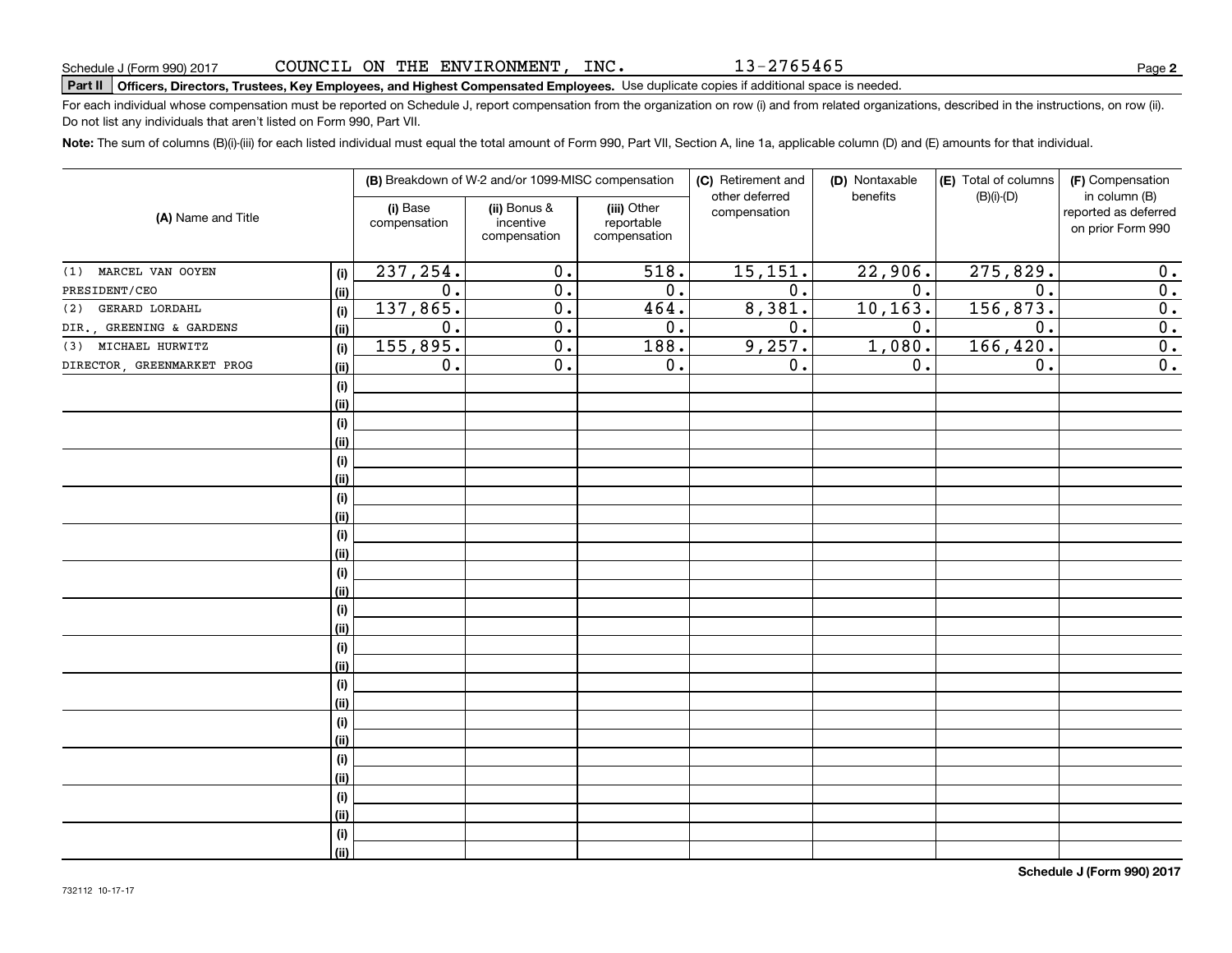Schedule J (Form 990) 2017 COUNCIL ON THE ENVIRONMENT, INC. 13-2765465

**Part II Officers, Directors, Trustees, Key Employees, and Highest Compensated Employees.** Use duplicate copies if additional space is needed.

For each individual whose compensation must be reported on Schedule J, report compensation from the organization on row (i) and from related organizations, described in the instructions, on row (ii). Do not list any individuals that aren't listed on Form 990, Part VII.

**Note:** The sum of columns (B)(i)-(iii) for each listed individual must equal the total amount of Form 990, Part VII, Section A, line 1a, applicable column (D) and (E) amounts for that individual.

| (A) Name and Title | | (B) Breakdown of W-2 and/or 1099-MISC compensation | | | (C) Retirement and other deferred compensation | (D) Nontaxable benefits | (E) Total of columns (B)(i)-(D) | (F) Compensation in column (B) reported as deferred on prior Form 990 |
|---|---|---|---|---|---|---|---|---|
| | | (i) Base compensation | (ii) Bonus & incentive compensation | (iii) Other reportable compensation | | | | |
| (1) MARCEL VAN OOYEN | (i) | 237,254. | 0. | 518. | 15,151. | 22,906. | 275,829. | 0. |
| PRESIDENT/CEO | (ii) | 0. | 0. | 0. | 0. | 0. | 0. | 0. |
| (2) GERARD LORDAHL | (i) | 137,865. | 0. | 464. | 8,381. | 10,163. | 156,873. | 0. |
| DIR., GREENING & GARDENS | (ii) | 0. | 0. | 0. | 0. | 0. | 0. | 0. |
| (3) MICHAEL HURWITZ | (i) | 155,895. | 0. | 188. | 9,257. | 1,080. | 166,420. | 0. |
| DIRECTOR, GREENMARKET PROG | (ii) | 0. | 0. | 0. | 0. | 0. | 0. | 0. |

Schedule J (Form 990) 2017

732112 10-17-17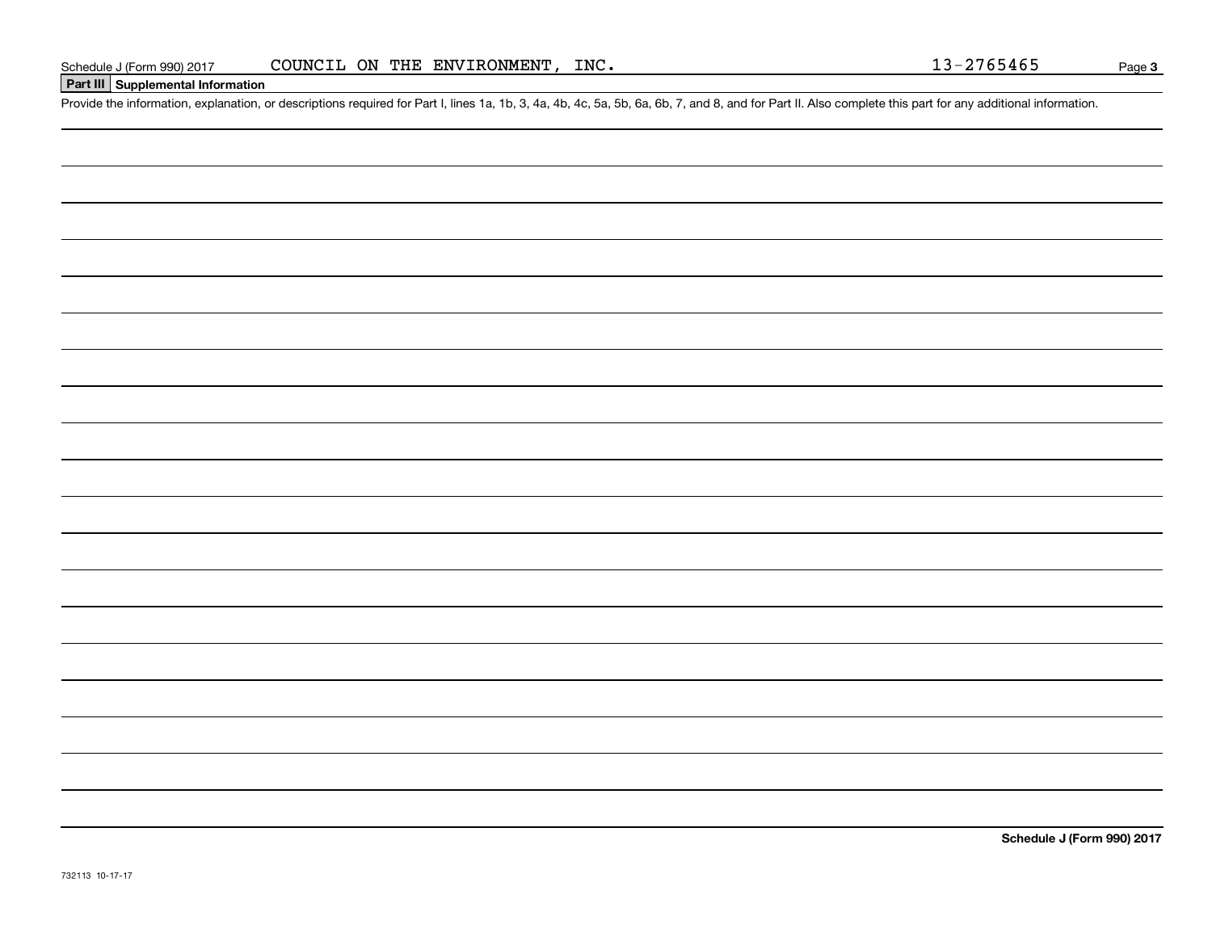Schedule J (Form 990) 2017 COUNCIL ON THE ENVIRONMENT, INC. 13-2765465

## Part III Supplemental Information

Provide the information, explanation, or descriptions required for Part I, lines 1a, 1b, 3, 4a, 4b, 4c, 5a, 5b, 6a, 6b, 7, and 8, and for Part II. Also complete this part for any additional information.

**Schedule J (Form 990) 2017**

732113 10-17-17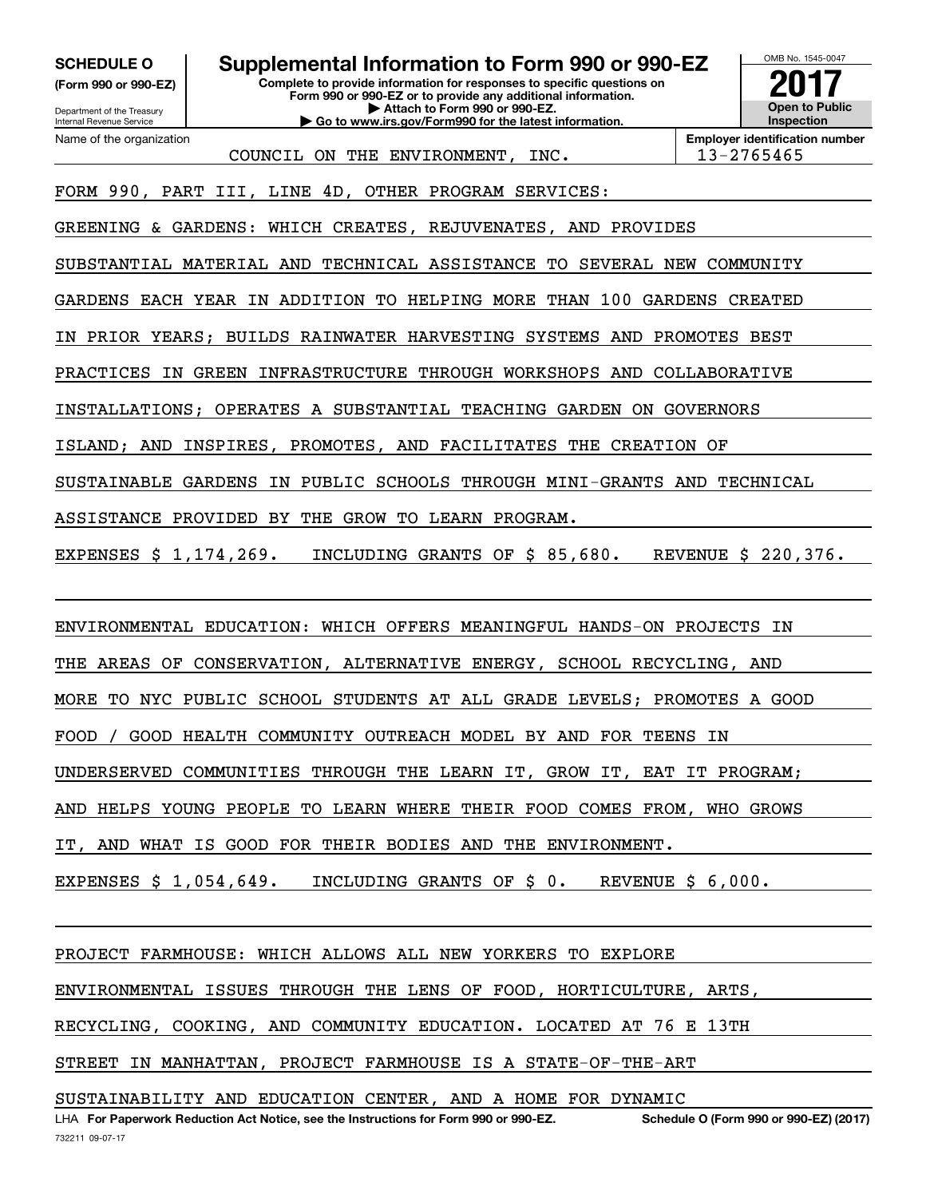**SCHEDULE O (Form 990 or 990-EZ)**

Department of the Treasury
Internal Revenue Service

# Supplemental Information to Form 990 or 990-EZ

**Complete to provide information for responses to specific questions on Form 990 or 990-EZ or to provide any additional information.**
**▶ Attach to Form 990 or 990-EZ.**
**▶ Go to www.irs.gov/Form990 for the latest information.**

OMB No. 1545-0047

**2017**

**Open to Public Inspection**

| Name of the organization | Employer identification number |
|---|---|
| COUNCIL ON THE ENVIRONMENT, INC. | 13-2765465 |

FORM 990, PART III, LINE 4D, OTHER PROGRAM SERVICES:

GREENING & GARDENS: WHICH CREATES, REJUVENATES, AND PROVIDES SUBSTANTIAL MATERIAL AND TECHNICAL ASSISTANCE TO SEVERAL NEW COMMUNITY GARDENS EACH YEAR IN ADDITION TO HELPING MORE THAN 100 GARDENS CREATED IN PRIOR YEARS; BUILDS RAINWATER HARVESTING SYSTEMS AND PROMOTES BEST PRACTICES IN GREEN INFRASTRUCTURE THROUGH WORKSHOPS AND COLLABORATIVE INSTALLATIONS; OPERATES A SUBSTANTIAL TEACHING GARDEN ON GOVERNORS ISLAND; AND INSPIRES, PROMOTES, AND FACILITATES THE CREATION OF SUSTAINABLE GARDENS IN PUBLIC SCHOOLS THROUGH MINI-GRANTS AND TECHNICAL ASSISTANCE PROVIDED BY THE GROW TO LEARN PROGRAM.

EXPENSES $ 1,174,269. INCLUDING GRANTS OF $ 85,680. REVENUE $ 220,376.

ENVIRONMENTAL EDUCATION: WHICH OFFERS MEANINGFUL HANDS-ON PROJECTS IN THE AREAS OF CONSERVATION, ALTERNATIVE ENERGY, SCHOOL RECYCLING, AND MORE TO NYC PUBLIC SCHOOL STUDENTS AT ALL GRADE LEVELS; PROMOTES A GOOD FOOD / GOOD HEALTH COMMUNITY OUTREACH MODEL BY AND FOR TEENS IN UNDERSERVED COMMUNITIES THROUGH THE LEARN IT, GROW IT, EAT IT PROGRAM; AND HELPS YOUNG PEOPLE TO LEARN WHERE THEIR FOOD COMES FROM, WHO GROWS IT, AND WHAT IS GOOD FOR THEIR BODIES AND THE ENVIRONMENT.

EXPENSES $ 1,054,649. INCLUDING GRANTS OF $ 0. REVENUE $ 6,000.

PROJECT FARMHOUSE: WHICH ALLOWS ALL NEW YORKERS TO EXPLORE ENVIRONMENTAL ISSUES THROUGH THE LENS OF FOOD, HORTICULTURE, ARTS, RECYCLING, COOKING, AND COMMUNITY EDUCATION. LOCATED AT 76 E 13TH STREET IN MANHATTAN, PROJECT FARMHOUSE IS A STATE-OF-THE-ART SUSTAINABILITY AND EDUCATION CENTER, AND A HOME FOR DYNAMIC

LHA **For Paperwork Reduction Act Notice, see the Instructions for Form 990 or 990-EZ.** **Schedule O (Form 990 or 990-EZ) (2017)**

732211 09-07-17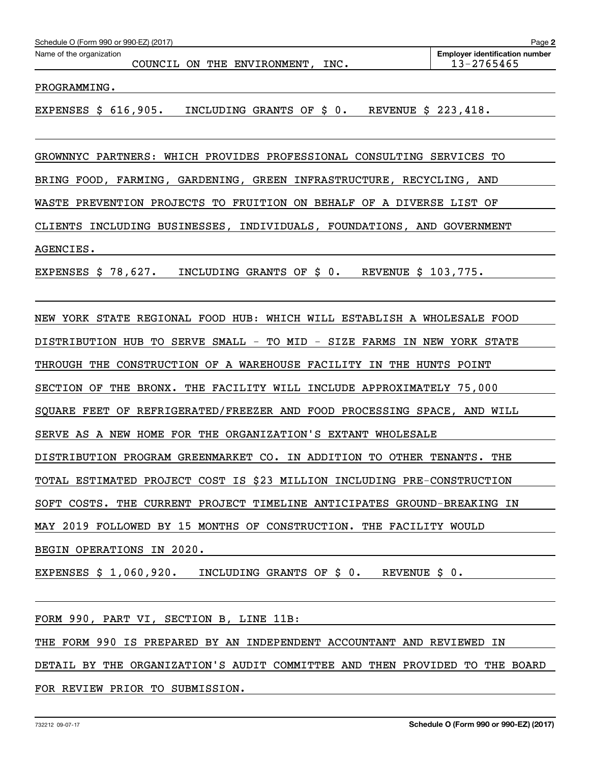Name of the organization: COUNCIL ON THE ENVIRONMENT, INC.

Employer identification number: 13-2765465

PROGRAMMING.

EXPENSES $ 616,905. INCLUDING GRANTS OF $ 0. REVENUE $ 223,418.

GROWNNYC PARTNERS: WHICH PROVIDES PROFESSIONAL CONSULTING SERVICES TO BRING FOOD, FARMING, GARDENING, GREEN INFRASTRUCTURE, RECYCLING, AND WASTE PREVENTION PROJECTS TO FRUITION ON BEHALF OF A DIVERSE LIST OF CLIENTS INCLUDING BUSINESSES, INDIVIDUALS, FOUNDATIONS, AND GOVERNMENT AGENCIES.

EXPENSES $ 78,627. INCLUDING GRANTS OF $ 0. REVENUE $ 103,775.

NEW YORK STATE REGIONAL FOOD HUB: WHICH WILL ESTABLISH A WHOLESALE FOOD DISTRIBUTION HUB TO SERVE SMALL - TO MID - SIZE FARMS IN NEW YORK STATE THROUGH THE CONSTRUCTION OF A WAREHOUSE FACILITY IN THE HUNTS POINT SECTION OF THE BRONX. THE FACILITY WILL INCLUDE APPROXIMATELY 75,000 SQUARE FEET OF REFRIGERATED/FREEZER AND FOOD PROCESSING SPACE, AND WILL SERVE AS A NEW HOME FOR THE ORGANIZATION'S EXTANT WHOLESALE DISTRIBUTION PROGRAM GREENMARKET CO. IN ADDITION TO OTHER TENANTS. THE TOTAL ESTIMATED PROJECT COST IS $23 MILLION INCLUDING PRE-CONSTRUCTION SOFT COSTS. THE CURRENT PROJECT TIMELINE ANTICIPATES GROUND-BREAKING IN MAY 2019 FOLLOWED BY 15 MONTHS OF CONSTRUCTION. THE FACILITY WOULD BEGIN OPERATIONS IN 2020.

EXPENSES $ 1,060,920. INCLUDING GRANTS OF $ 0. REVENUE $ 0.

FORM 990, PART VI, SECTION B, LINE 11B:

THE FORM 990 IS PREPARED BY AN INDEPENDENT ACCOUNTANT AND REVIEWED IN DETAIL BY THE ORGANIZATION'S AUDIT COMMITTEE AND THEN PROVIDED TO THE BOARD FOR REVIEW PRIOR TO SUBMISSION.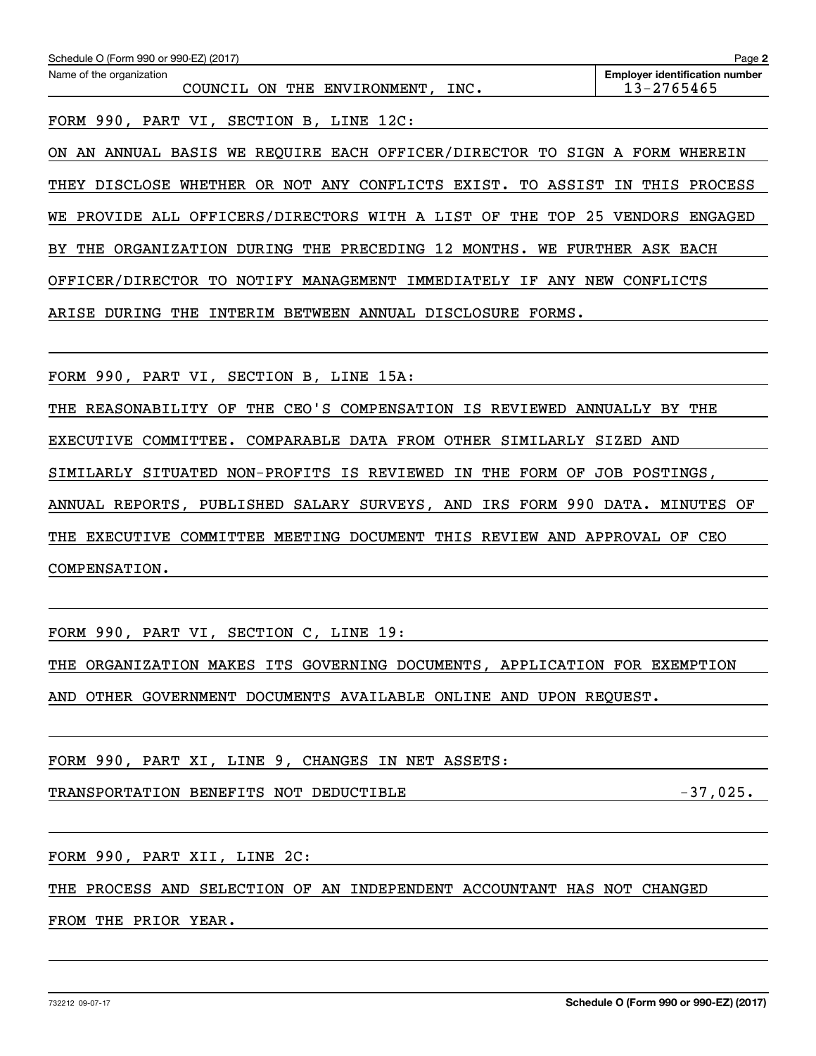Schedule O (Form 990 or 990-EZ) (2017)

Name of the organization: COUNCIL ON THE ENVIRONMENT, INC.

Employer identification number: 13-2765465

FORM 990, PART VI, SECTION B, LINE 12C:

ON AN ANNUAL BASIS WE REQUIRE EACH OFFICER/DIRECTOR TO SIGN A FORM WHEREIN THEY DISCLOSE WHETHER OR NOT ANY CONFLICTS EXIST. TO ASSIST IN THIS PROCESS WE PROVIDE ALL OFFICERS/DIRECTORS WITH A LIST OF THE TOP 25 VENDORS ENGAGED BY THE ORGANIZATION DURING THE PRECEDING 12 MONTHS. WE FURTHER ASK EACH OFFICER/DIRECTOR TO NOTIFY MANAGEMENT IMMEDIATELY IF ANY NEW CONFLICTS ARISE DURING THE INTERIM BETWEEN ANNUAL DISCLOSURE FORMS.

FORM 990, PART VI, SECTION B, LINE 15A:

THE REASONABILITY OF THE CEO'S COMPENSATION IS REVIEWED ANNUALLY BY THE EXECUTIVE COMMITTEE. COMPARABLE DATA FROM OTHER SIMILARLY SIZED AND SIMILARLY SITUATED NON-PROFITS IS REVIEWED IN THE FORM OF JOB POSTINGS, ANNUAL REPORTS, PUBLISHED SALARY SURVEYS, AND IRS FORM 990 DATA. MINUTES OF THE EXECUTIVE COMMITTEE MEETING DOCUMENT THIS REVIEW AND APPROVAL OF CEO COMPENSATION.

FORM 990, PART VI, SECTION C, LINE 19:

THE ORGANIZATION MAKES ITS GOVERNING DOCUMENTS, APPLICATION FOR EXEMPTION AND OTHER GOVERNMENT DOCUMENTS AVAILABLE ONLINE AND UPON REQUEST.

FORM 990, PART XI, LINE 9, CHANGES IN NET ASSETS:

| | |
|---|---|
| TRANSPORTATION BENEFITS NOT DEDUCTIBLE | -37,025. |

FORM 990, PART XII, LINE 2C:

THE PROCESS AND SELECTION OF AN INDEPENDENT ACCOUNTANT HAS NOT CHANGED FROM THE PRIOR YEAR.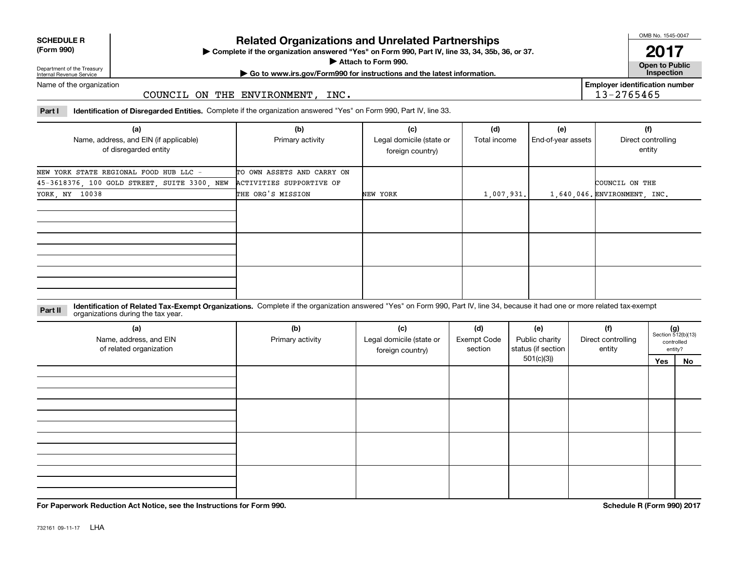**SCHEDULE R (Form 990)**

Department of the Treasury
Internal Revenue Service

# Related Organizations and Unrelated Partnerships

▶ Complete if the organization answered "Yes" on Form 990, Part IV, line 33, 34, 35b, 36, or 37.
▶ Attach to Form 990.
▶ Go to www.irs.gov/Form990 for instructions and the latest information.

OMB No. 1545-0047

**2017**

**Open to Public Inspection**

Name of the organization: COUNCIL ON THE ENVIRONMENT, INC.

Employer identification number: 13-2765465

**Part I** **Identification of Disregarded Entities.** Complete if the organization answered "Yes" on Form 990, Part IV, line 33.

| (a) Name, address, and EIN (if applicable) of disregarded entity | (b) Primary activity | (c) Legal domicile (state or foreign country) | (d) Total income | (e) End-of-year assets | (f) Direct controlling entity |
|---|---|---|---|---|---|
| NEW YORK STATE REGIONAL FOOD HUB LLC - 45-3618376, 100 GOLD STREET, SUITE 3300, NEW YORK, NY 10038 | TO OWN ASSETS AND CARRY ON ACTIVITIES SUPPORTIVE OF THE ORG'S MISSION | NEW YORK | 1,007,931. | 1,640,046. | COUNCIL ON THE ENVIRONMENT, INC. |
| | | | | | |
| | | | | | |
| | | | | | |

**Part II** **Identification of Related Tax-Exempt Organizations.** Complete if the organization answered "Yes" on Form 990, Part IV, line 34, because it had one or more related tax-exempt organizations during the tax year.

| (a) Name, address, and EIN of related organization | (b) Primary activity | (c) Legal domicile (state or foreign country) | (d) Exempt Code section | (e) Public charity status (if section 501(c)(3)) | (f) Direct controlling entity | (g) Section 512(b)(13) controlled entity? Yes | No |
|---|---|---|---|---|---|---|---|
| | | | | | | | |
| | | | | | | | |
| | | | | | | | |
| | | | | | | | |

**For Paperwork Reduction Act Notice, see the Instructions for Form 990.**

**Schedule R (Form 990) 2017**

732161 09-11-17 LHA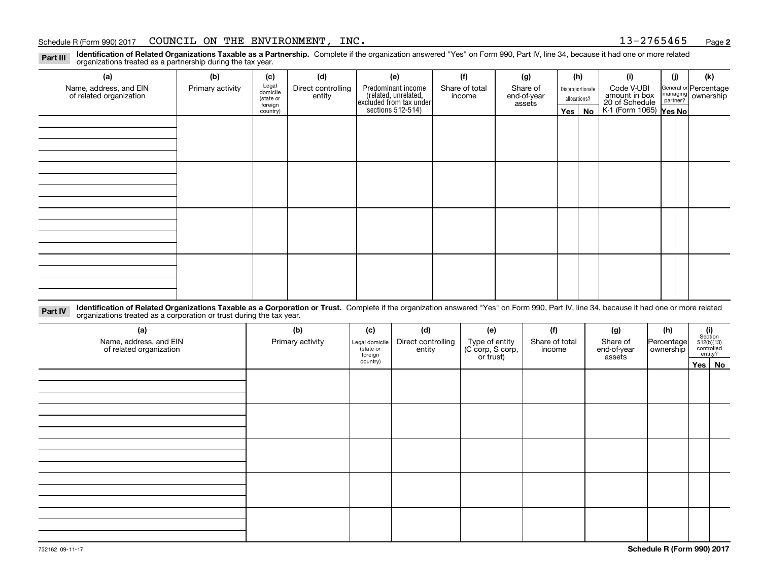Schedule R (Form 990) 2017 COUNCIL ON THE ENVIRONMENT, INC. 13-2765465 Page **2**

**Part III** **Identification of Related Organizations Taxable as a Partnership.** Complete if the organization answered "Yes" on Form 990, Part IV, line 34, because it had one or more related organizations treated as a partnership during the tax year.

| (a) Name, address, and EIN of related organization | (b) Primary activity | (c) Legal domicile (state or foreign country) | (d) Direct controlling entity | (e) Predominant income (related, unrelated, excluded from tax under sections 512-514) | (f) Share of total income | (g) Share of end-of-year assets | (h) Disproportionate allocations? Yes | (h) No | (i) Code V-UBI amount in box 20 of Schedule K-1 (Form 1065) | (j) General or managing partner? Yes | (j) No | (k) Percentage ownership |
|---|---|---|---|---|---|---|---|---|---|---|---|---|
| | | | | | | | | | | | | |
| | | | | | | | | | | | | |
| | | | | | | | | | | | | |
| | | | | | | | | | | | | |

**Part IV** **Identification of Related Organizations Taxable as a Corporation or Trust.** Complete if the organization answered "Yes" on Form 990, Part IV, line 34, because it had one or more related organizations treated as a corporation or trust during the tax year.

| (a) Name, address, and EIN of related organization | (b) Primary activity | (c) Legal domicile (state or foreign country) | (d) Direct controlling entity | (e) Type of entity (C corp, S corp, or trust) | (f) Share of total income | (g) Share of end-of-year assets | (h) Percentage ownership | (i) Section 512(b)(13) controlled entity? Yes | (i) No |
|---|---|---|---|---|---|---|---|---|---|
| | | | | | | | | | |
| | | | | | | | | | |
| | | | | | | | | | |
| | | | | | | | | | |
| | | | | | | | | | |

732162 09-11-17 **Schedule R (Form 990) 2017**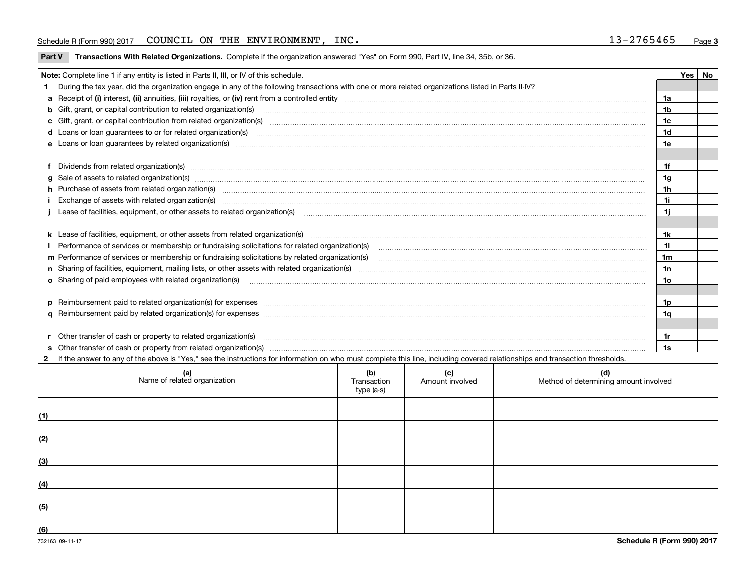Schedule R (Form 990) 2017 COUNCIL ON THE ENVIRONMENT, INC. 13-2765465

**Part V Transactions With Related Organizations.** Complete if the organization answered "Yes" on Form 990, Part IV, line 34, 35b, or 36.

| **Note:** Complete line 1 if any entity is listed in Parts II, III, or IV of this schedule. | | Yes | No |
|---|---|---|---|
| **1** During the tax year, did the organization engage in any of the following transactions with one or more related organizations listed in Parts II-IV? | | | |
| **a** Receipt of **(i)** interest, **(ii)** annuities, **(iii)** royalties, or **(iv)** rent from a controlled entity | 1a | | |
| **b** Gift, grant, or capital contribution to related organization(s) | 1b | | |
| **c** Gift, grant, or capital contribution from related organization(s) | 1c | | |
| **d** Loans or loan guarantees to or for related organization(s) | 1d | | |
| **e** Loans or loan guarantees by related organization(s) | 1e | | |
| **f** Dividends from related organization(s) | 1f | | |
| **g** Sale of assets to related organization(s) | 1g | | |
| **h** Purchase of assets from related organization(s) | 1h | | |
| **i** Exchange of assets with related organization(s) | 1i | | |
| **j** Lease of facilities, equipment, or other assets to related organization(s) | 1j | | |
| **k** Lease of facilities, equipment, or other assets from related organization(s) | 1k | | |
| **l** Performance of services or membership or fundraising solicitations for related organization(s) | 1l | | |
| **m** Performance of services or membership or fundraising solicitations by related organization(s) | 1m | | |
| **n** Sharing of facilities, equipment, mailing lists, or other assets with related organization(s) | 1n | | |
| **o** Sharing of paid employees with related organization(s) | 1o | | |
| **p** Reimbursement paid to related organization(s) for expenses | 1p | | |
| **q** Reimbursement paid by related organization(s) for expenses | 1q | | |
| **r** Other transfer of cash or property to related organization(s) | 1r | | |
| **s** Other transfer of cash or property from related organization(s) | 1s | | |

**2** If the answer to any of the above is "Yes," see the instructions for information on who must complete this line, including covered relationships and transaction thresholds.

| | (a) Name of related organization | (b) Transaction type (a-s) | (c) Amount involved | (d) Method of determining amount involved |
|---|---|---|---|---|
| (1) | | | | |
| (2) | | | | |
| (3) | | | | |
| (4) | | | | |
| (5) | | | | |
| (6) | | | | |

732163 09-11-17 **Schedule R (Form 990) 2017**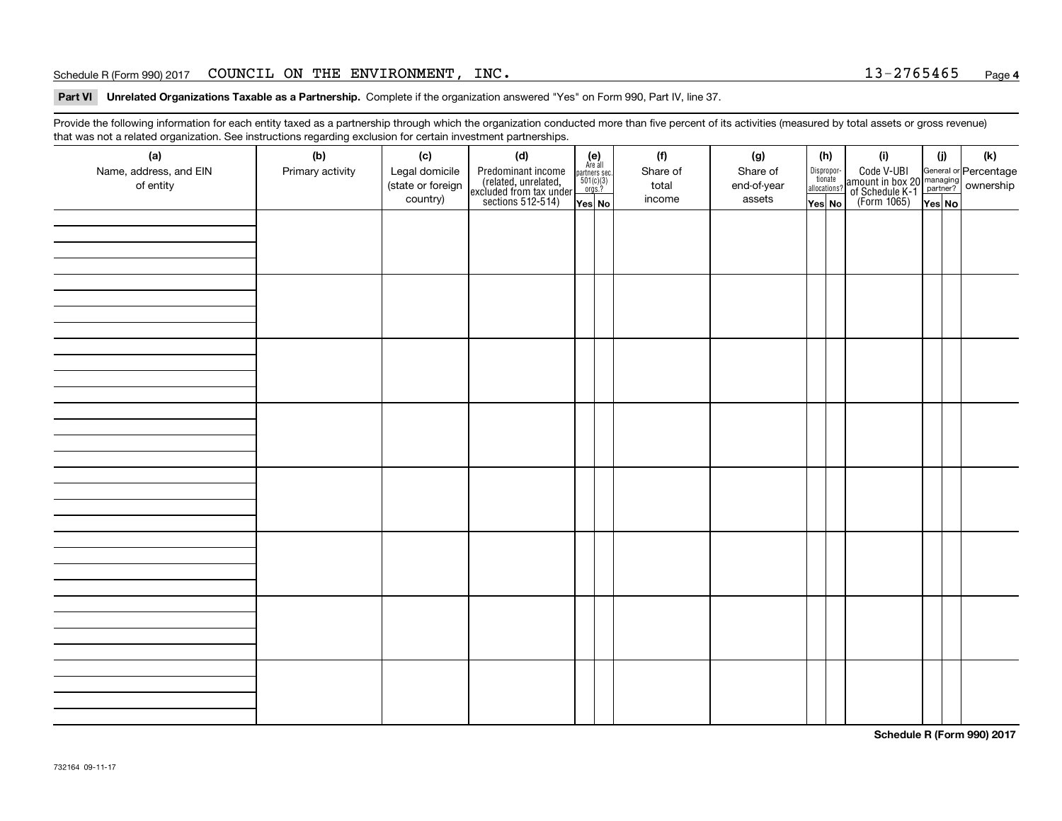Schedule R (Form 990) 2017 COUNCIL ON THE ENVIRONMENT, INC. 13-2765465 Page **4**

**Part VI Unrelated Organizations Taxable as a Partnership.** Complete if the organization answered "Yes" on Form 990, Part IV, line 37.

Provide the following information for each entity taxed as a partnership through which the organization conducted more than five percent of its activities (measured by total assets or gross revenue) that was not a related organization. See instructions regarding exclusion for certain investment partnerships.

| (a) Name, address, and EIN of entity | (b) Primary activity | (c) Legal domicile (state or foreign country) | (d) Predominant income (related, unrelated, excluded from tax under sections 512-514) | (e) Are all partners sec. 501(c)(3) orgs.? Yes | (e) No | (f) Share of total income | (g) Share of end-of-year assets | (h) Dispropor-tionate allocations? Yes | (h) No | (i) Code V-UBI amount in box 20 of Schedule K-1 (Form 1065) | (j) General or managing partner? Yes | (j) No | (k) Percentage ownership |
|---|---|---|---|---|---|---|---|---|---|---|---|---|---|
| | | | | | | | | | | | | | |
| | | | | | | | | | | | | | |
| | | | | | | | | | | | | | |
| | | | | | | | | | | | | | |
| | | | | | | | | | | | | | |
| | | | | | | | | | | | | | |
| | | | | | | | | | | | | | |
| | | | | | | | | | | | | | |

**Schedule R (Form 990) 2017**

732164 09-11-17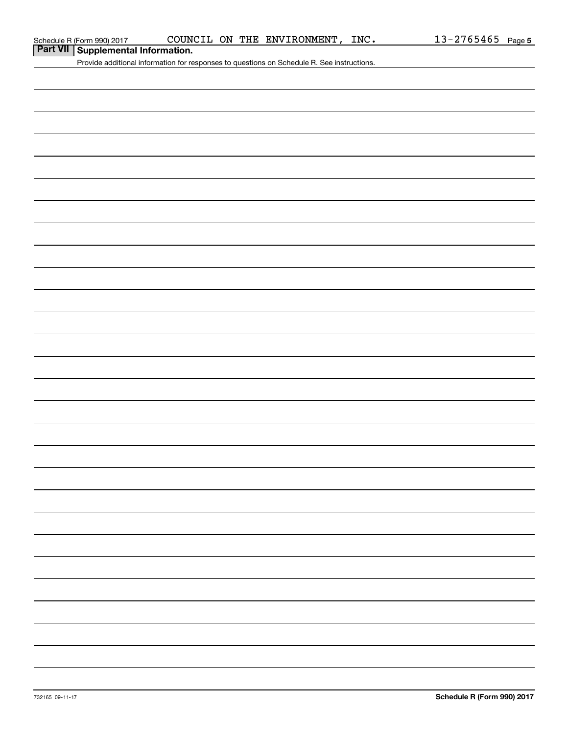Schedule R (Form 990) 2017 COUNCIL ON THE ENVIRONMENT, INC. 13-2765465 Page 5

## Part VII Supplemental Information.

Provide additional information for responses to questions on Schedule R. See instructions.

732165 09-11-17 **Schedule R (Form 990) 2017**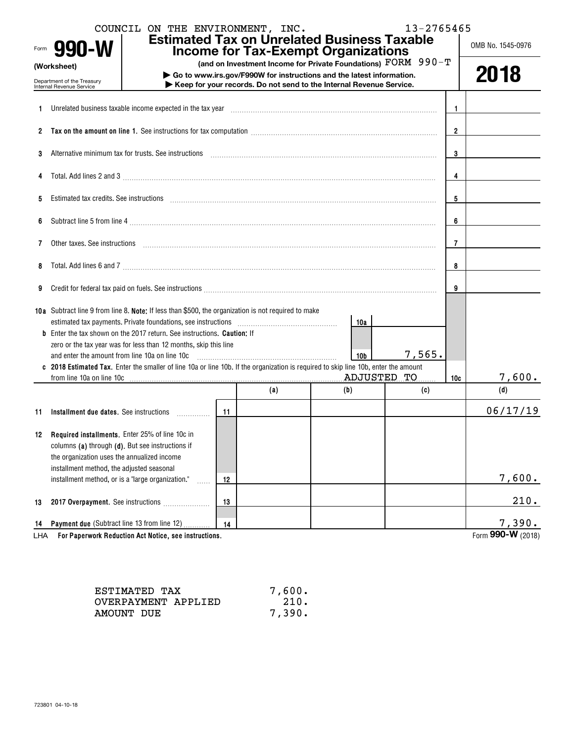COUNCIL ON THE ENVIRONMENT, INC. 13-2765465

Form **990-W** (Worksheet)

Department of the Treasury
Internal Revenue Service

# Estimated Tax on Unrelated Business Taxable Income for Tax-Exempt Organizations

**(and on Investment Income for Private Foundations)** FORM 990-T

▶ **Go to www.irs.gov/F990W for instructions and the latest information.**
▶ **Keep for your records. Do not send to the Internal Revenue Service.**

OMB No. 1545-0976

**2018**

| | | | |
|---|---|---|---|
| **1** | Unrelated business taxable income expected in the tax year | 1 | |
| **2** | **Tax on the amount on line 1.** See instructions for tax computation | 2 | |
| **3** | Alternative minimum tax for trusts. See instructions | 3 | |
| **4** | Total. Add lines 2 and 3 | 4 | |
| **5** | Estimated tax credits. See instructions | 5 | |
| **6** | Subtract line 5 from line 4 | 6 | |
| **7** | Other taxes. See instructions | 7 | |
| **8** | Total. Add lines 6 and 7 | 8 | |
| **9** | Credit for federal tax paid on fuels. See instructions | 9 | |
| **10a** | Subtract line 9 from line 8. **Note:** If less than $500, the organization is not required to make estimated tax payments. Private foundations, see instructions — 10a | | |
| **b** | Enter the tax shown on the 2017 return. See instructions. **Caution:** If zero or the tax year was for less than 12 months, skip this line and enter the amount from line 10a on line 10c — 10b: 7,565. | | |
| **c** | **2018 Estimated Tax.** Enter the smaller of line 10a or line 10b. If the organization is required to skip line 10b, enter the amount from line 10a on line 10c ADJUSTED TO | 10c | 7,600. |

| | | | (a) | (b) | (c) | (d) |
|---|---|---|---|---|---|---|
| **11** | **Installment due dates.** See instructions | 11 | | | | 06/17/19 |
| **12** | **Required installments.** Enter 25% of line 10c in columns **(a)** through **(d)**. But see instructions if the organization uses the annualized income installment method, the adjusted seasonal installment method, or is a "large organization." | 12 | | | | 7,600. |
| **13** | **2017 Overpayment.** See instructions | 13 | | | | 210. |
| **14** | **Payment due** (Subtract line 13 from line 12) | 14 | | | | 7,390. |

LHA **For Paperwork Reduction Act Notice, see instructions.** Form **990-W** (2018)

| | |
|---|---|
| ESTIMATED TAX | 7,600. |
| OVERPAYMENT APPLIED | 210. |
| AMOUNT DUE | 7,390. |

723801 04-10-18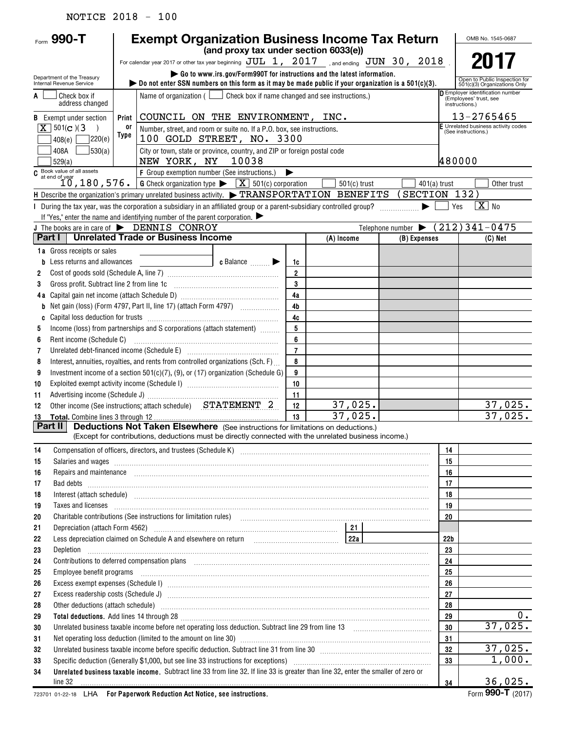NOTICE 2018 - 100

Form **990-T**

# Exempt Organization Business Income Tax Return

**(and proxy tax under section 6033(e))**

For calendar year 2017 or other tax year beginning JUL 1, 2017 , and ending JUN 30, 2018 .

▶ Go to www.irs.gov/Form990T for instructions and the latest information.

▶ Do not enter SSN numbers on this form as it may be made public if your organization is a 501(c)(3).

Department of the Treasury Internal Revenue Service

OMB No. 1545-0687

**2017**

Open to Public Inspection for 501(c)(3) Organizations Only

A ☐ Check box if address changed

B Exempt under section ☒ 501(c)(3) ☐ 408(e) ☐ 220(e) ☐ 408A ☐ 530(a) ☐ 529(a)

C Book value of all assets at end of year 10,180,576.

Name of organization ( ☐ Check box if name changed and see instructions.)

COUNCIL ON THE ENVIRONMENT, INC.

Number, street, and room or suite no. If a P.O. box, see instructions.

100 GOLD STREET, NO. 3300

City or town, state or province, country, and ZIP or foreign postal code

NEW YORK, NY 10038

D Employer identification number (Employees' trust, see instructions.) 13-2765465

E Unrelated business activity codes (See instructions.) 480000

F Group exemption number (See instructions.) ▶

G Check organization type ▶ ☒ 501(c) corporation ☐ 501(c) trust ☐ 401(a) trust ☐ Other trust

H Describe the organization's primary unrelated business activity. ▶ TRANSPORTATION BENEFITS (SECTION 132)

I During the tax year, was the corporation a subsidiary in an affiliated group or a parent-subsidiary controlled group? ▶ ☐ Yes ☒ No

If "Yes," enter the name and identifying number of the parent corporation. ▶

J The books are in care of ▶ DENNIS CONROY Telephone number ▶ (212)341-0475

## Part I Unrelated Trade or Business Income

| | | | (A) Income | (B) Expenses | (C) Net |
|---|---|---|---|---|---|
| 1a | Gross receipts or sales | | | | |
| b | Less returns and allowances c Balance ▶ | 1c | | | |
| 2 | Cost of goods sold (Schedule A, line 7) | 2 | | | |
| 3 | Gross profit. Subtract line 2 from line 1c | 3 | | | |
| 4a | Capital gain net income (attach Schedule D) | 4a | | | |
| b | Net gain (loss) (Form 4797, Part II, line 17) (attach Form 4797) | 4b | | | |
| c | Capital loss deduction for trusts | 4c | | | |
| 5 | Income (loss) from partnerships and S corporations (attach statement) | 5 | | | |
| 6 | Rent income (Schedule C) | 6 | | | |
| 7 | Unrelated debt-financed income (Schedule E) | 7 | | | |
| 8 | Interest, annuities, royalties, and rents from controlled organizations (Sch. F) | 8 | | | |
| 9 | Investment income of a section 501(c)(7), (9), or (17) organization (Schedule G) | 9 | | | |
| 10 | Exploited exempt activity income (Schedule I) | 10 | | | |
| 11 | Advertising income (Schedule J) | 11 | | | |
| 12 | Other income (See instructions; attach schedule) STATEMENT 2 | 12 | 37,025. | | 37,025. |
| 13 | **Total.** Combine lines 3 through 12 | 13 | 37,025. | | 37,025. |

## Part II Deductions Not Taken Elsewhere (See instructions for limitations on deductions.)

(Except for contributions, deductions must be directly connected with the unrelated business income.)

| | | | |
|---|---|---|---|
| 14 | Compensation of officers, directors, and trustees (Schedule K) | 14 | |
| 15 | Salaries and wages | 15 | |
| 16 | Repairs and maintenance | 16 | |
| 17 | Bad debts | 17 | |
| 18 | Interest (attach schedule) | 18 | |
| 19 | Taxes and licenses | 19 | |
| 20 | Charitable contributions (See instructions for limitation rules) | 20 | |
| 21 | Depreciation (attach Form 4562) 21 | | |
| 22 | Less depreciation claimed on Schedule A and elsewhere on return 22a | 22b | |
| 23 | Depletion | 23 | |
| 24 | Contributions to deferred compensation plans | 24 | |
| 25 | Employee benefit programs | 25 | |
| 26 | Excess exempt expenses (Schedule I) | 26 | |
| 27 | Excess readership costs (Schedule J) | 27 | |
| 28 | Other deductions (attach schedule) | 28 | |
| 29 | **Total deductions.** Add lines 14 through 28 | 29 | 0. |
| 30 | Unrelated business taxable income before net operating loss deduction. Subtract line 29 from line 13 | 30 | 37,025. |
| 31 | Net operating loss deduction (limited to the amount on line 30) | 31 | |
| 32 | Unrelated business taxable income before specific deduction. Subtract line 31 from line 30 | 32 | 37,025. |
| 33 | Specific deduction (Generally $1,000, but see line 33 instructions for exceptions) | 33 | 1,000. |
| 34 | **Unrelated business taxable income.** Subtract line 33 from line 32. If line 33 is greater than line 32, enter the smaller of zero or line 32 | 34 | 36,025. |

723701 01-22-18 LHA **For Paperwork Reduction Act Notice, see instructions.** Form **990-T** (2017)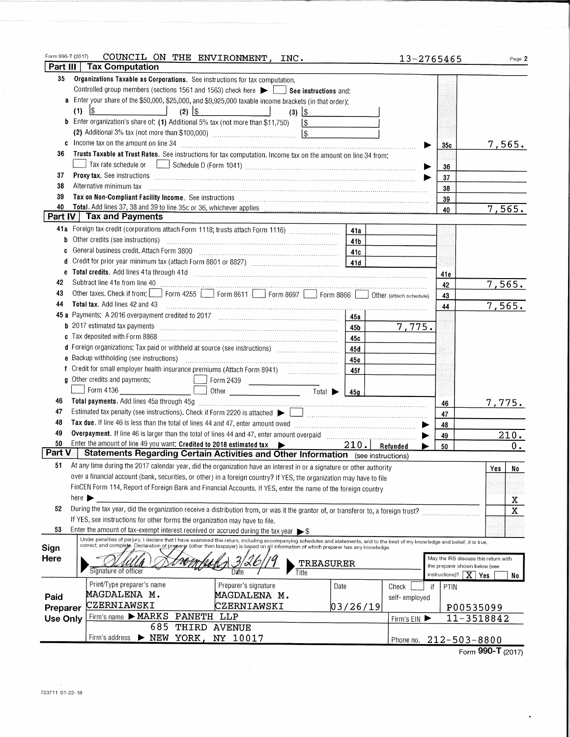Form 990-T (2017) COUNCIL ON THE ENVIRONMENT, INC. 13-2765465 Page 2

## Part III Tax Computation

**35 Organizations Taxable as Corporations.** See instructions for tax computation.

Controlled group members (sections 1561 and 1563) check here ▶ ☐ **See instructions** and:

**a** Enter your share of the $50,000, $25,000, and $9,925,000 taxable income brackets (in that order):

(1) $ (2) $ (3) $

**b** Enter organization's share of: **(1)** Additional 5% tax (not more than $11,750) $

**(2)** Additional 3% tax (not more than $100,000) $

| Line | Description | Ref | Amount |
|---|---|---|---|
| c | Income tax on the amount on line 34 ▶ | 35c | 7,565. |
| 36 | **Trusts Taxable at Trust Rates.** See instructions for tax computation. Income tax on the amount on line 34 from: ☐ Tax rate schedule or ☐ Schedule D (Form 1041) ▶ | 36 | |
| 37 | **Proxy tax.** See instructions ▶ | 37 | |
| 38 | Alternative minimum tax | 38 | |
| 39 | **Tax on Non-Compliant Facility Income.** See instructions | 39 | |
| 40 | **Total.** Add lines 37, 38 and 39 to line 35c or 36, whichever applies | 40 | 7,565. |

## Part IV Tax and Payments

| Line | Description | Ref | Amount | Ref | Amount |
|---|---|---|---|---|---|
| 41a | Foreign tax credit (corporations attach Form 1118; trusts attach Form 1116) | 41a | | | |
| b | Other credits (see instructions) | 41b | | | |
| c | General business credit. Attach Form 3800 | 41c | | | |
| d | Credit for prior year minimum tax (attach Form 8801 or 8827) | 41d | | | |
| e | **Total credits.** Add lines 41a through 41d | | | 41e | |
| 42 | Subtract line 41e from line 40 | | | 42 | 7,565. |
| 43 | Other taxes. Check if from: ☐ Form 4255 ☐ Form 8611 ☐ Form 8697 ☐ Form 8866 ☐ Other (attach schedule) | | | 43 | |
| 44 | **Total tax.** Add lines 42 and 43 | | | 44 | 7,565. |
| 45a | Payments: A 2016 overpayment credited to 2017 | 45a | | | |
| b | 2017 estimated tax payments | 45b | 7,775. | | |
| c | Tax deposited with Form 8868 | 45c | | | |
| d | Foreign organizations: Tax paid or withheld at source (see instructions) | 45d | | | |
| e | Backup withholding (see instructions) | 45e | | | |
| f | Credit for small employer health insurance premiums (Attach Form 8941) | 45f | | | |
| g | Other credits and payments: ☐ Form 2439 ☐ Form 4136 ☐ Other Total ▶ | 45g | | | |
| 46 | **Total payments.** Add lines 45a through 45g | | | 46 | 7,775. |
| 47 | Estimated tax penalty (see instructions). Check if Form 2220 is attached ▶ ☐ | | | 47 | |
| 48 | **Tax due.** If line 46 is less than the total of lines 44 and 47, enter amount owed ▶ | | | 48 | |
| 49 | **Overpayment.** If line 46 is larger than the total of lines 44 and 47, enter amount overpaid ▶ | | | 49 | 210. |
| 50 | Enter the amount of line 49 you want: **Credited to 2018 estimated tax** ▶ 210. **Refunded** ▶ | | | 50 | 0. |

## Part V Statements Regarding Certain Activities and Other Information (see instructions)

| Line | Question | Yes | No |
|---|---|---|---|
| 51 | At any time during the 2017 calendar year, did the organization have an interest in or a signature or other authority over a financial account (bank, securities, or other) in a foreign country? If YES, the organization may have to file FinCEN Form 114, Report of Foreign Bank and Financial Accounts. If YES, enter the name of the foreign country here ▶ | | X |
| 52 | During the tax year, did the organization receive a distribution from, or was it the grantor of, or transferor to, a foreign trust? If YES, see instructions for other forms the organization may have to file. | | X |
| 53 | Enter the amount of tax-exempt interest received or accrued during the tax year ▶ $ | | |

**Sign Here**

Under penalties of perjury, I declare that I have examined this return, including accompanying schedules and statements, and to the best of my knowledge and belief, it is true, correct, and complete. Declaration of preparer (other than taxpayer) is based on all information of which preparer has any knowledge.

Signature of officer: [signature] Date: 3/26/19 Title: TREASURER

May the IRS discuss this return with the preparer shown below (see instructions)? ☒ Yes ☐ No

**Paid Preparer Use Only**

| Print/Type preparer's name | Preparer's signature | Date | Check ☐ if self-employed | PTIN |
|---|---|---|---|---|
| MAGDALENA M. CZERNIAWSKI | MAGDALENA M. CZERNIAWSKI | 03/26/19 | | P00535099 |

Firm's name ▶ MARKS PANETH LLP — Firm's EIN ▶ 11-3518842

Firm's address ▶ 685 THIRD AVENUE, NEW YORK, NY 10017 — Phone no. 212-503-8800

Form **990-T** (2017)

723711 01-22-18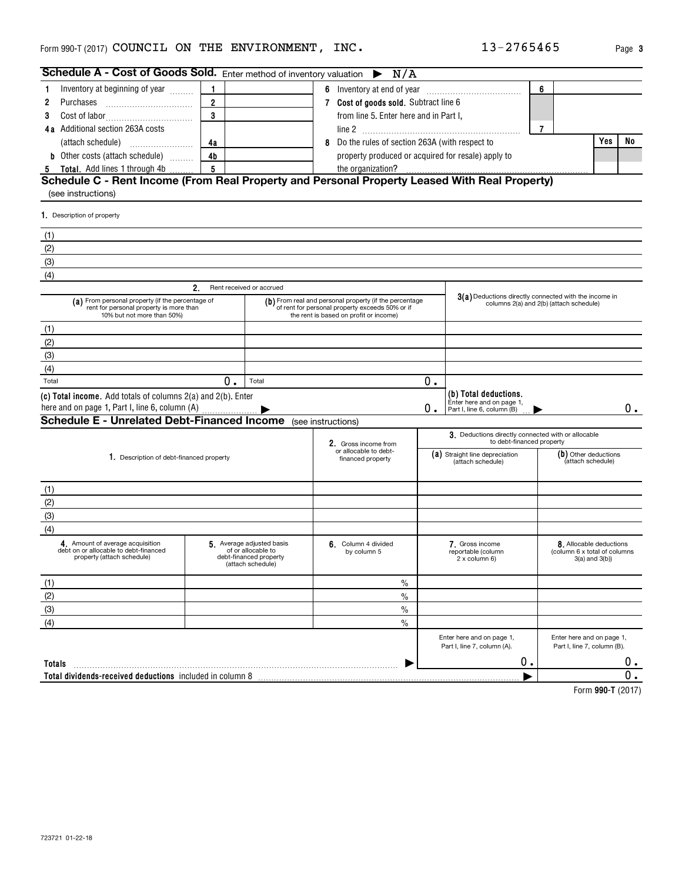Form 990-T (2017) COUNCIL ON THE ENVIRONMENT, INC. 13-2765465

## Schedule A - Cost of Goods Sold. Enter method of inventory valuation ▶ N/A

| | | | | | | |
|---|---|---|---|---|---|---|
| 1 Inventory at beginning of year | 1 | | 6 Inventory at end of year | 6 | | |
| 2 Purchases | 2 | | 7 Cost of goods sold. Subtract line 6 from line 5. Enter here and in Part I, line 2 | 7 | | |
| 3 Cost of labor | 3 | | 8 Do the rules of section 263A (with respect to property produced or acquired for resale) apply to the organization? | | Yes | No |
| 4a Additional section 263A costs (attach schedule) | 4a | | | | | |
| b Other costs (attach schedule) | 4b | | | | | |
| 5 Total. Add lines 1 through 4b | 5 | | | | | |

## Schedule C - Rent Income (From Real Property and Personal Property Leased With Real Property)

(see instructions)

1. Description of property

(1)
(2)
(3)
(4)

| 2. Rent received or accrued | | |
|---|---|---|
| (a) From personal property (if the percentage of rent for personal property is more than 10% but not more than 50%) | (b) From real and personal property (if the percentage of rent for personal property exceeds 50% or if the rent is based on profit or income) | 3(a) Deductions directly connected with the income in columns 2(a) and 2(b) (attach schedule) |
| (1) | | |
| (2) | | |
| (3) | | |
| (4) | | |
| Total 0. | Total 0. | |
| (c) Total income. Add totals of columns 2(a) and 2(b). Enter here and on page 1, Part I, line 6, column (A) ▶ | 0. | (b) Total deductions. Enter here and on page 1, Part I, line 6, column (B) ▶ 0. |

## Schedule E - Unrelated Debt-Financed Income (see instructions)

| 1. Description of debt-financed property | 2. Gross income from or allocable to debt-financed property | 3. Deductions directly connected with or allocable to debt-financed property (a) Straight line depreciation (attach schedule) | (b) Other deductions (attach schedule) |
|---|---|---|---|
| (1) | | | |
| (2) | | | |
| (3) | | | |
| (4) | | | |

| 4. Amount of average acquisition debt on or allocable to debt-financed property (attach schedule) | 5. Average adjusted basis of or allocable to debt-financed property (attach schedule) | 6. Column 4 divided by column 5 | 7. Gross income reportable (column 2 x column 6) | 8. Allocable deductions (column 6 x total of columns 3(a) and 3(b)) |
|---|---|---|---|---|
| (1) | | % | | |
| (2) | | % | | |
| (3) | | % | | |
| (4) | | % | | |
| | | | Enter here and on page 1, Part I, line 7, column (A). | Enter here and on page 1, Part I, line 7, column (B). |
| Totals | | ▶ | 0. | 0. |
| Total dividends-received deductions included in column 8 | | | ▶ | 0. |

Form 990-T (2017)

723721 01-22-18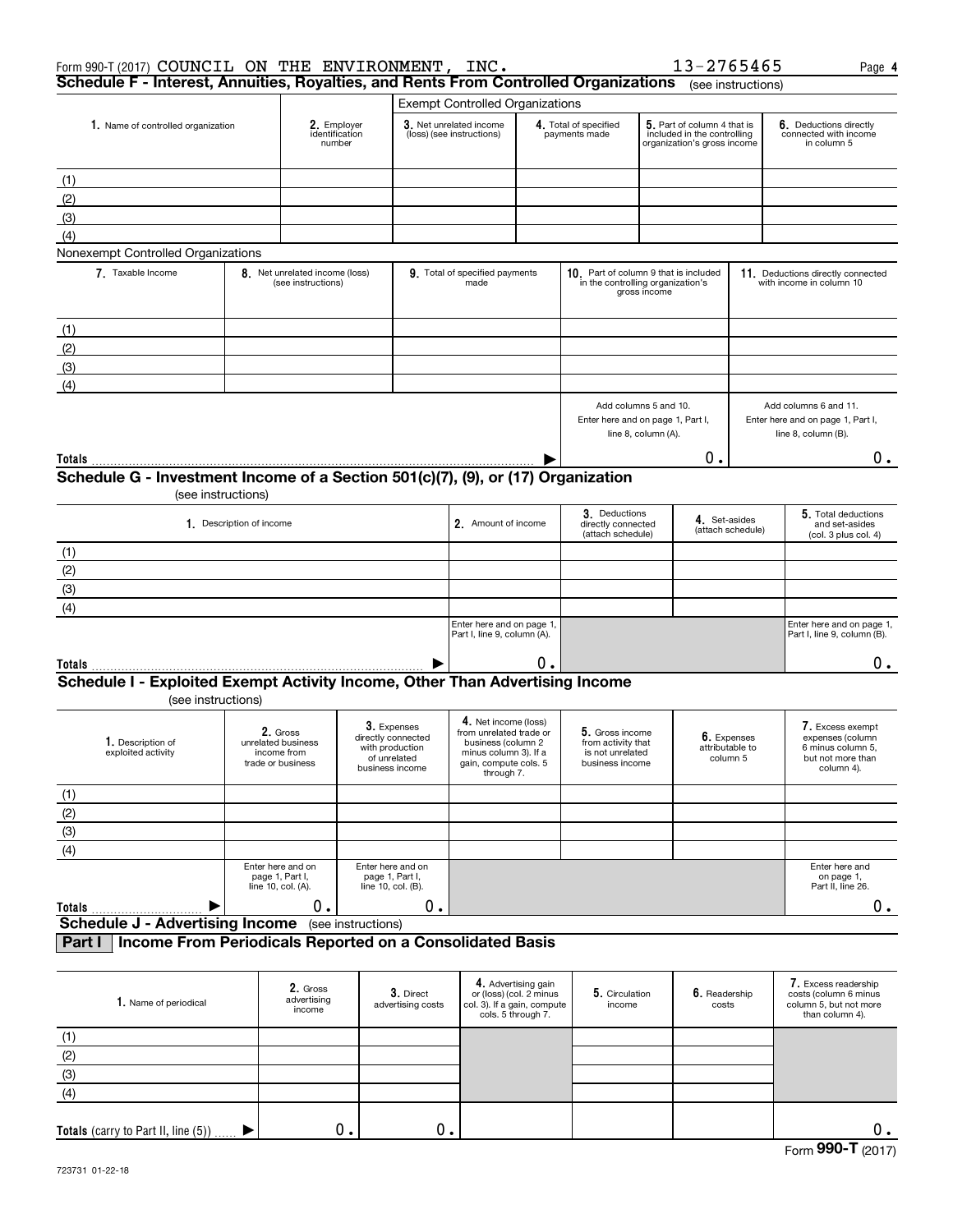Form 990-T (2017) COUNCIL ON THE ENVIRONMENT, INC. 13-2765465 Page 4

## Schedule F - Interest, Annuities, Royalties, and Rents From Controlled Organizations (see instructions)

| 1. Name of controlled organization | 2. Employer identification number | Exempt Controlled Organizations | | | |
|---|---|---|---|---|---|
| | | 3. Net unrelated income (loss) (see instructions) | 4. Total of specified payments made | 5. Part of column 4 that is included in the controlling organization's gross income | 6. Deductions directly connected with income in column 5 |
| (1) | | | | | |
| (2) | | | | | |
| (3) | | | | | |
| (4) | | | | | |

Nonexempt Controlled Organizations

| 7. Taxable Income | 8. Net unrelated income (loss) (see instructions) | 9. Total of specified payments made | 10. Part of column 9 that is included in the controlling organization's gross income | 11. Deductions directly connected with income in column 10 |
|---|---|---|---|---|
| (1) | | | | |
| (2) | | | | |
| (3) | | | | |
| (4) | | | | |
| | | | Add columns 5 and 10. Enter here and on page 1, Part I, line 8, column (A). | Add columns 6 and 11. Enter here and on page 1, Part I, line 8, column (B). |
| **Totals** ▶ | | | 0. | 0. |

## Schedule G - Investment Income of a Section 501(c)(7), (9), or (17) Organization

(see instructions)

| 1. Description of income | 2. Amount of income | 3. Deductions directly connected (attach schedule) | 4. Set-asides (attach schedule) | 5. Total deductions and set-asides (col. 3 plus col. 4) |
|---|---|---|---|---|
| (1) | | | | |
| (2) | | | | |
| (3) | | | | |
| (4) | | | | |
| | Enter here and on page 1, Part I, line 9, column (A). | | | Enter here and on page 1, Part I, line 9, column (B). |
| **Totals** ▶ | 0. | | | 0. |

## Schedule I - Exploited Exempt Activity Income, Other Than Advertising Income

(see instructions)

| 1. Description of exploited activity | 2. Gross unrelated business income from trade or business | 3. Expenses directly connected with production of unrelated business income | 4. Net income (loss) from unrelated trade or business (column 2 minus column 3). If a gain, compute cols. 5 through 7. | 5. Gross income from activity that is not unrelated business income | 6. Expenses attributable to column 5 | 7. Excess exempt expenses (column 6 minus column 5, but not more than column 4). |
|---|---|---|---|---|---|---|
| (1) | | | | | | |
| (2) | | | | | | |
| (3) | | | | | | |
| (4) | | | | | | |
| | Enter here and on page 1, Part I, line 10, col. (A). | Enter here and on page 1, Part I, line 10, col. (B). | | | | Enter here and on page 1, Part II, line 26. |
| **Totals** ▶ | 0. | 0. | | | | 0. |

## Schedule J - Advertising Income (see instructions)

### Part I Income From Periodicals Reported on a Consolidated Basis

| 1. Name of periodical | 2. Gross advertising income | 3. Direct advertising costs | 4. Advertising gain or (loss) (col. 2 minus col. 3). If a gain, compute cols. 5 through 7. | 5. Circulation income | 6. Readership costs | 7. Excess readership costs (column 6 minus column 5, but not more than column 4). |
|---|---|---|---|---|---|---|
| (1) | | | | | | |
| (2) | | | | | | |
| (3) | | | | | | |
| (4) | | | | | | |
| **Totals** (carry to Part II, line (5)) ▶ | 0. | 0. | | | | 0. |

Form **990-T** (2017)

723731 01-22-18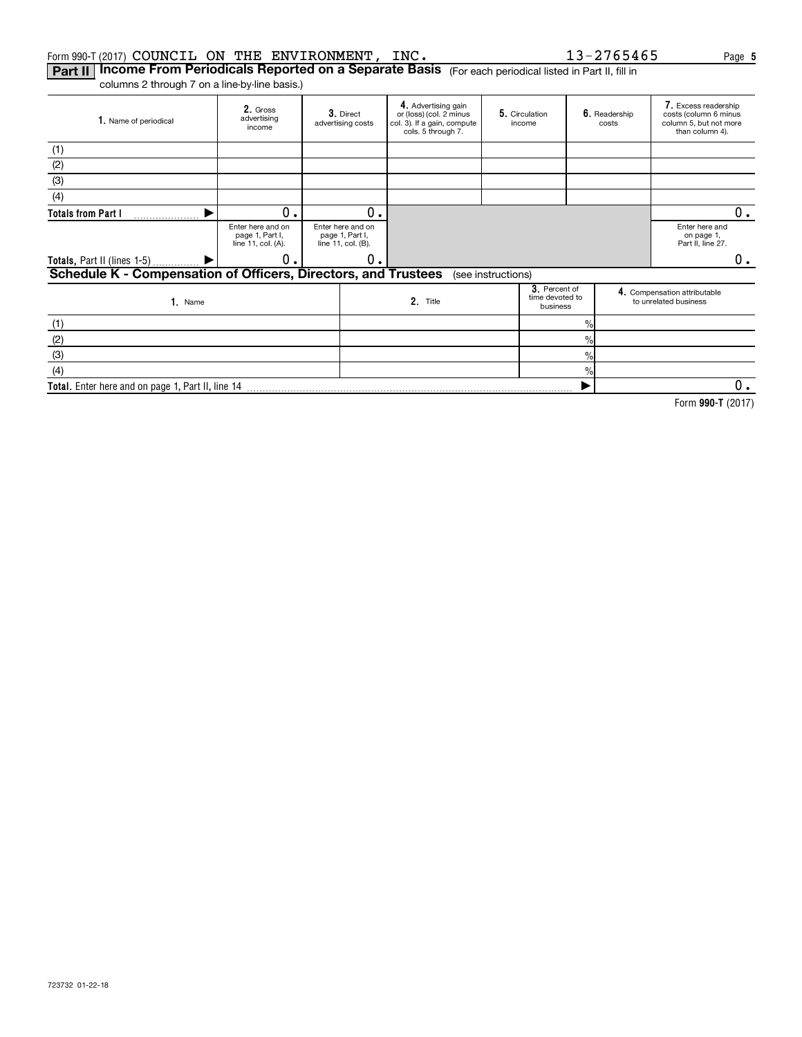Form 990-T (2017) COUNCIL ON THE ENVIRONMENT, INC. 13-2765465

## Part II Income From Periodicals Reported on a Separate Basis (For each periodical listed in Part II, fill in columns 2 through 7 on a line-by-line basis.)

| 1. Name of periodical | 2. Gross advertising income | 3. Direct advertising costs | 4. Advertising gain or (loss) (col. 2 minus col. 3). If a gain, compute cols. 5 through 7. | 5. Circulation income | 6. Readership costs | 7. Excess readership costs (column 6 minus column 5, but not more than column 4). |
|---|---|---|---|---|---|---|
| (1) | | | | | | |
| (2) | | | | | | |
| (3) | | | | | | |
| (4) | | | | | | |
| Totals from Part I ▶ | 0. | 0. | | | | 0. |
| | Enter here and on page 1, Part I, line 11, col. (A). | Enter here and on page 1, Part I, line 11, col. (B). | | | | Enter here and on page 1, Part II, line 27. |
| Totals, Part II (lines 1-5) ▶ | 0. | 0. | | | | 0. |

## Schedule K - Compensation of Officers, Directors, and Trustees (see instructions)

| 1. Name | 2. Title | 3. Percent of time devoted to business | 4. Compensation attributable to unrelated business |
|---|---|---|---|
| (1) | | % | |
| (2) | | % | |
| (3) | | % | |
| (4) | | % | |
| Total. Enter here and on page 1, Part II, line 14 | | ▶ | 0. |

Form **990-T** (2017)

723732 01-22-18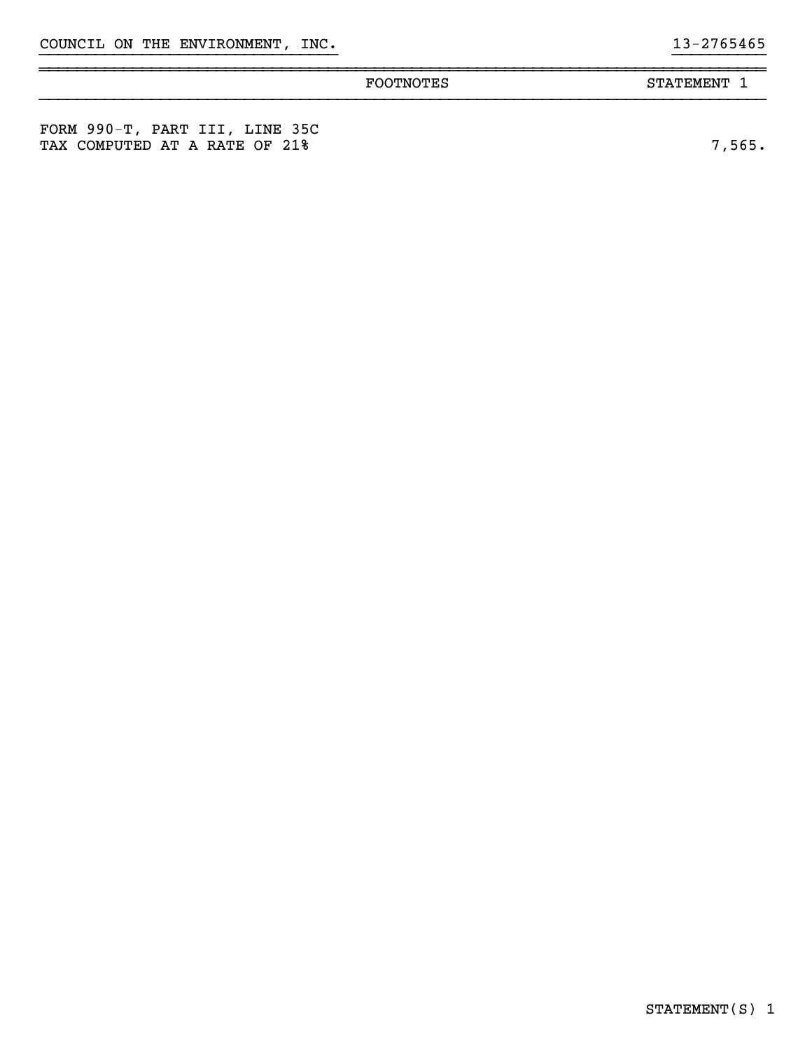COUNCIL ON THE ENVIRONMENT, INC. 13-2765465

| FOOTNOTES | STATEMENT 1 |
| --- | --- |
| FORM 990-T, PART III, LINE 35C<br>TAX COMPUTED AT A RATE OF 21% | 7,565. |

STATEMENT(S) 1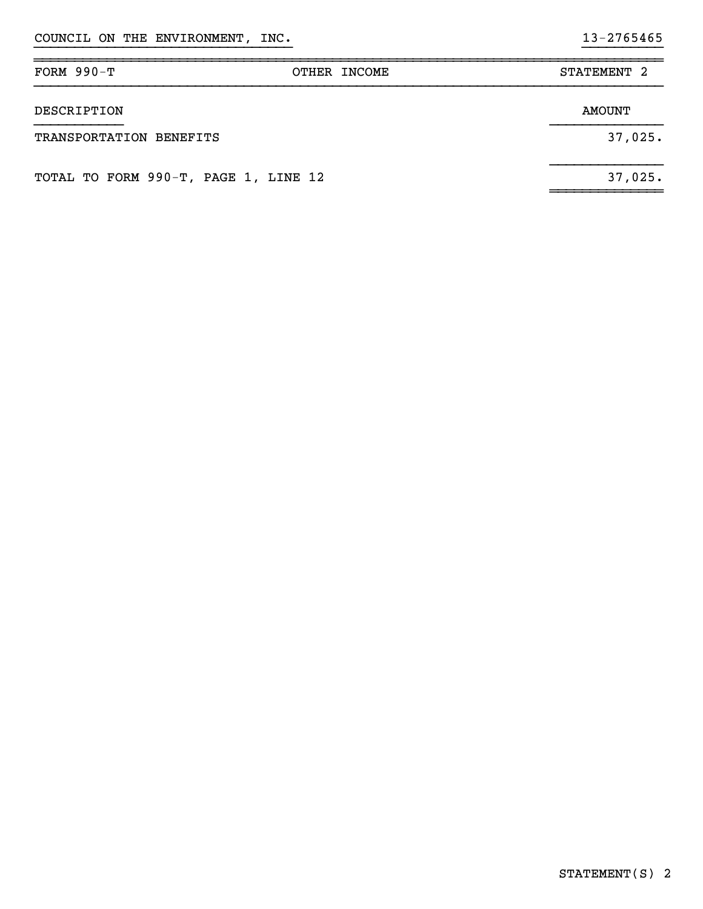COUNCIL ON THE ENVIRONMENT, INC. 13-2765465

| FORM 990-T | OTHER INCOME | STATEMENT 2 |
|---|---|---|

| DESCRIPTION | AMOUNT |
|---|---|
| TRANSPORTATION BENEFITS | 37,025. |
| TOTAL TO FORM 990-T, PAGE 1, LINE 12 | 37,025. |

STATEMENT(S) 2